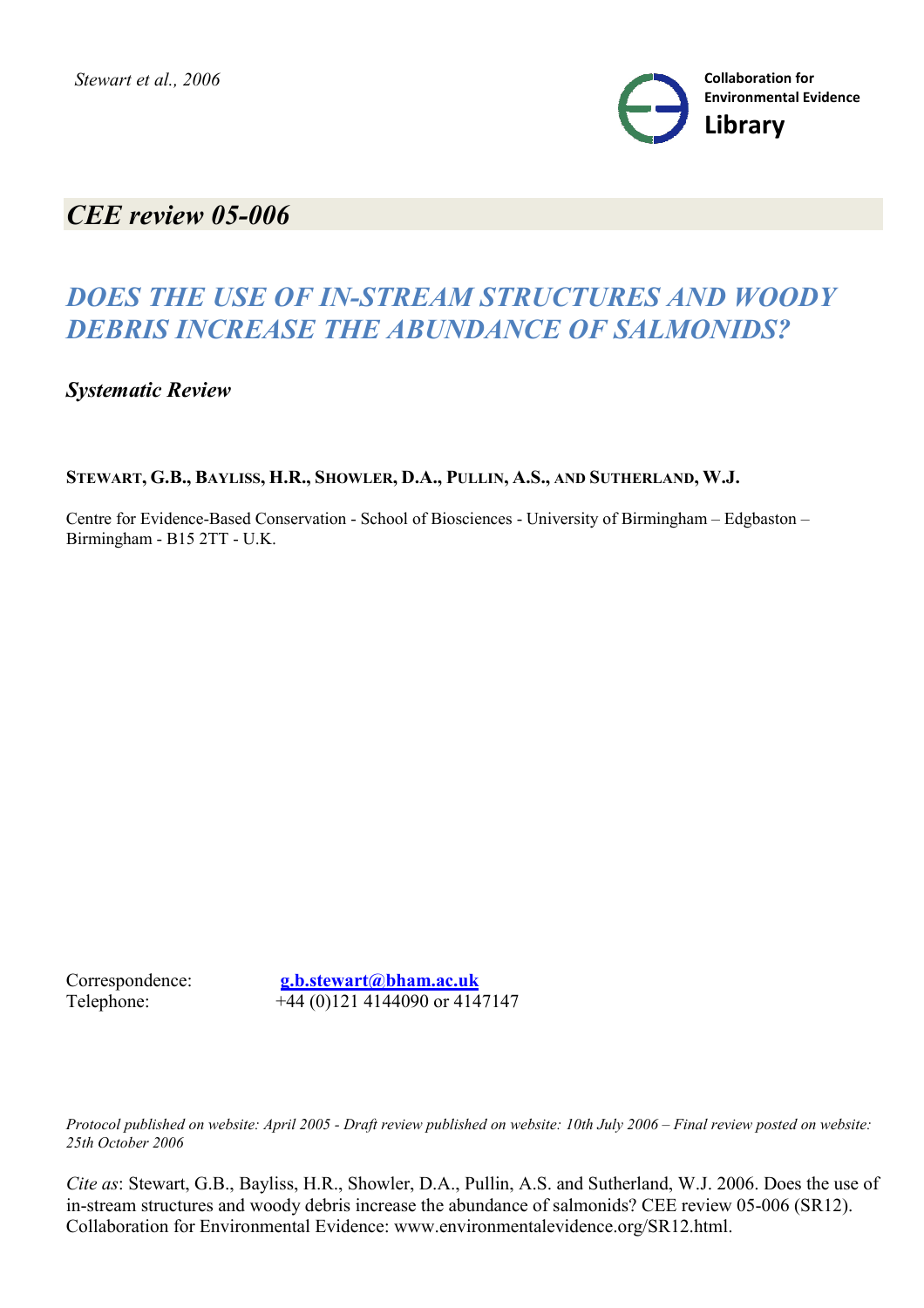*Stewart et al., 2006*

**Collaboration for Environmental Evidence**
**Library**

# *CEE review 05-006*

# *DOES THE USE OF IN-STREAM STRUCTURES AND WOODY DEBRIS INCREASE THE ABUNDANCE OF SALMONIDS?*

## *Systematic Review*

**STEWART, G.B., BAYLISS, H.R., SHOWLER, D.A., PULLIN, A.S., AND SUTHERLAND, W.J.**

Centre for Evidence-Based Conservation - School of Biosciences - University of Birmingham – Edgbaston – Birmingham - B15 2TT - U.K.

Correspondence: **g.b.stewart@bham.ac.uk**
Telephone: +44 (0)121 4144090 or 4147147

*Protocol published on website: April 2005 - Draft review published on website: 10th July 2006 – Final review posted on website: 25th October 2006*

*Cite as*: Stewart, G.B., Bayliss, H.R., Showler, D.A., Pullin, A.S. and Sutherland, W.J. 2006. Does the use of in-stream structures and woody debris increase the abundance of salmonids? CEE review 05-006 (SR12). Collaboration for Environmental Evidence: www.environmentalevidence.org/SR12.html.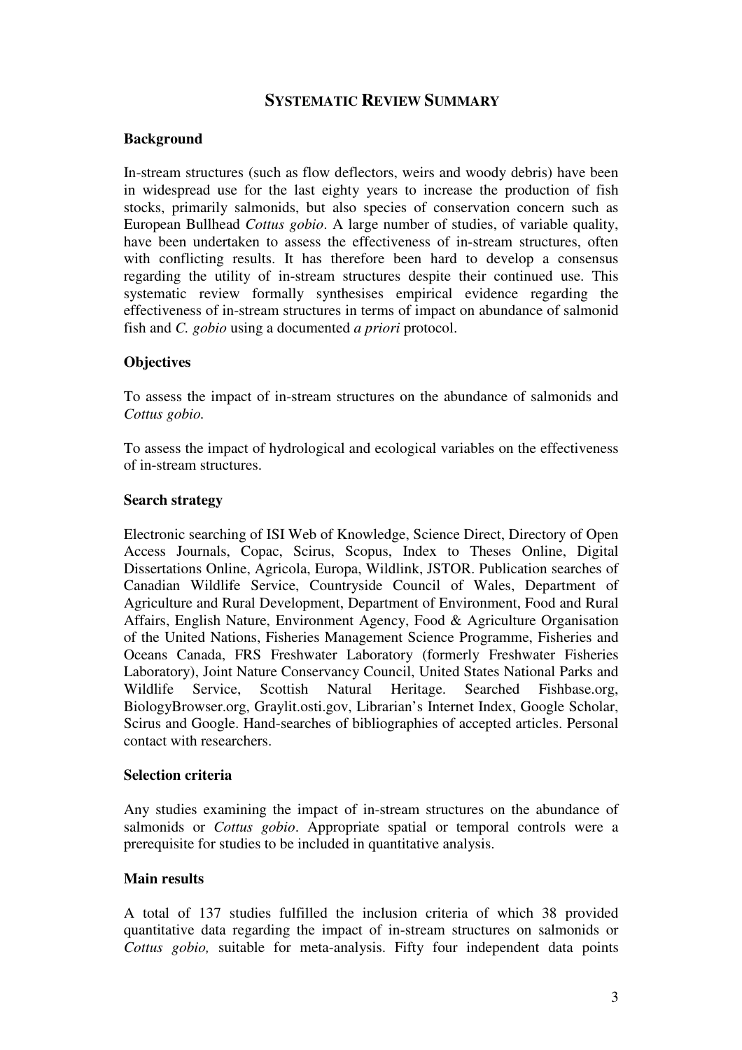## Systematic Review Summary

### Background

In-stream structures (such as flow deflectors, weirs and woody debris) have been in widespread use for the last eighty years to increase the production of fish stocks, primarily salmonids, but also species of conservation concern such as European Bullhead *Cottus gobio*. A large number of studies, of variable quality, have been undertaken to assess the effectiveness of in-stream structures, often with conflicting results. It has therefore been hard to develop a consensus regarding the utility of in-stream structures despite their continued use. This systematic review formally synthesises empirical evidence regarding the effectiveness of in-stream structures in terms of impact on abundance of salmonid fish and *C. gobio* using a documented *a priori* protocol.

### Objectives

To assess the impact of in-stream structures on the abundance of salmonids and *Cottus gobio.*

To assess the impact of hydrological and ecological variables on the effectiveness of in-stream structures.

### Search strategy

Electronic searching of ISI Web of Knowledge, Science Direct, Directory of Open Access Journals, Copac, Scirus, Scopus, Index to Theses Online, Digital Dissertations Online, Agricola, Europa, Wildlink, JSTOR. Publication searches of Canadian Wildlife Service, Countryside Council of Wales, Department of Agriculture and Rural Development, Department of Environment, Food and Rural Affairs, English Nature, Environment Agency, Food & Agriculture Organisation of the United Nations, Fisheries Management Science Programme, Fisheries and Oceans Canada, FRS Freshwater Laboratory (formerly Freshwater Fisheries Laboratory), Joint Nature Conservancy Council, United States National Parks and Wildlife Service, Scottish Natural Heritage. Searched Fishbase.org, BiologyBrowser.org, Graylit.osti.gov, Librarian's Internet Index, Google Scholar, Scirus and Google. Hand-searches of bibliographies of accepted articles. Personal contact with researchers.

### Selection criteria

Any studies examining the impact of in-stream structures on the abundance of salmonids or *Cottus gobio*. Appropriate spatial or temporal controls were a prerequisite for studies to be included in quantitative analysis.

### Main results

A total of 137 studies fulfilled the inclusion criteria of which 38 provided quantitative data regarding the impact of in-stream structures on salmonids or *Cottus gobio,* suitable for meta-analysis. Fifty four independent data points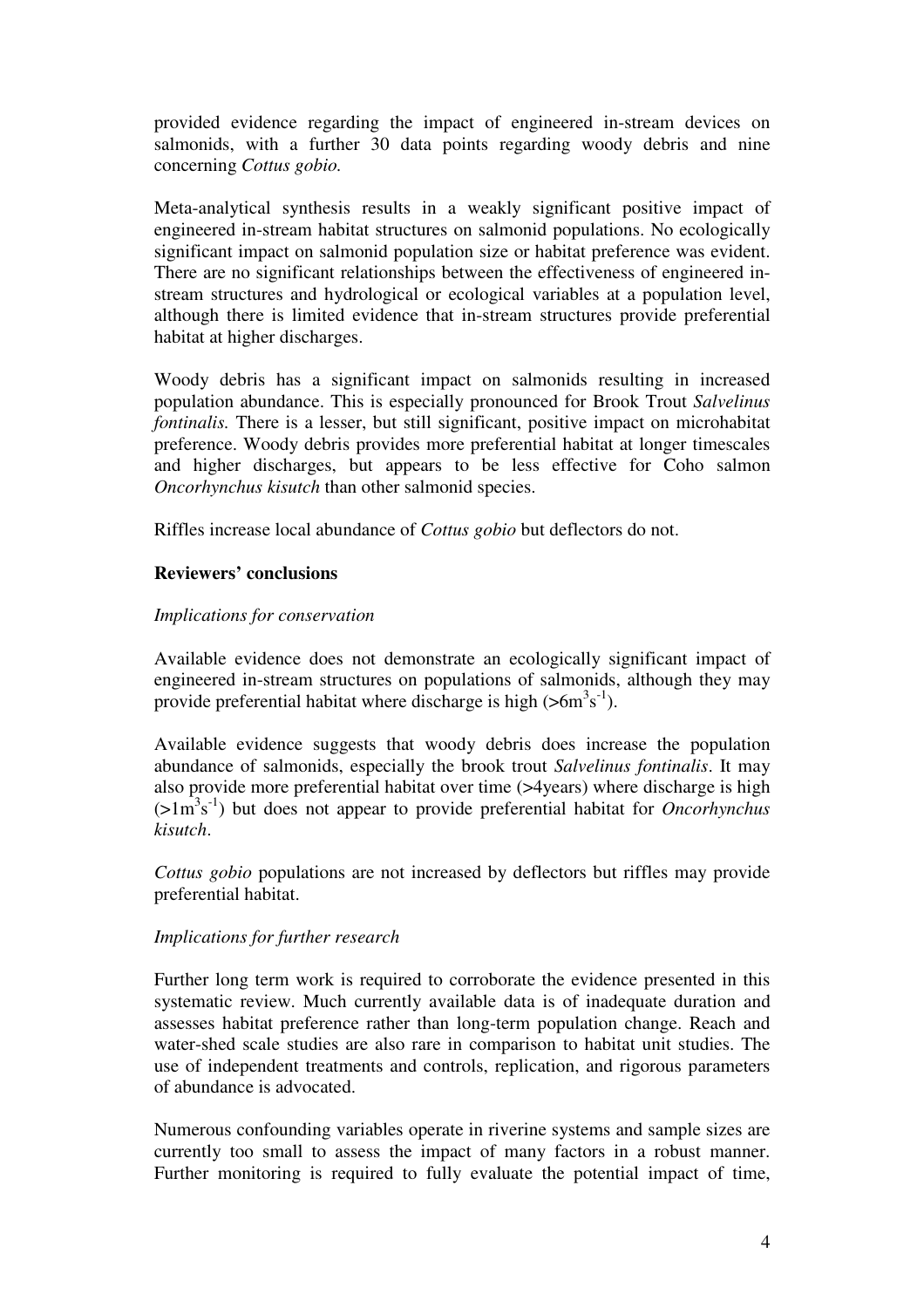provided evidence regarding the impact of engineered in-stream devices on salmonids, with a further 30 data points regarding woody debris and nine concerning *Cottus gobio.*

Meta-analytical synthesis results in a weakly significant positive impact of engineered in-stream habitat structures on salmonid populations. No ecologically significant impact on salmonid population size or habitat preference was evident. There are no significant relationships between the effectiveness of engineered in-stream structures and hydrological or ecological variables at a population level, although there is limited evidence that in-stream structures provide preferential habitat at higher discharges.

Woody debris has a significant impact on salmonids resulting in increased population abundance. This is especially pronounced for Brook Trout *Salvelinus fontinalis.* There is a lesser, but still significant, positive impact on microhabitat preference. Woody debris provides more preferential habitat at longer timescales and higher discharges, but appears to be less effective for Coho salmon *Oncorhynchus kisutch* than other salmonid species.

Riffles increase local abundance of *Cottus gobio* but deflectors do not.

**Reviewers' conclusions**

*Implications for conservation*

Available evidence does not demonstrate an ecologically significant impact of engineered in-stream structures on populations of salmonids, although they may provide preferential habitat where discharge is high ($>6m^3s^{-1}$).

Available evidence suggests that woody debris does increase the population abundance of salmonids, especially the brook trout *Salvelinus fontinalis*. It may also provide more preferential habitat over time (>4years) where discharge is high ($>1m^3s^{-1}$) but does not appear to provide preferential habitat for *Oncorhynchus kisutch*.

*Cottus gobio* populations are not increased by deflectors but riffles may provide preferential habitat.

*Implications for further research*

Further long term work is required to corroborate the evidence presented in this systematic review. Much currently available data is of inadequate duration and assesses habitat preference rather than long-term population change. Reach and water-shed scale studies are also rare in comparison to habitat unit studies. The use of independent treatments and controls, replication, and rigorous parameters of abundance is advocated.

Numerous confounding variables operate in riverine systems and sample sizes are currently too small to assess the impact of many factors in a robust manner. Further monitoring is required to fully evaluate the potential impact of time,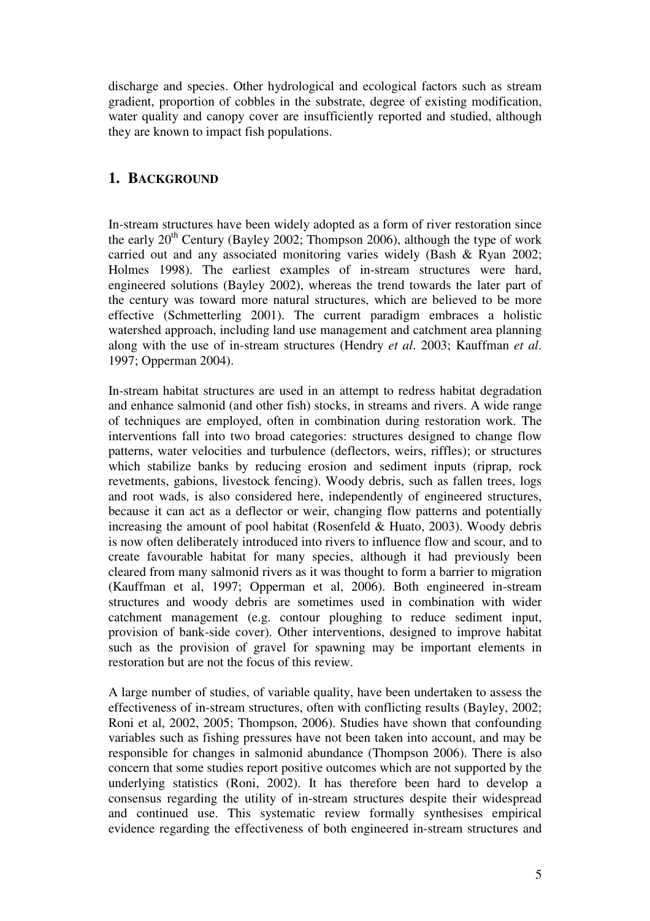discharge and species. Other hydrological and ecological factors such as stream gradient, proportion of cobbles in the substrate, degree of existing modification, water quality and canopy cover are insufficiently reported and studied, although they are known to impact fish populations.

## 1. BACKGROUND

In-stream structures have been widely adopted as a form of river restoration since the early 20th Century (Bayley 2002; Thompson 2006), although the type of work carried out and any associated monitoring varies widely (Bash & Ryan 2002; Holmes 1998). The earliest examples of in-stream structures were hard, engineered solutions (Bayley 2002), whereas the trend towards the later part of the century was toward more natural structures, which are believed to be more effective (Schmetterling 2001). The current paradigm embraces a holistic watershed approach, including land use management and catchment area planning along with the use of in-stream structures (Hendry *et al*. 2003; Kauffman *et al*. 1997; Opperman 2004).

In-stream habitat structures are used in an attempt to redress habitat degradation and enhance salmonid (and other fish) stocks, in streams and rivers. A wide range of techniques are employed, often in combination during restoration work. The interventions fall into two broad categories: structures designed to change flow patterns, water velocities and turbulence (deflectors, weirs, riffles); or structures which stabilize banks by reducing erosion and sediment inputs (riprap, rock revetments, gabions, livestock fencing). Woody debris, such as fallen trees, logs and root wads, is also considered here, independently of engineered structures, because it can act as a deflector or weir, changing flow patterns and potentially increasing the amount of pool habitat (Rosenfeld & Huato, 2003). Woody debris is now often deliberately introduced into rivers to influence flow and scour, and to create favourable habitat for many species, although it had previously been cleared from many salmonid rivers as it was thought to form a barrier to migration (Kauffman et al, 1997; Opperman et al, 2006). Both engineered in-stream structures and woody debris are sometimes used in combination with wider catchment management (e.g. contour ploughing to reduce sediment input, provision of bank-side cover). Other interventions, designed to improve habitat such as the provision of gravel for spawning may be important elements in restoration but are not the focus of this review.

A large number of studies, of variable quality, have been undertaken to assess the effectiveness of in-stream structures, often with conflicting results (Bayley, 2002; Roni et al, 2002, 2005; Thompson, 2006). Studies have shown that confounding variables such as fishing pressures have not been taken into account, and may be responsible for changes in salmonid abundance (Thompson 2006). There is also concern that some studies report positive outcomes which are not supported by the underlying statistics (Roni, 2002). It has therefore been hard to develop a consensus regarding the utility of in-stream structures despite their widespread and continued use. This systematic review formally synthesises empirical evidence regarding the effectiveness of both engineered in-stream structures and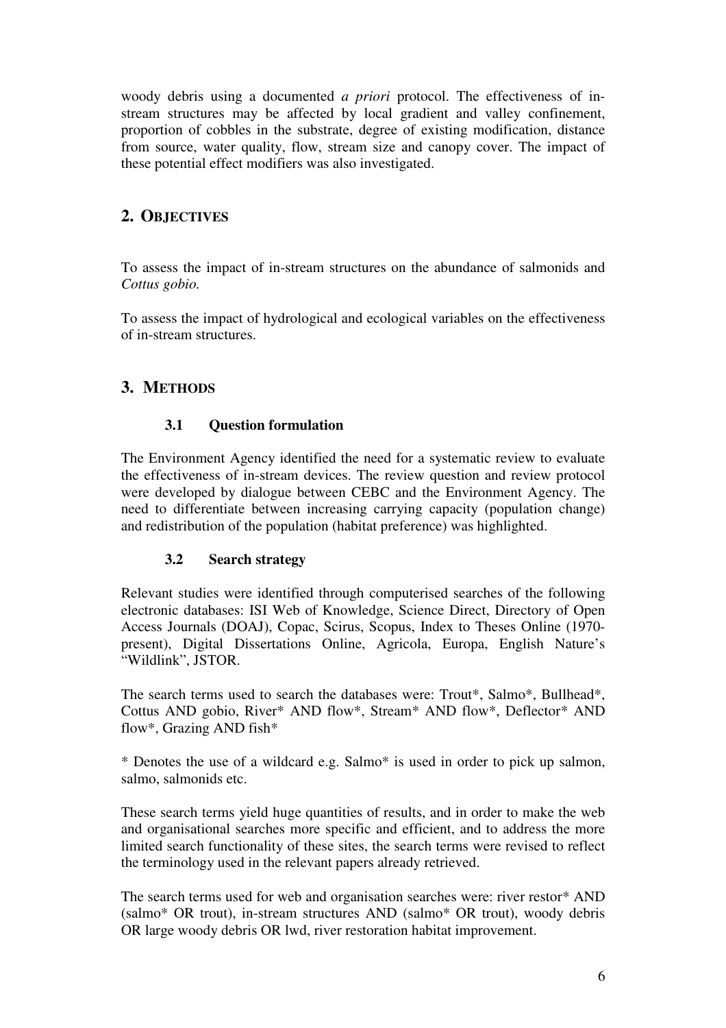woody debris using a documented *a priori* protocol. The effectiveness of in-stream structures may be affected by local gradient and valley confinement, proportion of cobbles in the substrate, degree of existing modification, distance from source, water quality, flow, stream size and canopy cover. The impact of these potential effect modifiers was also investigated.

## 2. OBJECTIVES

To assess the impact of in-stream structures on the abundance of salmonids and *Cottus gobio.*

To assess the impact of hydrological and ecological variables on the effectiveness of in-stream structures.

## 3. METHODS

### 3.1 Question formulation

The Environment Agency identified the need for a systematic review to evaluate the effectiveness of in-stream devices. The review question and review protocol were developed by dialogue between CEBC and the Environment Agency. The need to differentiate between increasing carrying capacity (population change) and redistribution of the population (habitat preference) was highlighted.

### 3.2 Search strategy

Relevant studies were identified through computerised searches of the following electronic databases: ISI Web of Knowledge, Science Direct, Directory of Open Access Journals (DOAJ), Copac, Scirus, Scopus, Index to Theses Online (1970-present), Digital Dissertations Online, Agricola, Europa, English Nature's "Wildlink", JSTOR.

The search terms used to search the databases were: Trout*, Salmo*, Bullhead*, Cottus AND gobio, River* AND flow*, Stream* AND flow*, Deflector* AND flow*, Grazing AND fish*

* Denotes the use of a wildcard e.g. Salmo* is used in order to pick up salmon, salmo, salmonids etc.

These search terms yield huge quantities of results, and in order to make the web and organisational searches more specific and efficient, and to address the more limited search functionality of these sites, the search terms were revised to reflect the terminology used in the relevant papers already retrieved.

The search terms used for web and organisation searches were: river restor* AND (salmo* OR trout), in-stream structures AND (salmo* OR trout), woody debris OR large woody debris OR lwd, river restoration habitat improvement.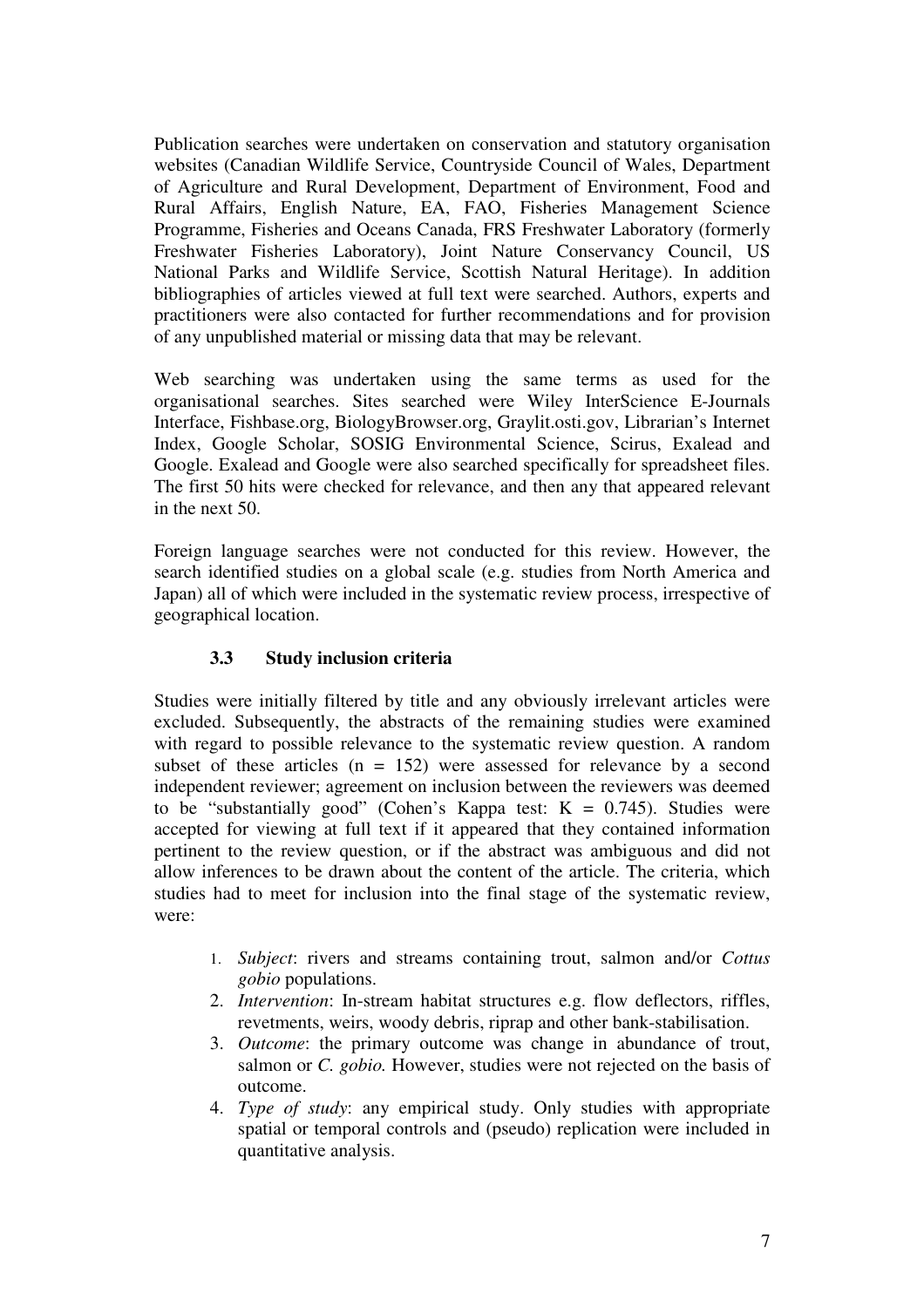Publication searches were undertaken on conservation and statutory organisation websites (Canadian Wildlife Service, Countryside Council of Wales, Department of Agriculture and Rural Development, Department of Environment, Food and Rural Affairs, English Nature, EA, FAO, Fisheries Management Science Programme, Fisheries and Oceans Canada, FRS Freshwater Laboratory (formerly Freshwater Fisheries Laboratory), Joint Nature Conservancy Council, US National Parks and Wildlife Service, Scottish Natural Heritage). In addition bibliographies of articles viewed at full text were searched. Authors, experts and practitioners were also contacted for further recommendations and for provision of any unpublished material or missing data that may be relevant.

Web searching was undertaken using the same terms as used for the organisational searches. Sites searched were Wiley InterScience E-Journals Interface, Fishbase.org, BiologyBrowser.org, Graylit.osti.gov, Librarian's Internet Index, Google Scholar, SOSIG Environmental Science, Scirus, Exalead and Google. Exalead and Google were also searched specifically for spreadsheet files. The first 50 hits were checked for relevance, and then any that appeared relevant in the next 50.

Foreign language searches were not conducted for this review. However, the search identified studies on a global scale (e.g. studies from North America and Japan) all of which were included in the systematic review process, irrespective of geographical location.

### 3.3 Study inclusion criteria

Studies were initially filtered by title and any obviously irrelevant articles were excluded. Subsequently, the abstracts of the remaining studies were examined with regard to possible relevance to the systematic review question. A random subset of these articles ($n = 152$) were assessed for relevance by a second independent reviewer; agreement on inclusion between the reviewers was deemed to be "substantially good" (Cohen's Kappa test: $K = 0.745$). Studies were accepted for viewing at full text if it appeared that they contained information pertinent to the review question, or if the abstract was ambiguous and did not allow inferences to be drawn about the content of the article. The criteria, which studies had to meet for inclusion into the final stage of the systematic review, were:

1. *Subject*: rivers and streams containing trout, salmon and/or *Cottus gobio* populations.
2. *Intervention*: In-stream habitat structures e.g. flow deflectors, riffles, revetments, weirs, woody debris, riprap and other bank-stabilisation.
3. *Outcome*: the primary outcome was change in abundance of trout, salmon or *C. gobio.* However, studies were not rejected on the basis of outcome.
4. *Type of study*: any empirical study. Only studies with appropriate spatial or temporal controls and (pseudo) replication were included in quantitative analysis.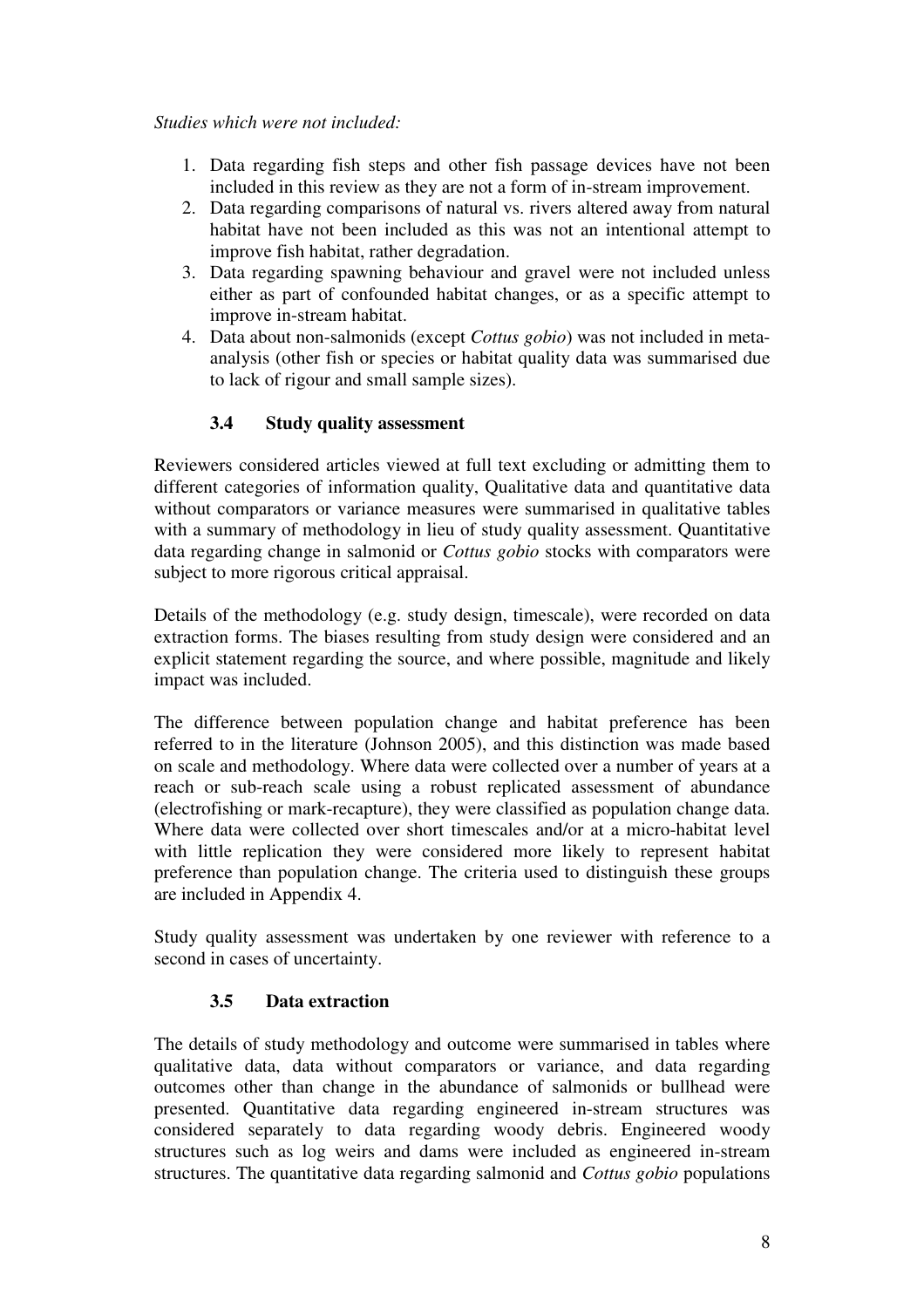*Studies which were not included:*

1. Data regarding fish steps and other fish passage devices have not been included in this review as they are not a form of in-stream improvement.
2. Data regarding comparisons of natural vs. rivers altered away from natural habitat have not been included as this was not an intentional attempt to improve fish habitat, rather degradation.
3. Data regarding spawning behaviour and gravel were not included unless either as part of confounded habitat changes, or as a specific attempt to improve in-stream habitat.
4. Data about non-salmonids (except *Cottus gobio*) was not included in meta-analysis (other fish or species or habitat quality data was summarised due to lack of rigour and small sample sizes).

### 3.4 Study quality assessment

Reviewers considered articles viewed at full text excluding or admitting them to different categories of information quality, Qualitative data and quantitative data without comparators or variance measures were summarised in qualitative tables with a summary of methodology in lieu of study quality assessment. Quantitative data regarding change in salmonid or *Cottus gobio* stocks with comparators were subject to more rigorous critical appraisal.

Details of the methodology (e.g. study design, timescale), were recorded on data extraction forms. The biases resulting from study design were considered and an explicit statement regarding the source, and where possible, magnitude and likely impact was included.

The difference between population change and habitat preference has been referred to in the literature (Johnson 2005), and this distinction was made based on scale and methodology. Where data were collected over a number of years at a reach or sub-reach scale using a robust replicated assessment of abundance (electrofishing or mark-recapture), they were classified as population change data. Where data were collected over short timescales and/or at a micro-habitat level with little replication they were considered more likely to represent habitat preference than population change. The criteria used to distinguish these groups are included in Appendix 4.

Study quality assessment was undertaken by one reviewer with reference to a second in cases of uncertainty.

### 3.5 Data extraction

The details of study methodology and outcome were summarised in tables where qualitative data, data without comparators or variance, and data regarding outcomes other than change in the abundance of salmonids or bullhead were presented. Quantitative data regarding engineered in-stream structures was considered separately to data regarding woody debris. Engineered woody structures such as log weirs and dams were included as engineered in-stream structures. The quantitative data regarding salmonid and *Cottus gobio* populations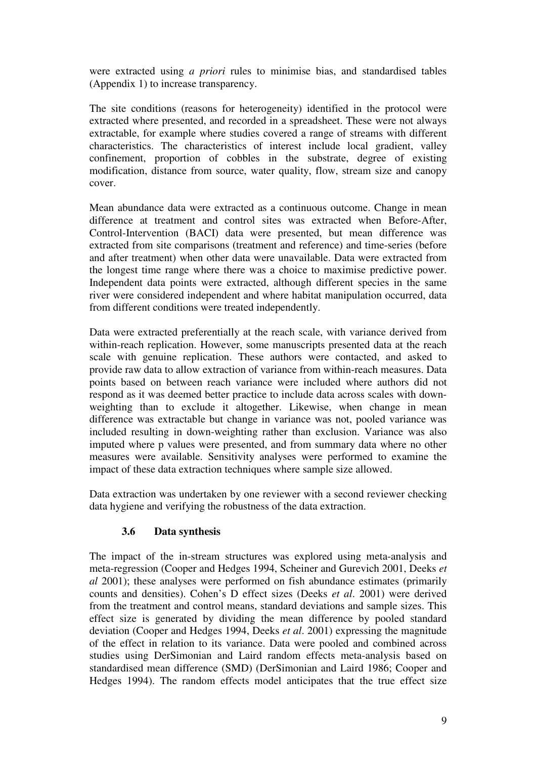were extracted using *a priori* rules to minimise bias, and standardised tables (Appendix 1) to increase transparency.

The site conditions (reasons for heterogeneity) identified in the protocol were extracted where presented, and recorded in a spreadsheet. These were not always extractable, for example where studies covered a range of streams with different characteristics. The characteristics of interest include local gradient, valley confinement, proportion of cobbles in the substrate, degree of existing modification, distance from source, water quality, flow, stream size and canopy cover.

Mean abundance data were extracted as a continuous outcome. Change in mean difference at treatment and control sites was extracted when Before-After, Control-Intervention (BACI) data were presented, but mean difference was extracted from site comparisons (treatment and reference) and time-series (before and after treatment) when other data were unavailable. Data were extracted from the longest time range where there was a choice to maximise predictive power. Independent data points were extracted, although different species in the same river were considered independent and where habitat manipulation occurred, data from different conditions were treated independently.

Data were extracted preferentially at the reach scale, with variance derived from within-reach replication. However, some manuscripts presented data at the reach scale with genuine replication. These authors were contacted, and asked to provide raw data to allow extraction of variance from within-reach measures. Data points based on between reach variance were included where authors did not respond as it was deemed better practice to include data across scales with down-weighting than to exclude it altogether. Likewise, when change in mean difference was extractable but change in variance was not, pooled variance was included resulting in down-weighting rather than exclusion. Variance was also imputed where p values were presented, and from summary data where no other measures were available. Sensitivity analyses were performed to examine the impact of these data extraction techniques where sample size allowed.

Data extraction was undertaken by one reviewer with a second reviewer checking data hygiene and verifying the robustness of the data extraction.

### 3.6 Data synthesis

The impact of the in-stream structures was explored using meta-analysis and meta-regression (Cooper and Hedges 1994, Scheiner and Gurevich 2001, Deeks *et al* 2001); these analyses were performed on fish abundance estimates (primarily counts and densities). Cohen's D effect sizes (Deeks *et al*. 2001) were derived from the treatment and control means, standard deviations and sample sizes. This effect size is generated by dividing the mean difference by pooled standard deviation (Cooper and Hedges 1994, Deeks *et al*. 2001) expressing the magnitude of the effect in relation to its variance. Data were pooled and combined across studies using DerSimonian and Laird random effects meta-analysis based on standardised mean difference (SMD) (DerSimonian and Laird 1986; Cooper and Hedges 1994). The random effects model anticipates that the true effect size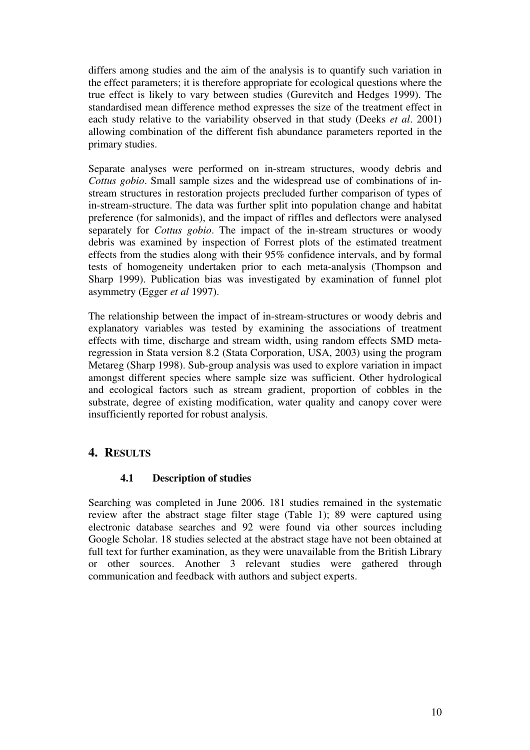differs among studies and the aim of the analysis is to quantify such variation in the effect parameters; it is therefore appropriate for ecological questions where the true effect is likely to vary between studies (Gurevitch and Hedges 1999). The standardised mean difference method expresses the size of the treatment effect in each study relative to the variability observed in that study (Deeks *et al*. 2001) allowing combination of the different fish abundance parameters reported in the primary studies.

Separate analyses were performed on in-stream structures, woody debris and *Cottus gobio*. Small sample sizes and the widespread use of combinations of in-stream structures in restoration projects precluded further comparison of types of in-stream-structure. The data was further split into population change and habitat preference (for salmonids), and the impact of riffles and deflectors were analysed separately for *Cottus gobio*. The impact of the in-stream structures or woody debris was examined by inspection of Forrest plots of the estimated treatment effects from the studies along with their 95% confidence intervals, and by formal tests of homogeneity undertaken prior to each meta-analysis (Thompson and Sharp 1999). Publication bias was investigated by examination of funnel plot asymmetry (Egger *et al* 1997).

The relationship between the impact of in-stream-structures or woody debris and explanatory variables was tested by examining the associations of treatment effects with time, discharge and stream width, using random effects SMD meta-regression in Stata version 8.2 (Stata Corporation, USA, 2003) using the program Metareg (Sharp 1998). Sub-group analysis was used to explore variation in impact amongst different species where sample size was sufficient. Other hydrological and ecological factors such as stream gradient, proportion of cobbles in the substrate, degree of existing modification, water quality and canopy cover were insufficiently reported for robust analysis.

# 4. RESULTS

## 4.1 Description of studies

Searching was completed in June 2006. 181 studies remained in the systematic review after the abstract stage filter stage (Table 1); 89 were captured using electronic database searches and 92 were found via other sources including Google Scholar. 18 studies selected at the abstract stage have not been obtained at full text for further examination, as they were unavailable from the British Library or other sources. Another 3 relevant studies were gathered through communication and feedback with authors and subject experts.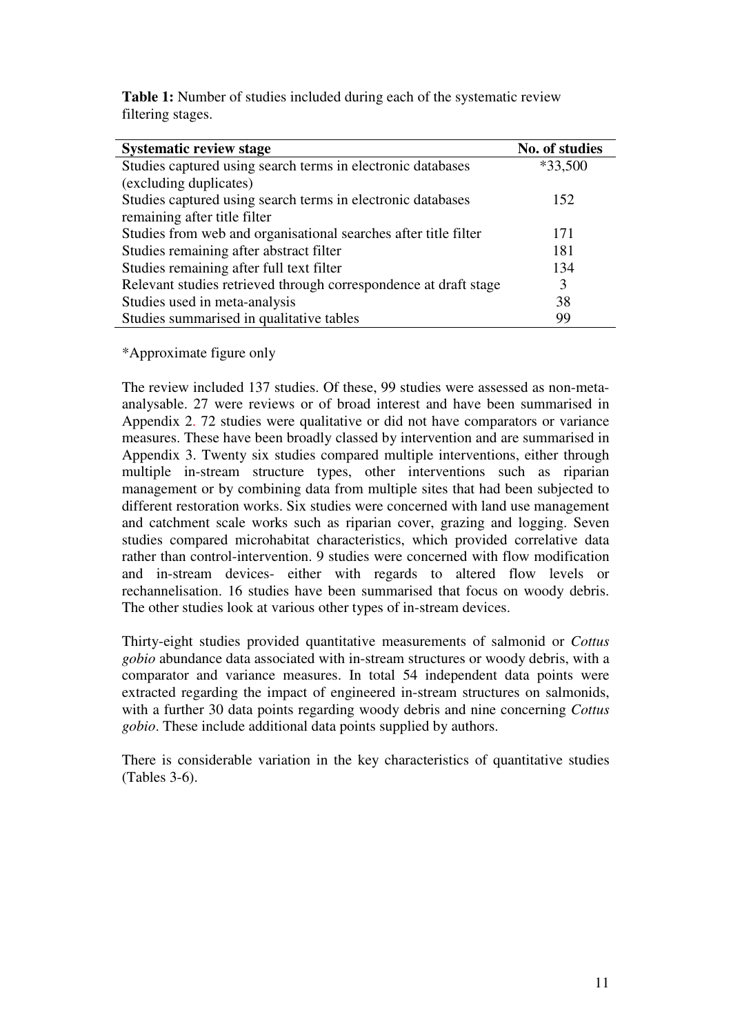**Table 1:** Number of studies included during each of the systematic review filtering stages.

| Systematic review stage | No. of studies |
| --- | --- |
| Studies captured using search terms in electronic databases (excluding duplicates) | *33,500 |
| Studies captured using search terms in electronic databases remaining after title filter | 152 |
| Studies from web and organisational searches after title filter | 171 |
| Studies remaining after abstract filter | 181 |
| Studies remaining after full text filter | 134 |
| Relevant studies retrieved through correspondence at draft stage | 3 |
| Studies used in meta-analysis | 38 |
| Studies summarised in qualitative tables | 99 |

*Approximate figure only

The review included 137 studies. Of these, 99 studies were assessed as non-meta-analysable. 27 were reviews or of broad interest and have been summarised in Appendix 2. 72 studies were qualitative or did not have comparators or variance measures. These have been broadly classed by intervention and are summarised in Appendix 3. Twenty six studies compared multiple interventions, either through multiple in-stream structure types, other interventions such as riparian management or by combining data from multiple sites that had been subjected to different restoration works. Six studies were concerned with land use management and catchment scale works such as riparian cover, grazing and logging. Seven studies compared microhabitat characteristics, which provided correlative data rather than control-intervention. 9 studies were concerned with flow modification and in-stream devices- either with regards to altered flow levels or rechannelisation. 16 studies have been summarised that focus on woody debris. The other studies look at various other types of in-stream devices.

Thirty-eight studies provided quantitative measurements of salmonid or *Cottus gobio* abundance data associated with in-stream structures or woody debris, with a comparator and variance measures. In total 54 independent data points were extracted regarding the impact of engineered in-stream structures on salmonids, with a further 30 data points regarding woody debris and nine concerning *Cottus gobio*. These include additional data points supplied by authors.

There is considerable variation in the key characteristics of quantitative studies (Tables 3-6).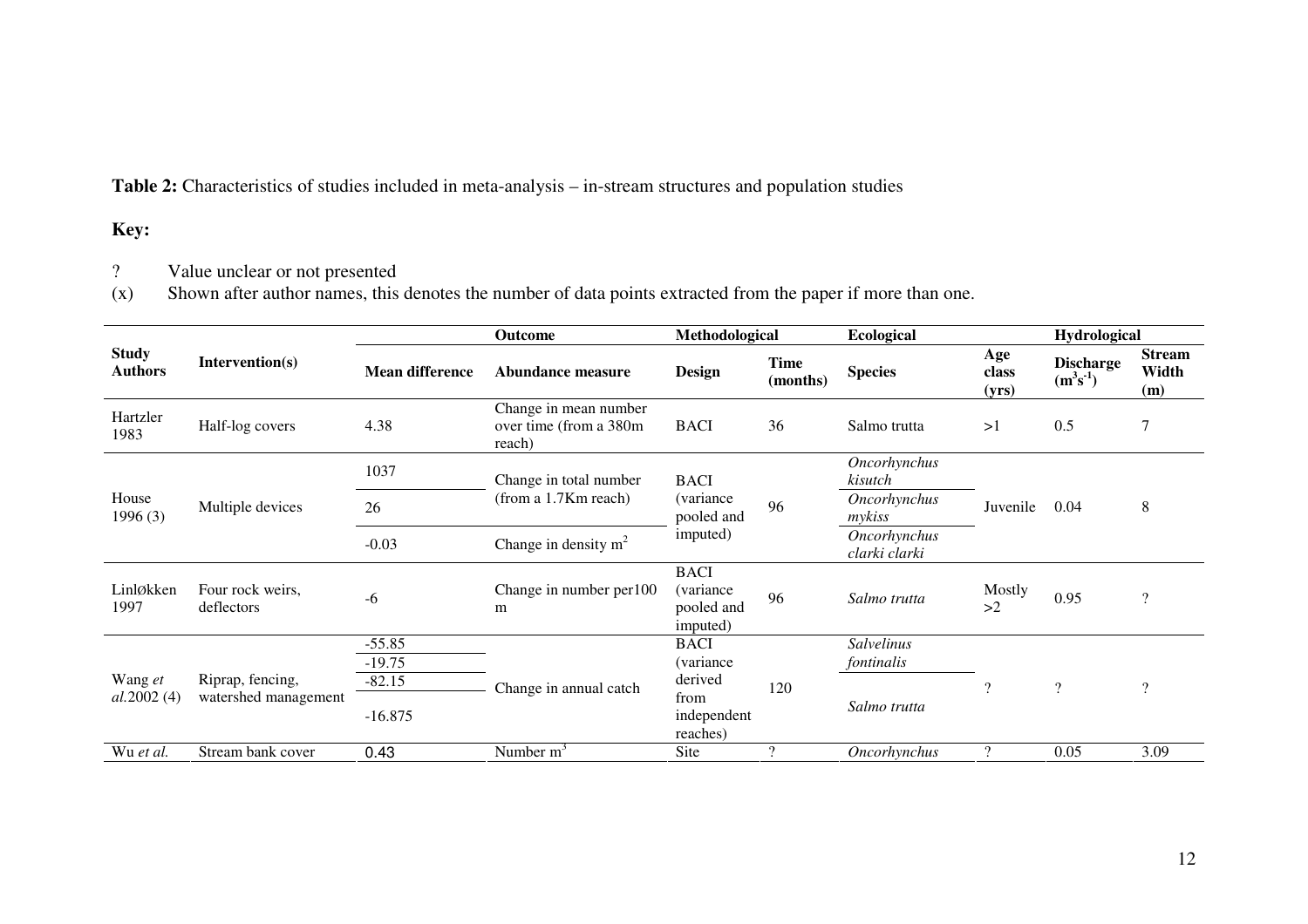**Table 2:** Characteristics of studies included in meta-analysis – in-stream structures and population studies

**Key:**

? Value unclear or not presented

(x) Shown after author names, this denotes the number of data points extracted from the paper if more than one.

| Study Authors | Intervention(s) | Outcome | | Methodological | | Ecological | | Hydrological | |
|---|---|---|---|---|---|---|---|---|---|
| | | Mean difference | Abundance measure | Design | Time (months) | Species | Age class (yrs) | Discharge ($m^3s^{-1}$) | Stream Width (m) |
| Hartzler 1983 | Half-log covers | 4.38 | Change in mean number over time (from a 380m reach) | BACI | 36 | Salmo trutta | >1 | 0.5 | 7 |
| House 1996 (3) | Multiple devices | 1037 | Change in total number (from a 1.7Km reach) | BACI (variance pooled and imputed) | 96 | *Oncorhynchus kisutch* | Juvenile | 0.04 | 8 |
| | | 26 | | | | *Oncorhynchus mykiss* | | | |
| | | -0.03 | Change in density $m^2$ | | | *Oncorhynchus clarki clarki* | | | |
| Linløkken 1997 | Four rock weirs, deflectors | -6 | Change in number per100 m | BACI (variance pooled and imputed) | 96 | *Salmo trutta* | Mostly >2 | 0.95 | ? |
| Wang *et al.*2002 (4) | Riprap, fencing, watershed management | -55.85 | Change in annual catch | BACI (variance derived from independent reaches) | 120 | *Salvelinus fontinalis* | ? | ? | ? |
| | | -19.75 | | | | | | | |
| | | -82.15 | | | | *Salmo trutta* | | | |
| | | -16.875 | | | | | | | |
| Wu *et al.* | Stream bank cover | 0.43 | Number $m^3$ | Site | ? | *Oncorhynchus* | ? | 0.05 | 3.09 |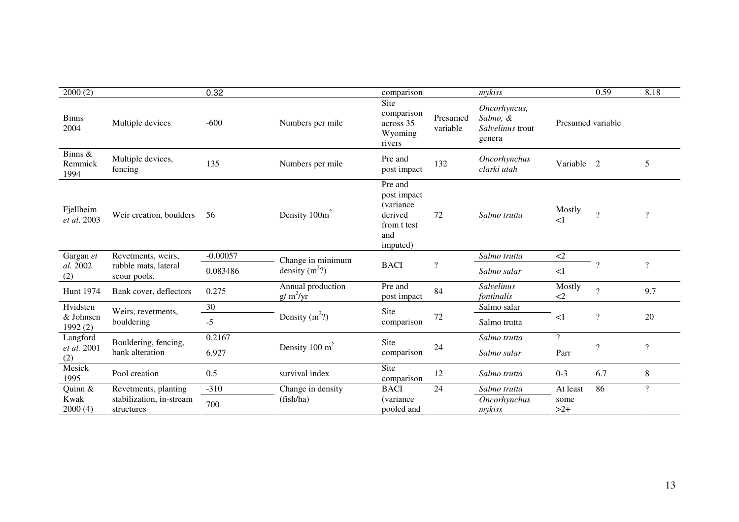| | | | | | | | | | |
|---|---|---|---|---|---|---|---|---|---|
| 2000 (2) | | 0.32 | | comparison | | *mykiss* | | 0.59 | 8.18 |
| Binns 2004 | Multiple devices | -600 | Numbers per mile | Site comparison across 35 Wyoming rivers | Presumed variable | *Oncorhyncus, Salmo, &* *Salvelinus* trout genera | Presumed variable | | |
| Binns & Remmick 1994 | Multiple devices, fencing | 135 | Numbers per mile | Pre and post impact | 132 | *Oncorhynchus clarki utah* | Variable | 2 | 5 |
| Fjellheim *et al.* 2003 | Weir creation, boulders | 56 | Density 100m$^2$ | Pre and post impact (variance derived from t test and imputed) | 72 | *Salmo trutta* | Mostly <1 | ? | ? |
| Gargan *et al.* 2002 (2) | Revetments, weirs, rubble mats, lateral scour pools. | -0.00057 | Change in minimum density (m$^2$?) | BACI | ? | *Salmo trutta* | <2 | ? | ? |
| | | 0.083486 | | | | *Salmo salar* | <1 | | |
| Hunt 1974 | Bank cover, deflectors | 0.275 | Annual production g/ m$^2$/yr | Pre and post impact | 84 | *Salvelinus fontinalis* | Mostly <2 | ? | 9.7 |
| Hvidsten & Johnsen 1992 (2) | Weirs, revetments, bouldering | 30 | Density (m$^2$?) | Site comparison | 72 | Salmo salar | <1 | ? | 20 |
| | | -5 | | | | Salmo trutta | | | |
| Langford *et al.* 2001 (2) | Bouldering, fencing, bank alteration | 0.2167 | Density 100 m$^2$ | Site comparison | 24 | *Salmo trutta* | ? | ? | ? |
| | | 6.927 | | | | *Salmo salar* | Parr | | |
| Mesick 1995 | Pool creation | 0.5 | survival index | Site comparison | 12 | *Salmo trutta* | 0-3 | 6.7 | 8 |
| Quinn & Kwak 2000 (4) | Revetments, planting stabilization, in-stream structures | -310 | Change in density (fish/ha) | BACI (variance pooled and | 24 | *Salmo trutta* | At least some >2+ | 86 | ? |
| | | 700 | | | | *Oncorhynchus mykiss* | | | |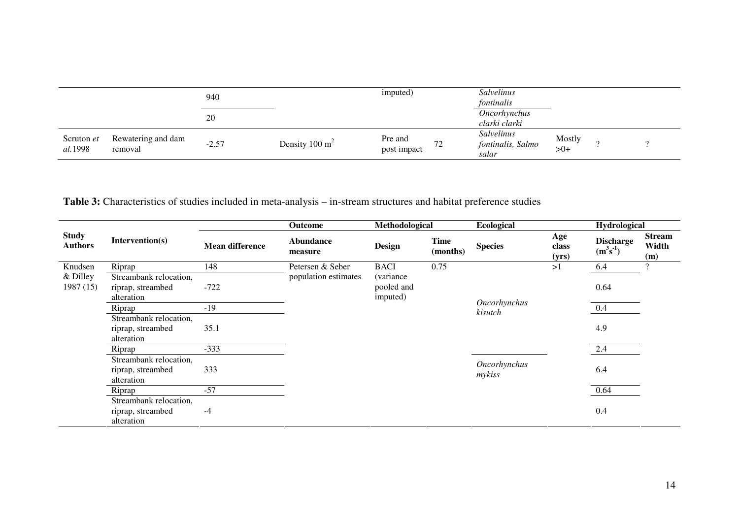| | | | | | | | | | |
|---|---|---|---|---|---|---|---|---|---|
| | | 940 | | imputed) | | *Salvelinus fontinalis* | | | |
| | | 20 | | | | *Oncorhynchus clarki clarki* | | | |
| Scruton *et al.*1998 | Rewatering and dam removal | -2.57 | Density 100 m$^2$ | Pre and post impact | 72 | *Salvelinus fontinalis, Salmo salar* | Mostly >0+ | ? | ? |

**Table 3:** Characteristics of studies included in meta-analysis – in-stream structures and habitat preference studies

| | | | Outcome | Methodological | | Ecological | | Hydrological | |
|---|---|---|---|---|---|---|---|---|---|
| **Study Authors** | **Intervention(s)** | **Mean difference** | **Abundance measure** | **Design** | **Time (months)** | **Species** | **Age class (yrs)** | **Discharge ($m^3s^{-1}$)** | **Stream Width (m)** |
| Knudsen & Dilley 1987 (15) | Riprap | 148 | Petersen & Seber population estimates | BACI (variance pooled and imputed) | 0.75 | *Oncorhynchus kisutch* | >1 | 6.4 | ? |
| | Streambank relocation, riprap, streambed alteration | -722 | | | | | | 0.64 | |
| | Riprap | -19 | | | | | | 0.4 | |
| | Streambank relocation, riprap, streambed alteration | 35.1 | | | | | | 4.9 | |
| | Riprap | -333 | | | | | | 2.4 | |
| | Streambank relocation, riprap, streambed alteration | 333 | | | | *Oncorhynchus mykiss* | | 6.4 | |
| | Riprap | -57 | | | | | | 0.64 | |
| | Streambank relocation, riprap, streambed alteration | -4 | | | | | | 0.4 | |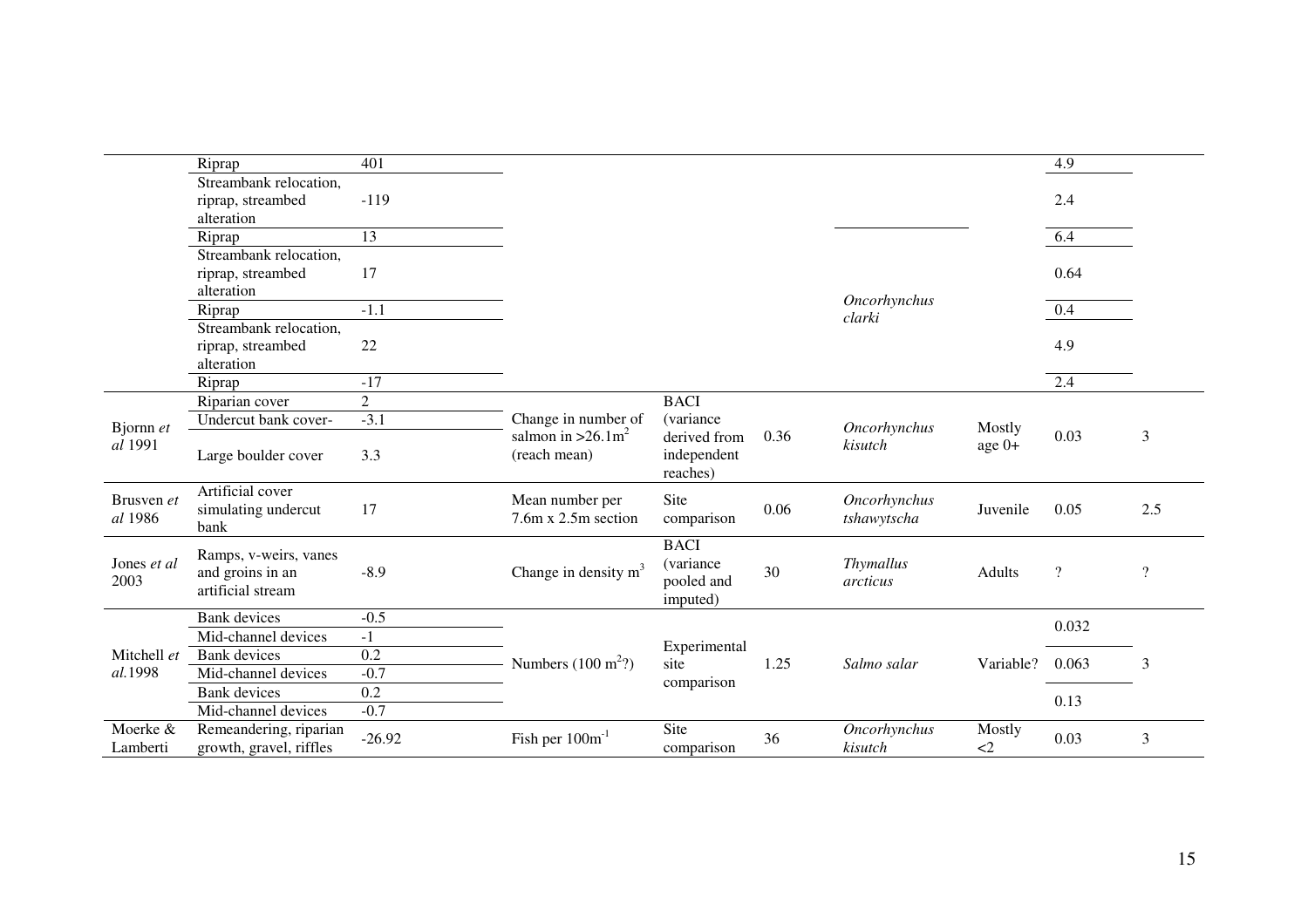|  | Riprap | 401 |  |  |  |  |  | 4.9 |  |
|---|---|---|---|---|---|---|---|---|---|
|  | Streambank relocation, riprap, streambed alteration | -119 |  |  |  |  |  | 2.4 |  |
|  | Riprap | 13 |  |  |  |  |  | 6.4 |  |
|  | Streambank relocation, riprap, streambed alteration | 17 |  |  |  | *Oncorhynchus clarki* |  | 0.64 |  |
|  | Riprap | -1.1 |  |  |  |  |  | 0.4 |  |
|  | Streambank relocation, riprap, streambed alteration | 22 |  |  |  |  |  | 4.9 |  |
|  | Riprap | -17 |  |  |  |  |  | 2.4 |  |
| Bjornn *et al* 1991 | Riparian cover | 2 | Change in number of salmon in >26.1m$^2$ (reach mean) | BACI (variance derived from independent reaches) | 0.36 | *Oncorhynchus kisutch* | Mostly age 0+ | 0.03 | 3 |
|  | Undercut bank cover- | -3.1 |  |  |  |  |  |  |  |
|  | Large boulder cover | 3.3 |  |  |  |  |  |  |  |
| Brusven *et al* 1986 | Artificial cover simulating undercut bank | 17 | Mean number per 7.6m x 2.5m section | Site comparison | 0.06 | *Oncorhynchus tshawytscha* | Juvenile | 0.05 | 2.5 |
| Jones *et al* 2003 | Ramps, v-weirs, vanes and groins in an artificial stream | -8.9 | Change in density m$^3$ | BACI (variance pooled and imputed) | 30 | *Thymallus arcticus* | Adults | ? | ? |
| Mitchell *et al.*1998 | Bank devices | -0.5 | Numbers (100 m$^2$?) | Experimental site comparison | 1.25 | *Salmo salar* | Variable? | 0.032 | 3 |
|  | Mid-channel devices | -1 |  |  |  |  |  |  |  |
|  | Bank devices | 0.2 |  |  |  |  |  | 0.063 |  |
|  | Mid-channel devices | -0.7 |  |  |  |  |  |  |  |
|  | Bank devices | 0.2 |  |  |  |  |  | 0.13 |  |
|  | Mid-channel devices | -0.7 |  |  |  |  |  |  |  |
| Moerke & Lamberti | Remeandering, riparian growth, gravel, riffles | -26.92 | Fish per 100m$^{-1}$ | Site comparison | 36 | *Oncorhynchus kisutch* | Mostly <2 | 0.03 | 3 |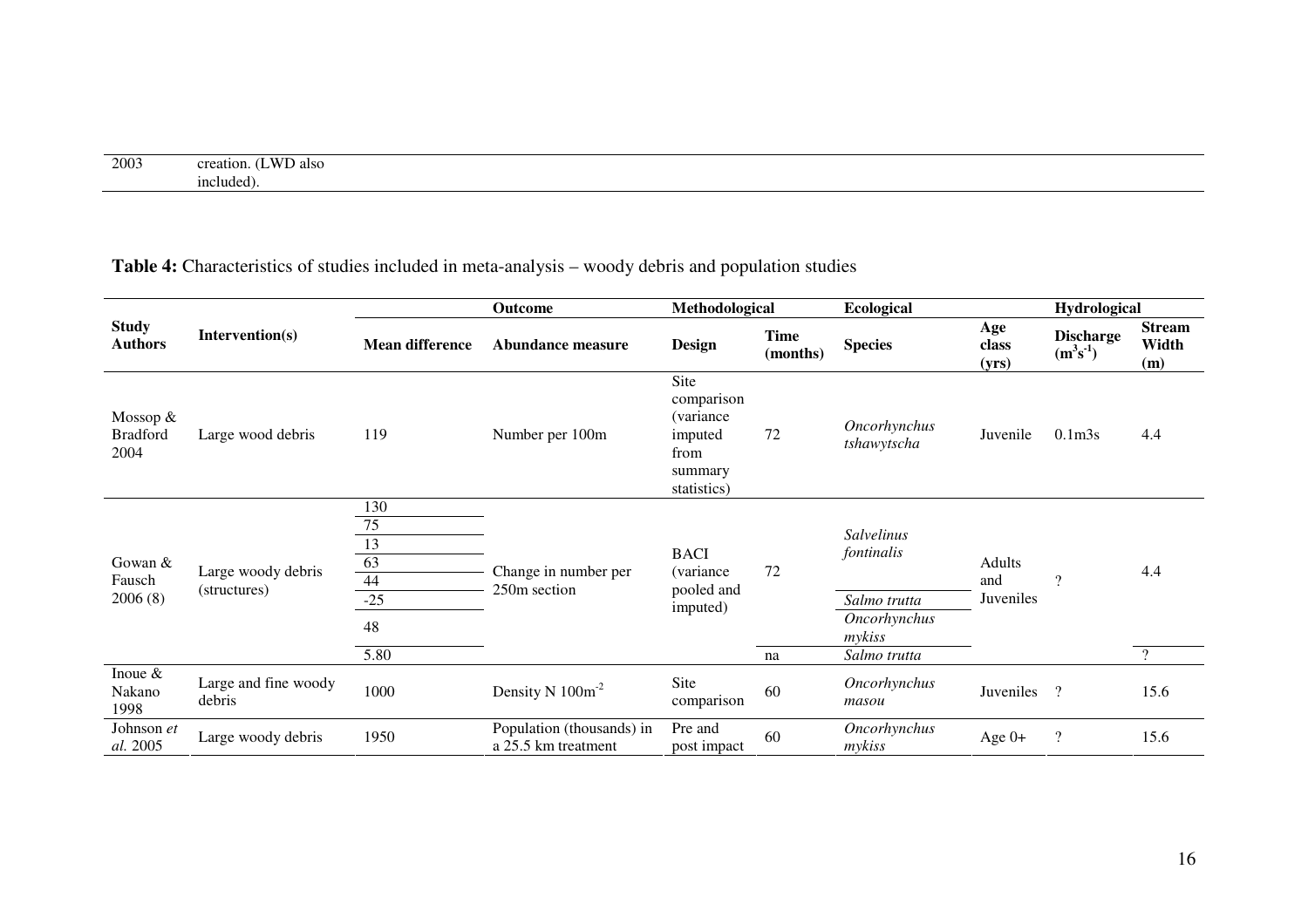| 2003 | creation. (LWD also included). |
|---|---|

**Table 4:** Characteristics of studies included in meta-analysis – woody debris and population studies

| Study Authors | Intervention(s) | Outcome | | Methodological | | Ecological | | Hydrological | |
|---|---|---|---|---|---|---|---|---|---|
| | | Mean difference | Abundance measure | Design | Time (months) | Species | Age class (yrs) | Discharge ($m^3s^{-1}$) | Stream Width (m) |
| Mossop & Bradford 2004 | Large wood debris | 119 | Number per 100m | Site comparison (variance imputed from summary statistics) | 72 | *Oncorhynchus tshawytscha* | Juvenile | 0.1m3s | 4.4 |
| Gowan & Fausch 2006 (8) | Large woody debris (structures) | 130 | Change in number per 250m section | BACI (variance pooled and imputed) | 72 | *Salvelinus fontinalis* | Adults and Juveniles | ? | 4.4 |
| | | 75 | | | | | | | |
| | | 13 | | | | | | | |
| | | 63 | | | | | | | |
| | | 44 | | | | | | | |
| | | -25 | | | | *Salmo trutta* | | | |
| | | 48 | | | | *Oncorhynchus mykiss* | | | |
| | | 5.80 | | | na | *Salmo trutta* | | | ? |
| Inoue & Nakano 1998 | Large and fine woody debris | 1000 | Density N $100m^{-2}$ | Site comparison | 60 | *Oncorhynchus masou* | Juveniles | ? | 15.6 |
| Johnson *et al.* 2005 | Large woody debris | 1950 | Population (thousands) in a 25.5 km treatment | Pre and post impact | 60 | *Oncorhynchus mykiss* | Age 0+ | ? | 15.6 |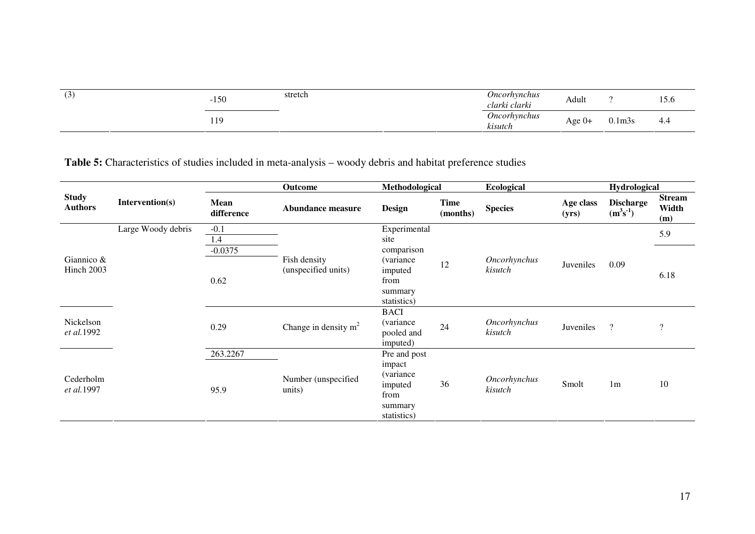| | | | | | | | | | |
|---|---|---|---|---|---|---|---|---|---|
| (3) | | -150 | stretch | | | *Oncorhynchus clarki clarki* | Adult | ? | 15.6 |
| | | 119 | | | | *Oncorhynchus kisutch* | Age 0+ | 0.1m3s | 4.4 |

**Table 5:** Characteristics of studies included in meta-analysis – woody debris and habitat preference studies

| | | | Outcome | Methodological | | Ecological | | Hydrological | |
|---|---|---|---|---|---|---|---|---|---|
| **Study Authors** | **Intervention(s)** | **Mean difference** | **Abundance measure** | **Design** | **Time (months)** | **Species** | **Age class (yrs)** | **Discharge ($m^3s^{-1}$)** | **Stream Width (m)** |
| Giannico & Hinch 2003 | Large Woody debris | -0.1 | Fish density (unspecified units) | Experimental site comparison (variance imputed from summary statistics) | 12 | *Oncorhynchus kisutch* | Juveniles | 0.09 | 5.9 |
| | | 1.4 | | | | | | | |
| | | -0.0375 | | | | | | | 6.18 |
| | | 0.62 | | | | | | | |
| Nickelson *et al.*1992 | | 0.29 | Change in density $m^2$ | BACI (variance pooled and imputed) | 24 | *Oncorhynchus kisutch* | Juveniles | ? | ? |
| Cederholm *et al.*1997 | | 263.2267 | Number (unspecified units) | Pre and post impact (variance imputed from summary statistics) | 36 | *Oncorhynchus kisutch* | Smolt | 1m | 10 |
| | | 95.9 | | | | | | | |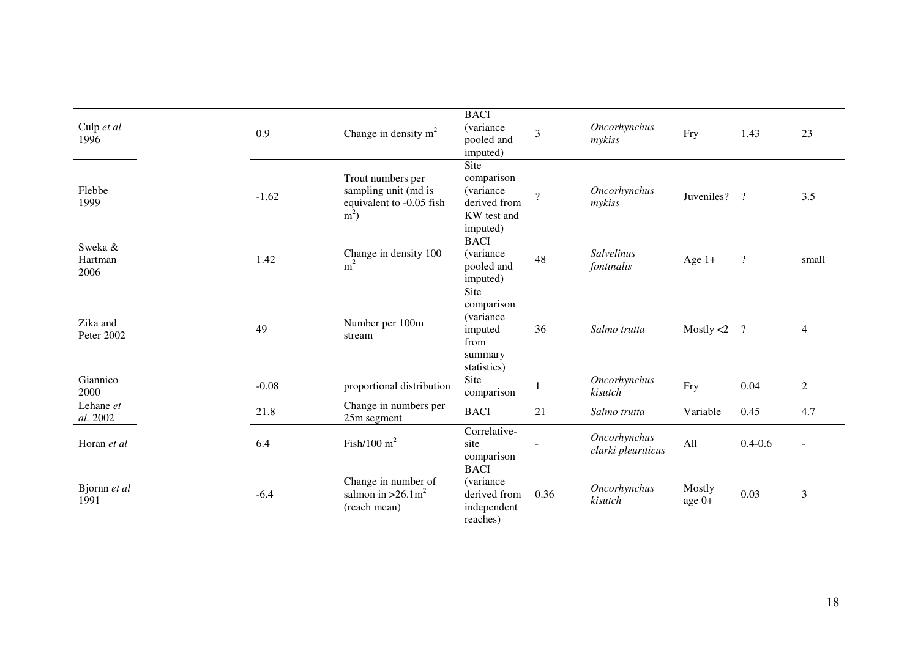| | | | | | | | | | |
|---|---|---|---|---|---|---|---|---|---|
| Culp *et al* 1996 | | 0.9 | Change in density $m^2$ | BACI (variance pooled and imputed) | 3 | *Oncorhynchus mykiss* | Fry | 1.43 | 23 |
| Flebbe 1999 | | -1.62 | Trout numbers per sampling unit (md is equivalent to -0.05 fish $m^2$) | Site comparison (variance derived from KW test and imputed) | ? | *Oncorhynchus mykiss* | Juveniles? | ? | 3.5 |
| Sweka & Hartman 2006 | | 1.42 | Change in density 100 $m^2$ | BACI (variance pooled and imputed) | 48 | *Salvelinus fontinalis* | Age 1+ | ? | small |
| Zika and Peter 2002 | | 49 | Number per 100m stream | Site comparison (variance imputed from summary statistics) | 36 | *Salmo trutta* | Mostly <2 | ? | 4 |
| Giannico 2000 | | -0.08 | proportional distribution | Site comparison | 1 | *Oncorhynchus kisutch* | Fry | 0.04 | 2 |
| Lehane *et al.* 2002 | | 21.8 | Change in numbers per 25m segment | BACI | 21 | *Salmo trutta* | Variable | 0.45 | 4.7 |
| Horan *et al* | | 6.4 | Fish/100 $m^2$ | Correlative-site comparison | - | *Oncorhynchus clarki pleuriticus* | All | 0.4-0.6 | - |
| Bjornn *et al* 1991 | | -6.4 | Change in number of salmon in >26.1$m^2$ (reach mean) | BACI (variance derived from independent reaches) | 0.36 | *Oncorhynchus kisutch* | Mostly age 0+ | 0.03 | 3 |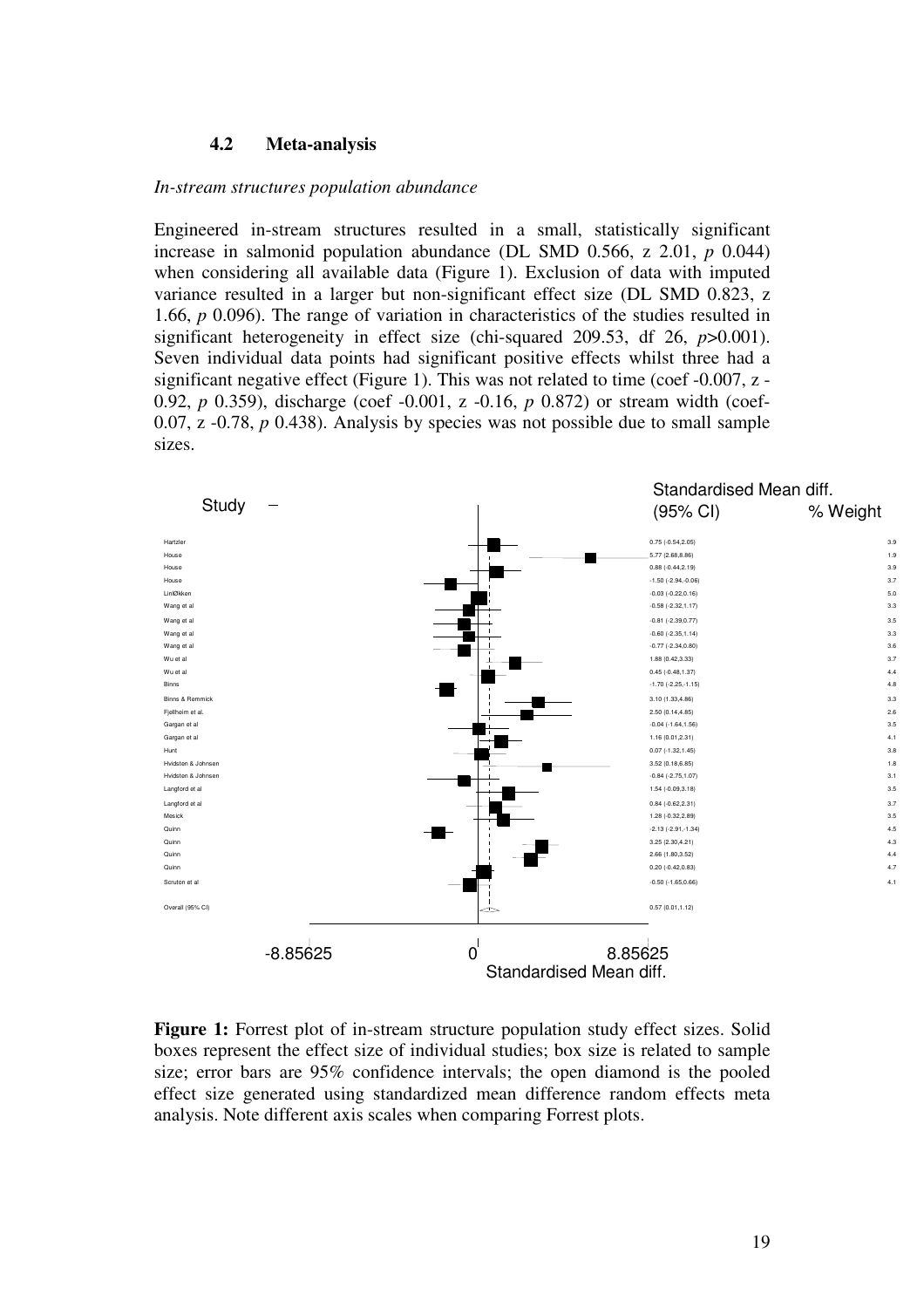### 4.2 Meta-analysis

*In-stream structures population abundance*

Engineered in-stream structures resulted in a small, statistically significant increase in salmonid population abundance (DL SMD 0.566, z 2.01, *p* 0.044) when considering all available data (Figure 1). Exclusion of data with imputed variance resulted in a larger but non-significant effect size (DL SMD 0.823, z 1.66, *p* 0.096). The range of variation in characteristics of the studies resulted in significant heterogeneity in effect size (chi-squared 209.53, df 26, *p*>0.001). Seven individual data points had significant positive effects whilst three had a significant negative effect (Figure 1). This was not related to time (coef -0.007, z -0.92, *p* 0.359), discharge (coef -0.001, z -0.16, *p* 0.872) or stream width (coef-0.07, z -0.78, *p* 0.438). Analysis by species was not possible due to small sample sizes.

| Study | Standardised Mean diff. (95% CI) | % Weight |
|---|---|---|
| Hartzler | 0.75 (-0.54,2.05) | 3.9 |
| House | 5.77 (2.68,8.86) | 1.9 |
| House | 0.88 (-0.44,2.19) | 3.9 |
| House | -1.50 (-2.94,-0.06) | 3.7 |
| LinØkken | -0.03 (-0.22,0.16) | 5.0 |
| Wang et al | -0.58 (-2.32,1.17) | 3.3 |
| Wang et al | -0.81 (-2.39,0.77) | 3.5 |
| Wang et al | -0.60 (-2.35,1.14) | 3.3 |
| Wang et al | -0.77 (-2.34,0.80) | 3.6 |
| Wu et al | 1.88 (0.42,3.33) | 3.7 |
| Wu et al | 0.45 (-0.48,1.37) | 4.4 |
| Binns | -1.70 (-2.25,-1.15) | 4.8 |
| Binns & Remmick | 3.10 (1.33,4.86) | 3.3 |
| Fjellheim et al. | 2.50 (0.14,4.85) | 2.6 |
| Gargan et al | -0.04 (-1.64,1.56) | 3.5 |
| Gargan et al | 1.16 (0.01,2.31) | 4.1 |
| Hunt | 0.07 (-1.32,1.45) | 3.8 |
| Hvidsten & Johnsen | 3.52 (0.18,6.85) | 1.8 |
| Hvidsten & Johnsen | -0.84 (-2.75,1.07) | 3.1 |
| Langford et al | 1.54 (-0.09,3.18) | 3.5 |
| Langford et al | 0.84 (-0.62,2.31) | 3.7 |
| Mesick | 1.28 (-0.32,2.89) | 3.5 |
| Quinn | -2.13 (-2.91,-1.34) | 4.5 |
| Quinn | 3.25 (2.30,4.21) | 4.3 |
| Quinn | 2.66 (1.80,3.52) | 4.4 |
| Quinn | 0.20 (-0.42,0.83) | 4.7 |
| Scruton et al | -0.50 (-1.65,0.66) | 4.1 |
| Overall (95% CI) | 0.57 (0.01,1.12) | |

Axis: -8.85625, 0, 8.85625 — Standardised Mean diff.

**Figure 1:** Forrest plot of in-stream structure population study effect sizes. Solid boxes represent the effect size of individual studies; box size is related to sample size; error bars are 95% confidence intervals; the open diamond is the pooled effect size generated using standardized mean difference random effects meta analysis. Note different axis scales when comparing Forrest plots.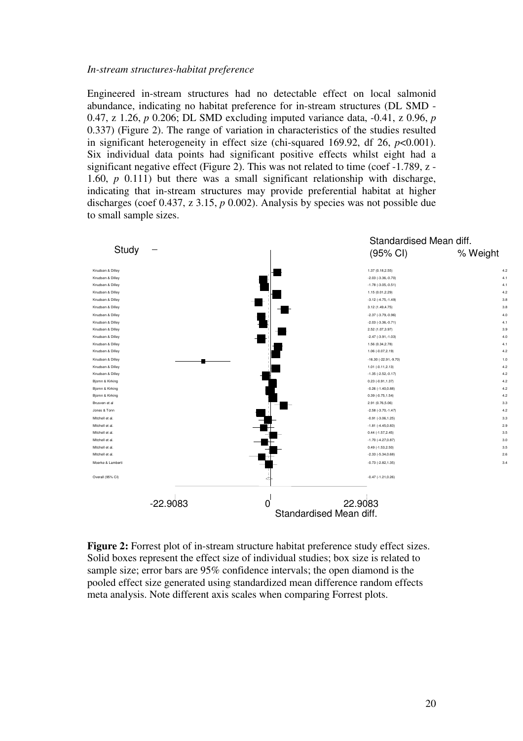*In-stream structures-habitat preference*

Engineered in-stream structures had no detectable effect on local salmonid abundance, indicating no habitat preference for in-stream structures (DL SMD -0.47, z 1.26, $p$ 0.206; DL SMD excluding imputed variance data, -0.41, z 0.96, $p$ 0.337) (Figure 2). The range of variation in characteristics of the studies resulted in significant heterogeneity in effect size (chi-squared 169.92, df 26, $p$<0.001). Six individual data points had significant positive effects whilst eight had a significant negative effect (Figure 2). This was not related to time (coef -1.789, z -1.60, $p$ 0.111) but there was a small significant relationship with discharge, indicating that in-stream structures may provide preferential habitat at higher discharges (coef 0.437, z 3.15, $p$ 0.002). Analysis by species was not possible due to small sample sizes.

| Study | Standardised Mean diff. (95% CI) | % Weight |
|---|---|---|
| Knudsen & Dilley | 1.37 (0.18,2.55) | 4.2 |
| Knudsen & Dilley | -2.03 (-3.36,-0.70) | 4.1 |
| Knudsen & Dilley | -1.78 (-3.05,-0.51) | 4.1 |
| Knudsen & Dilley | 1.15 (0.01,2.29) | 4.2 |
| Knudsen & Dilley | -3.12 (-4.75,-1.49) | 3.8 |
| Knudsen & Dilley | 3.12 (1.49,4.75) | 3.8 |
| Knudsen & Dilley | -2.37 (-3.79,-0.96) | 4.0 |
| Knudsen & Dilley | -2.03 (-3.36,-0.71) | 4.1 |
| Knudsen & Dilley | 2.52 (1.07,3.97) | 3.9 |
| Knudsen & Dilley | -2.47 (-3.91,-1.03) | 4.0 |
| Knudsen & Dilley | 1.56 (0.34,2.78) | 4.1 |
| Knudsen & Dilley | 1.06 (-0.07,2.19) | 4.2 |
| Knudsen & Dilley | -16.30 (-22.91,-9.70) | 1.0 |
| Knudsen & Dilley | 1.01 (-0.11,2.13) | 4.2 |
| Knudsen & Dilley | -1.35 (-2.52,-0.17) | 4.2 |
| Bjornn & Kirking | 0.23 (-0.91,1.37) | 4.2 |
| Bjornn & Kirking | -0.26 (-1.40,0.88) | 4.2 |
| Bjornn & Kirking | 0.39 (-0.75,1.54) | 4.2 |
| Brusven et al | 2.91 (0.76,5.06) | 3.3 |
| Jones & Tonn | -2.58 (-3.70,-1.47) | 4.2 |
| Mitchell et al. | -0.91 (-3.06,1.25) | 3.3 |
| Mitchell et al. | -1.81 (-4.45,0.83) | 2.9 |
| Mitchell et al. | 0.44 (-1.57,2.45) | 3.5 |
| Mitchell et al. | -1.70 (-4.27,0.87) | 3.0 |
| Mitchell et al. | 0.49 (-1.53,2.50) | 3.5 |
| Mitchell et al. | -2.33 (-5.34,0.68) | 2.6 |
| Moerke & Lamberti | -0.73 (-2.82,1.35) | 3.4 |
| Overall (95% CI) | -0.47 (-1.21,0.26) | |

-22.9083 | 0 | 22.9083
Standardised Mean diff.

**Figure 2:** Forrest plot of in-stream structure habitat preference study effect sizes. Solid boxes represent the effect size of individual studies; box size is related to sample size; error bars are 95% confidence intervals; the open diamond is the pooled effect size generated using standardized mean difference random effects meta analysis. Note different axis scales when comparing Forrest plots.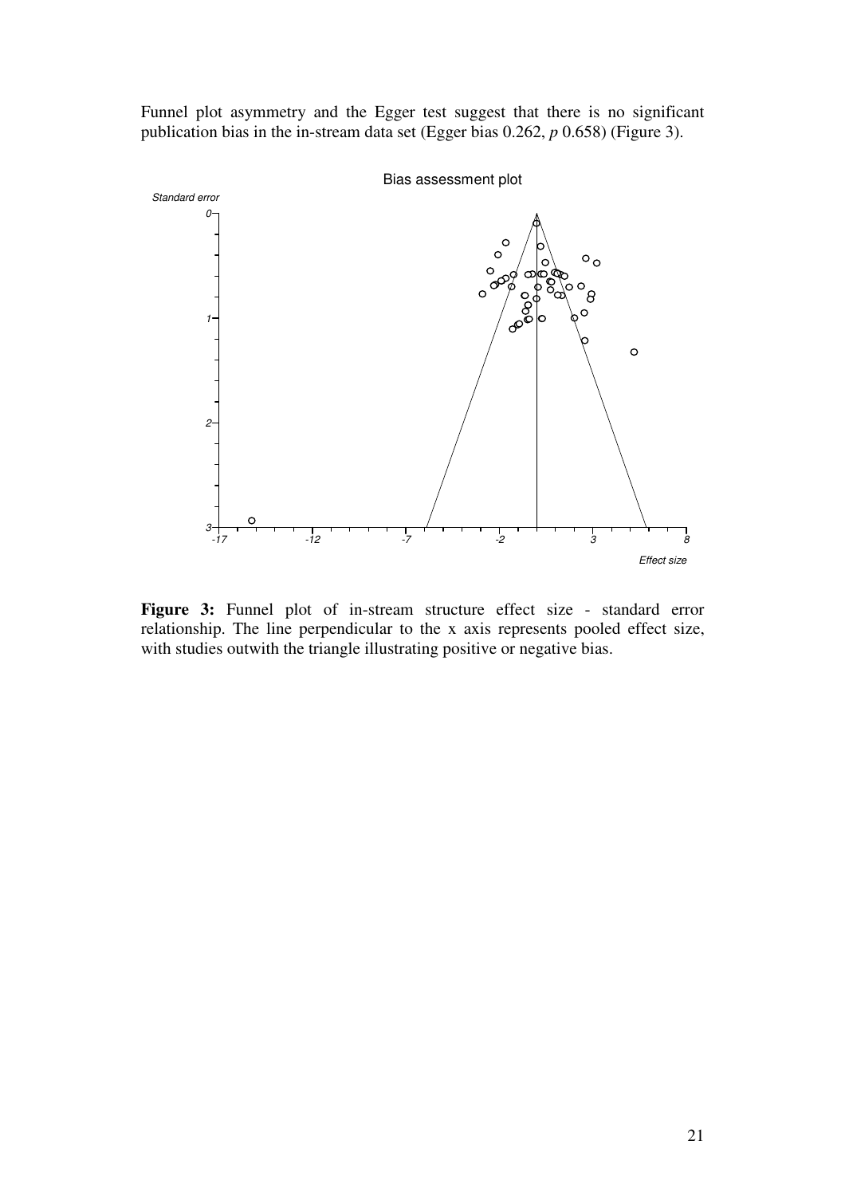Funnel plot asymmetry and the Egger test suggest that there is no significant publication bias in the in-stream data set (Egger bias 0.262, *p* 0.658) (Figure 3).

**Figure 3:** Funnel plot of in-stream structure effect size - standard error relationship. The line perpendicular to the x axis represents pooled effect size, with studies outwith the triangle illustrating positive or negative bias.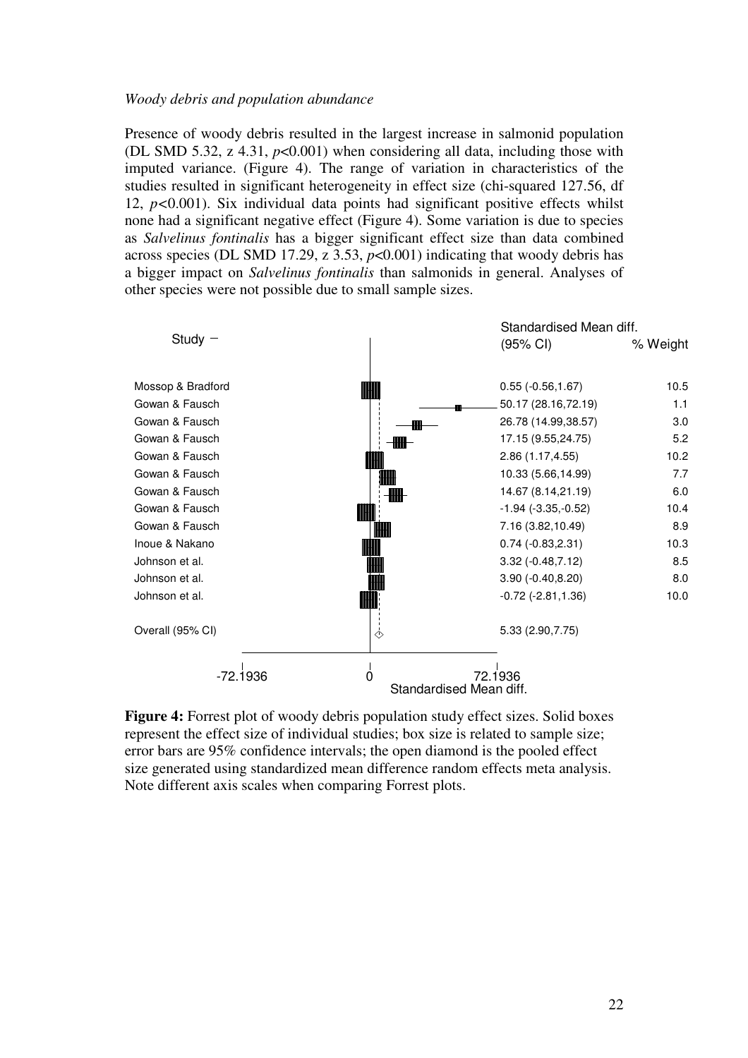*Woody debris and population abundance*

Presence of woody debris resulted in the largest increase in salmonid population (DL SMD 5.32, z 4.31, $p$<0.001) when considering all data, including those with imputed variance. (Figure 4). The range of variation in characteristics of the studies resulted in significant heterogeneity in effect size (chi-squared 127.56, df 12, $p$<0.001). Six individual data points had significant positive effects whilst none had a significant negative effect (Figure 4). Some variation is due to species as *Salvelinus fontinalis* has a bigger significant effect size than data combined across species (DL SMD 17.29, z 3.53, $p$<0.001) indicating that woody debris has a bigger impact on *Salvelinus fontinalis* than salmonids in general. Analyses of other species were not possible due to small sample sizes.

| Study | Standardised Mean diff. (95% CI) | % Weight |
|---|---|---|
| Mossop & Bradford | 0.55 (-0.56,1.67) | 10.5 |
| Gowan & Fausch | 50.17 (28.16,72.19) | 1.1 |
| Gowan & Fausch | 26.78 (14.99,38.57) | 3.0 |
| Gowan & Fausch | 17.15 (9.55,24.75) | 5.2 |
| Gowan & Fausch | 2.86 (1.17,4.55) | 10.2 |
| Gowan & Fausch | 10.33 (5.66,14.99) | 7.7 |
| Gowan & Fausch | 14.67 (8.14,21.19) | 6.0 |
| Gowan & Fausch | -1.94 (-3.35,-0.52) | 10.4 |
| Gowan & Fausch | 7.16 (3.82,10.49) | 8.9 |
| Inoue & Nakano | 0.74 (-0.83,2.31) | 10.3 |
| Johnson et al. | 3.32 (-0.48,7.12) | 8.5 |
| Johnson et al. | 3.90 (-0.40,8.20) | 8.0 |
| Johnson et al. | -0.72 (-2.81,1.36) | 10.0 |
| Overall (95% CI) | 5.33 (2.90,7.75) | |

Axis: -72.1936 | 0 | 72.1936 — Standardised Mean diff.

**Figure 4:** Forrest plot of woody debris population study effect sizes. Solid boxes represent the effect size of individual studies; box size is related to sample size; error bars are 95% confidence intervals; the open diamond is the pooled effect size generated using standardized mean difference random effects meta analysis. Note different axis scales when comparing Forrest plots.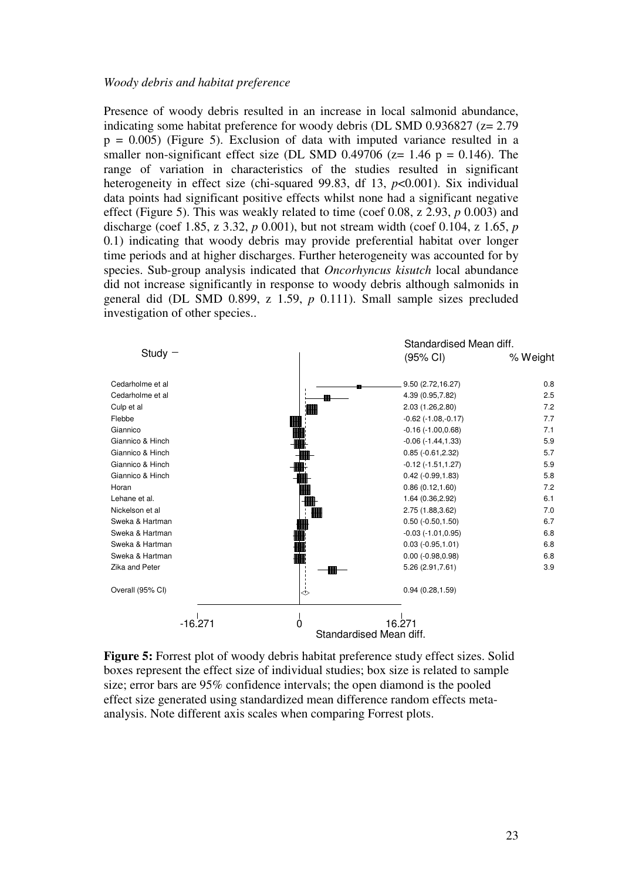*Woody debris and habitat preference*

Presence of woody debris resulted in an increase in local salmonid abundance, indicating some habitat preference for woody debris (DL SMD 0.936827 ($z = 2.79$ $p = 0.005$) (Figure 5). Exclusion of data with imputed variance resulted in a smaller non-significant effect size (DL SMD 0.49706 ($z = 1.46$ $p = 0.146$). The range of variation in characteristics of the studies resulted in significant heterogeneity in effect size (chi-squared 99.83, df 13, $p<0.001$). Six individual data points had significant positive effects whilst none had a significant negative effect (Figure 5). This was weakly related to time (coef 0.08, z 2.93, *p* 0.003) and discharge (coef 1.85, z 3.32, *p* 0.001), but not stream width (coef 0.104, z 1.65, *p* 0.1) indicating that woody debris may provide preferential habitat over longer time periods and at higher discharges. Further heterogeneity was accounted for by species. Sub-group analysis indicated that *Oncorhyncus kisutch* local abundance did not increase significantly in response to woody debris although salmonids in general did (DL SMD 0.899, z 1.59, *p* 0.111). Small sample sizes precluded investigation of other species..

| Study | Standardised Mean diff. (95% CI) | % Weight |
|---|---|---|
| Cedarholme et al | 9.50 (2.72,16.27) | 0.8 |
| Cedarholme et al | 4.39 (0.95,7.82) | 2.5 |
| Culp et al | 2.03 (1.26,2.80) | 7.2 |
| Flebbe | -0.62 (-1.08,-0.17) | 7.7 |
| Giannico | -0.16 (-1.00,0.68) | 7.1 |
| Giannico & Hinch | -0.06 (-1.44,1.33) | 5.9 |
| Giannico & Hinch | 0.85 (-0.61,2.32) | 5.7 |
| Giannico & Hinch | -0.12 (-1.51,1.27) | 5.9 |
| Giannico & Hinch | 0.42 (-0.99,1.83) | 5.8 |
| Horan | 0.86 (0.12,1.60) | 7.2 |
| Lehane et al. | 1.64 (0.36,2.92) | 6.1 |
| Nickelson et al | 2.75 (1.88,3.62) | 7.0 |
| Sweka & Hartman | 0.50 (-0.50,1.50) | 6.7 |
| Sweka & Hartman | -0.03 (-1.01,0.95) | 6.8 |
| Sweka & Hartman | 0.03 (-0.95,1.01) | 6.8 |
| Sweka & Hartman | 0.00 (-0.98,0.98) | 6.8 |
| Zika and Peter | 5.26 (2.91,7.61) | 3.9 |
| Overall (95% CI) | 0.94 (0.28,1.59) | |

Axis: -16.271, 0, 16.271 — Standardised Mean diff.

**Figure 5:** Forrest plot of woody debris habitat preference study effect sizes. Solid boxes represent the effect size of individual studies; box size is related to sample size; error bars are 95% confidence intervals; the open diamond is the pooled effect size generated using standardized mean difference random effects meta-analysis. Note different axis scales when comparing Forrest plots.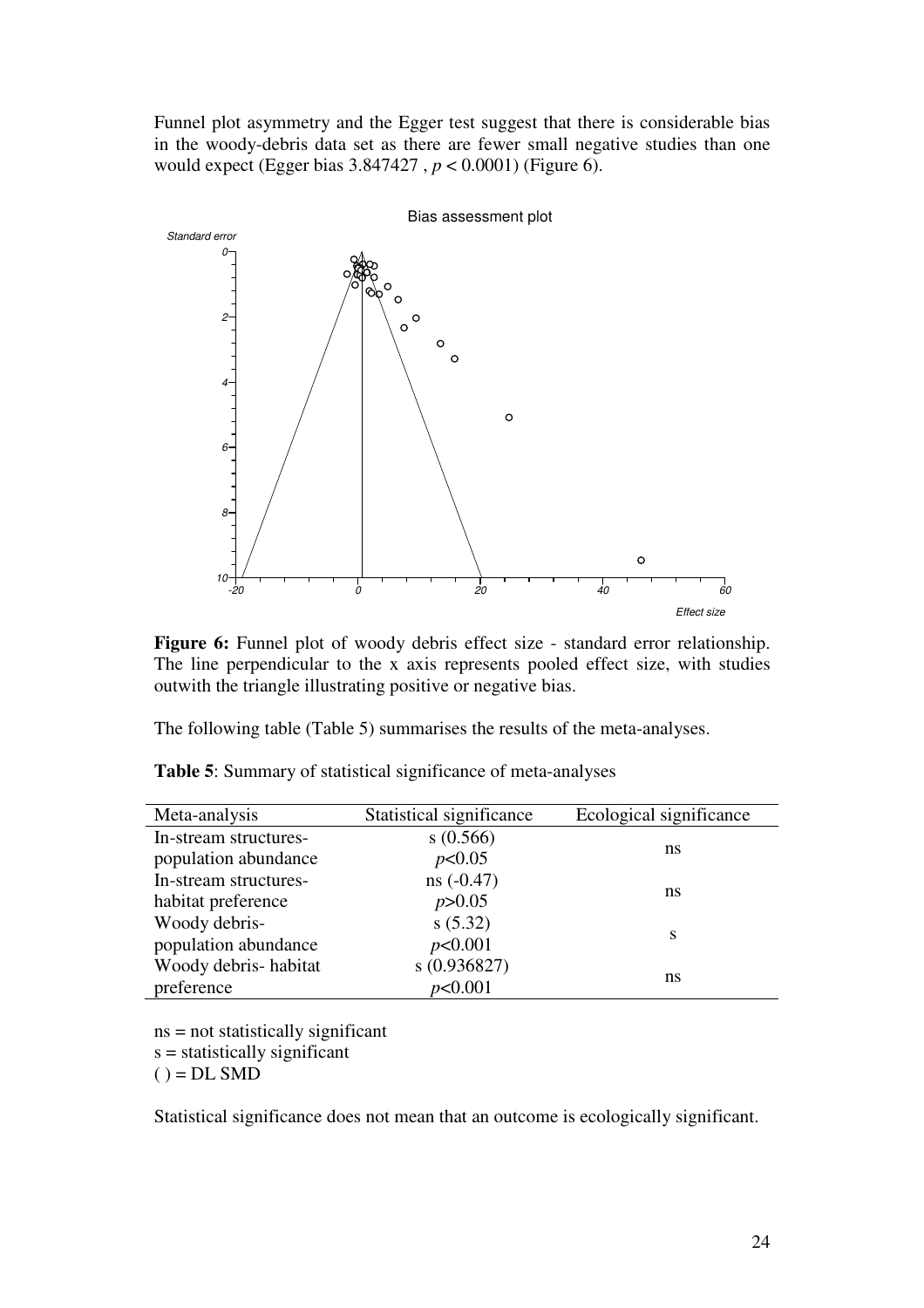Funnel plot asymmetry and the Egger test suggest that there is considerable bias in the woody-debris data set as there are fewer small negative studies than one would expect (Egger bias 3.847427 , $p < 0.0001$) (Figure 6).

**Figure 6:** Funnel plot of woody debris effect size - standard error relationship. The line perpendicular to the x axis represents pooled effect size, with studies outwith the triangle illustrating positive or negative bias.

The following table (Table 5) summarises the results of the meta-analyses.

**Table 5**: Summary of statistical significance of meta-analyses

| Meta-analysis | Statistical significance | Ecological significance |
|---|---|---|
| In-stream structures-population abundance | s (0.566) $p<0.05$ | ns |
| In-stream structures-habitat preference | ns (-0.47) $p>0.05$ | ns |
| Woody debris-population abundance | s (5.32) $p<0.001$ | s |
| Woody debris- habitat preference | s (0.936827) $p<0.001$ | ns |

ns = not statistically significant
s = statistically significant
( ) = DL SMD

Statistical significance does not mean that an outcome is ecologically significant.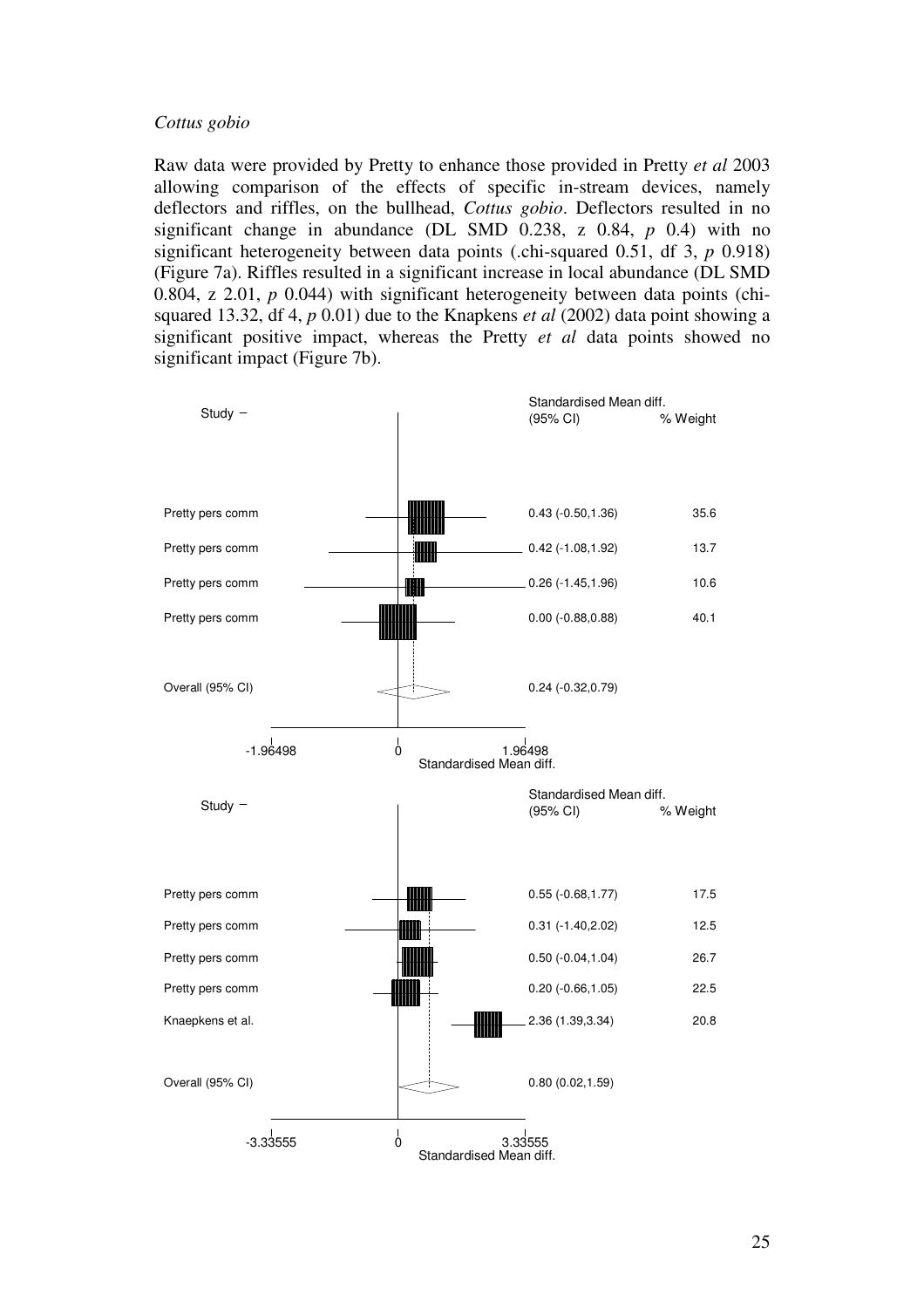*Cottus gobio*

Raw data were provided by Pretty to enhance those provided in Pretty *et al* 2003 allowing comparison of the effects of specific in-stream devices, namely deflectors and riffles, on the bullhead, *Cottus gobio*. Deflectors resulted in no significant change in abundance (DL SMD 0.238, z 0.84, *p* 0.4) with no significant heterogeneity between data points (.chi-squared 0.51, df 3, *p* 0.918) (Figure 7a). Riffles resulted in a significant increase in local abundance (DL SMD 0.804, z 2.01, *p* 0.044) with significant heterogeneity between data points (chi-squared 13.32, df 4, *p* 0.01) due to the Knapkens *et al* (2002) data point showing a significant positive impact, whereas the Pretty *et al* data points showed no significant impact (Figure 7b).

| Study | Standardised Mean diff. (95% CI) | % Weight |
|---|---|---|
| Pretty pers comm | 0.43 (-0.50,1.36) | 35.6 |
| Pretty pers comm | 0.42 (-1.08,1.92) | 13.7 |
| Pretty pers comm | 0.26 (-1.45,1.96) | 10.6 |
| Pretty pers comm | 0.00 (-0.88,0.88) | 40.1 |
| Overall (95% CI) | 0.24 (-0.32,0.79) | |

Axis: -1.96498, 0, 1.96498 — Standardised Mean diff.

| Study | Standardised Mean diff. (95% CI) | % Weight |
|---|---|---|
| Pretty pers comm | 0.55 (-0.68,1.77) | 17.5 |
| Pretty pers comm | 0.31 (-1.40,2.02) | 12.5 |
| Pretty pers comm | 0.50 (-0.04,1.04) | 26.7 |
| Pretty pers comm | 0.20 (-0.66,1.05) | 22.5 |
| Knaepkens et al. | 2.36 (1.39,3.34) | 20.8 |
| Overall (95% CI) | 0.80 (0.02,1.59) | |

Axis: -3.33555, 0, 3.33555 — Standardised Mean diff.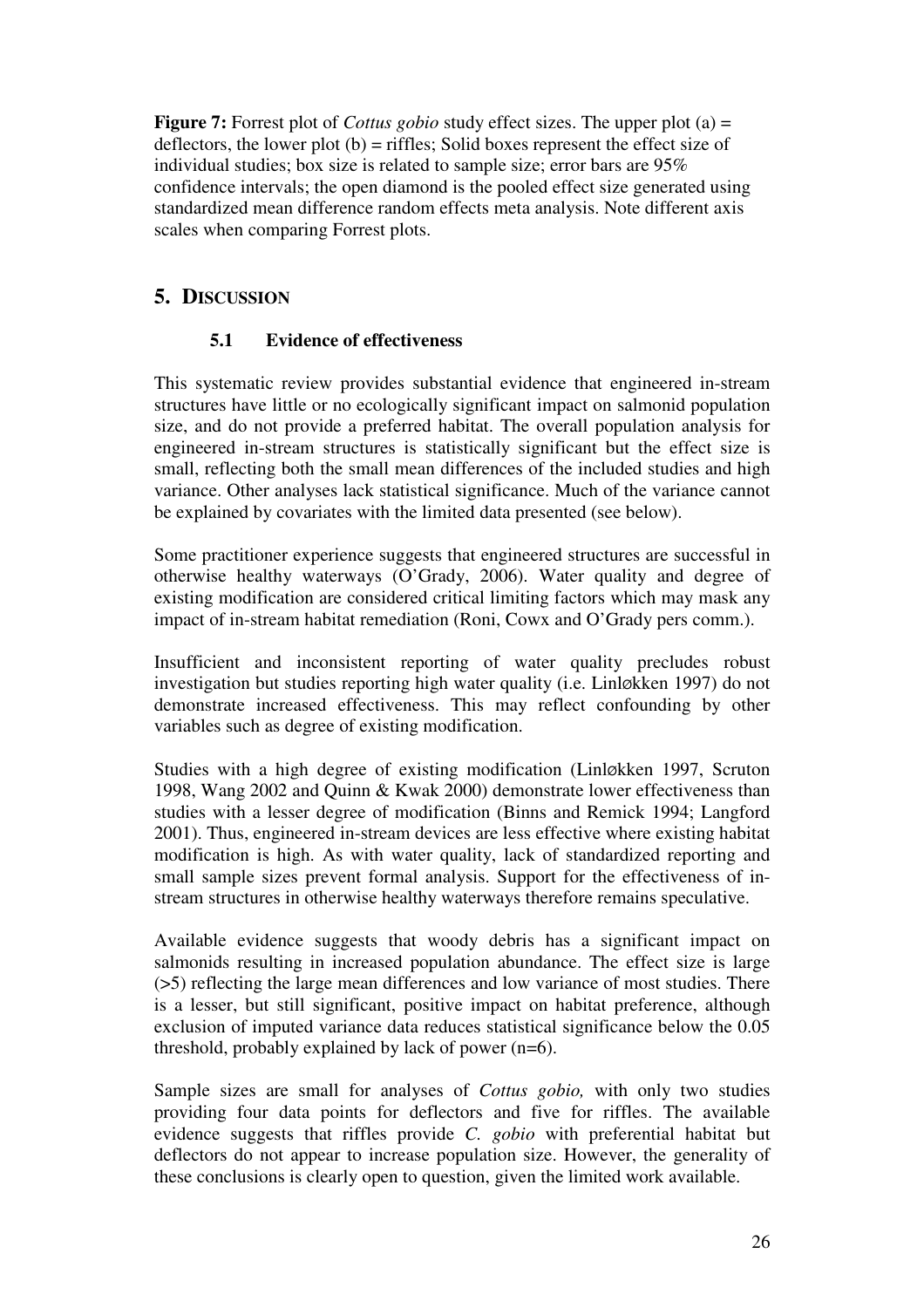**Figure 7:** Forrest plot of *Cottus gobio* study effect sizes. The upper plot (a) = deflectors, the lower plot (b) = riffles; Solid boxes represent the effect size of individual studies; box size is related to sample size; error bars are 95% confidence intervals; the open diamond is the pooled effect size generated using standardized mean difference random effects meta analysis. Note different axis scales when comparing Forrest plots.

## 5. DISCUSSION

### 5.1 Evidence of effectiveness

This systematic review provides substantial evidence that engineered in-stream structures have little or no ecologically significant impact on salmonid population size, and do not provide a preferred habitat. The overall population analysis for engineered in-stream structures is statistically significant but the effect size is small, reflecting both the small mean differences of the included studies and high variance. Other analyses lack statistical significance. Much of the variance cannot be explained by covariates with the limited data presented (see below).

Some practitioner experience suggests that engineered structures are successful in otherwise healthy waterways (O'Grady, 2006). Water quality and degree of existing modification are considered critical limiting factors which may mask any impact of in-stream habitat remediation (Roni, Cowx and O'Grady pers comm.).

Insufficient and inconsistent reporting of water quality precludes robust investigation but studies reporting high water quality (i.e. Linløkken 1997) do not demonstrate increased effectiveness. This may reflect confounding by other variables such as degree of existing modification.

Studies with a high degree of existing modification (Linløkken 1997, Scruton 1998, Wang 2002 and Quinn & Kwak 2000) demonstrate lower effectiveness than studies with a lesser degree of modification (Binns and Remick 1994; Langford 2001). Thus, engineered in-stream devices are less effective where existing habitat modification is high. As with water quality, lack of standardized reporting and small sample sizes prevent formal analysis. Support for the effectiveness of in-stream structures in otherwise healthy waterways therefore remains speculative.

Available evidence suggests that woody debris has a significant impact on salmonids resulting in increased population abundance. The effect size is large (>5) reflecting the large mean differences and low variance of most studies. There is a lesser, but still significant, positive impact on habitat preference, although exclusion of imputed variance data reduces statistical significance below the 0.05 threshold, probably explained by lack of power (n=6).

Sample sizes are small for analyses of *Cottus gobio,* with only two studies providing four data points for deflectors and five for riffles. The available evidence suggests that riffles provide *C. gobio* with preferential habitat but deflectors do not appear to increase population size. However, the generality of these conclusions is clearly open to question, given the limited work available.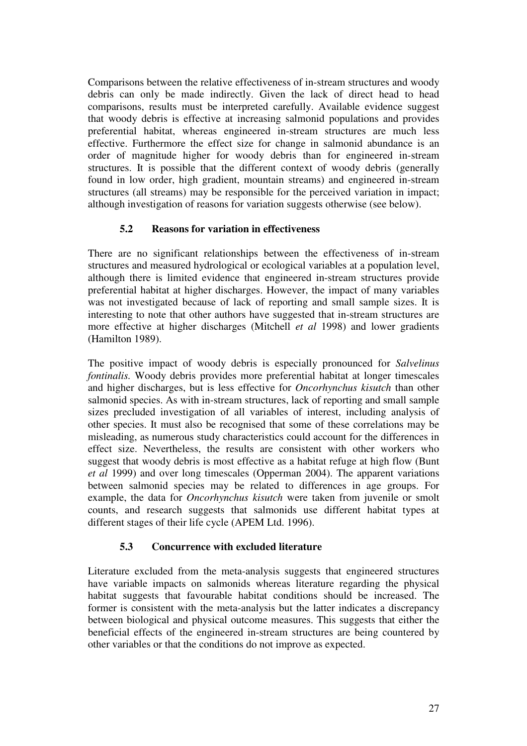Comparisons between the relative effectiveness of in-stream structures and woody debris can only be made indirectly. Given the lack of direct head to head comparisons, results must be interpreted carefully. Available evidence suggest that woody debris is effective at increasing salmonid populations and provides preferential habitat, whereas engineered in-stream structures are much less effective. Furthermore the effect size for change in salmonid abundance is an order of magnitude higher for woody debris than for engineered in-stream structures. It is possible that the different context of woody debris (generally found in low order, high gradient, mountain streams) and engineered in-stream structures (all streams) may be responsible for the perceived variation in impact; although investigation of reasons for variation suggests otherwise (see below).

### 5.2 Reasons for variation in effectiveness

There are no significant relationships between the effectiveness of in-stream structures and measured hydrological or ecological variables at a population level, although there is limited evidence that engineered in-stream structures provide preferential habitat at higher discharges. However, the impact of many variables was not investigated because of lack of reporting and small sample sizes. It is interesting to note that other authors have suggested that in-stream structures are more effective at higher discharges (Mitchell *et al* 1998) and lower gradients (Hamilton 1989).

The positive impact of woody debris is especially pronounced for *Salvelinus fontinalis.* Woody debris provides more preferential habitat at longer timescales and higher discharges, but is less effective for *Oncorhynchus kisutch* than other salmonid species. As with in-stream structures, lack of reporting and small sample sizes precluded investigation of all variables of interest, including analysis of other species. It must also be recognised that some of these correlations may be misleading, as numerous study characteristics could account for the differences in effect size. Nevertheless, the results are consistent with other workers who suggest that woody debris is most effective as a habitat refuge at high flow (Bunt *et al* 1999) and over long timescales (Opperman 2004). The apparent variations between salmonid species may be related to differences in age groups. For example, the data for *Oncorhynchus kisutch* were taken from juvenile or smolt counts, and research suggests that salmonids use different habitat types at different stages of their life cycle (APEM Ltd. 1996).

### 5.3 Concurrence with excluded literature

Literature excluded from the meta-analysis suggests that engineered structures have variable impacts on salmonids whereas literature regarding the physical habitat suggests that favourable habitat conditions should be increased. The former is consistent with the meta-analysis but the latter indicates a discrepancy between biological and physical outcome measures. This suggests that either the beneficial effects of the engineered in-stream structures are being countered by other variables or that the conditions do not improve as expected.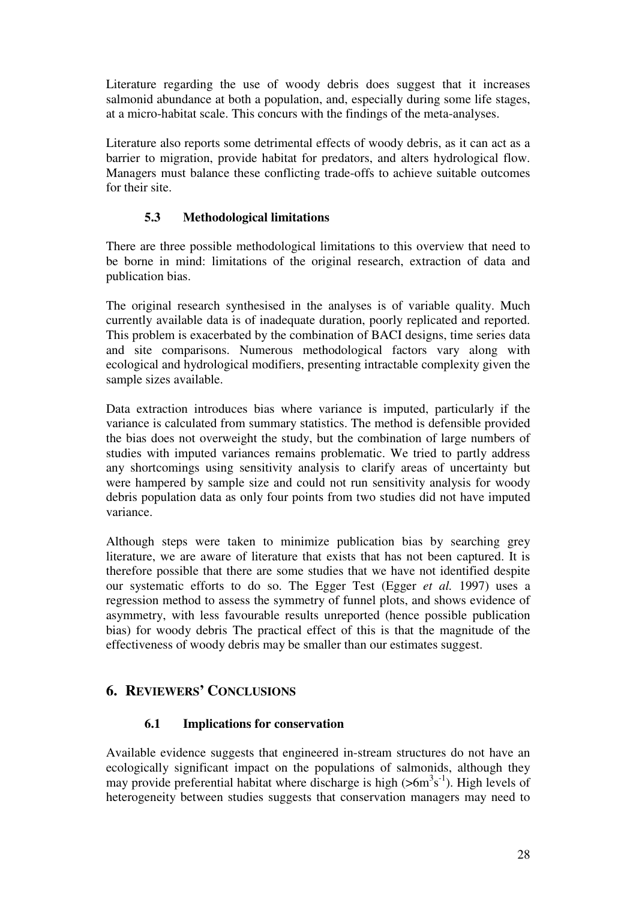Literature regarding the use of woody debris does suggest that it increases salmonid abundance at both a population, and, especially during some life stages, at a micro-habitat scale. This concurs with the findings of the meta-analyses.

Literature also reports some detrimental effects of woody debris, as it can act as a barrier to migration, provide habitat for predators, and alters hydrological flow. Managers must balance these conflicting trade-offs to achieve suitable outcomes for their site.

### 5.3 Methodological limitations

There are three possible methodological limitations to this overview that need to be borne in mind: limitations of the original research, extraction of data and publication bias.

The original research synthesised in the analyses is of variable quality. Much currently available data is of inadequate duration, poorly replicated and reported. This problem is exacerbated by the combination of BACI designs, time series data and site comparisons. Numerous methodological factors vary along with ecological and hydrological modifiers, presenting intractable complexity given the sample sizes available.

Data extraction introduces bias where variance is imputed, particularly if the variance is calculated from summary statistics. The method is defensible provided the bias does not overweight the study, but the combination of large numbers of studies with imputed variances remains problematic. We tried to partly address any shortcomings using sensitivity analysis to clarify areas of uncertainty but were hampered by sample size and could not run sensitivity analysis for woody debris population data as only four points from two studies did not have imputed variance.

Although steps were taken to minimize publication bias by searching grey literature, we are aware of literature that exists that has not been captured. It is therefore possible that there are some studies that we have not identified despite our systematic efforts to do so. The Egger Test (Egger *et al.* 1997) uses a regression method to assess the symmetry of funnel plots, and shows evidence of asymmetry, with less favourable results unreported (hence possible publication bias) for woody debris The practical effect of this is that the magnitude of the effectiveness of woody debris may be smaller than our estimates suggest.

## 6. Reviewers' Conclusions

### 6.1 Implications for conservation

Available evidence suggests that engineered in-stream structures do not have an ecologically significant impact on the populations of salmonids, although they may provide preferential habitat where discharge is high ($>6m^3s^{-1}$). High levels of heterogeneity between studies suggests that conservation managers may need to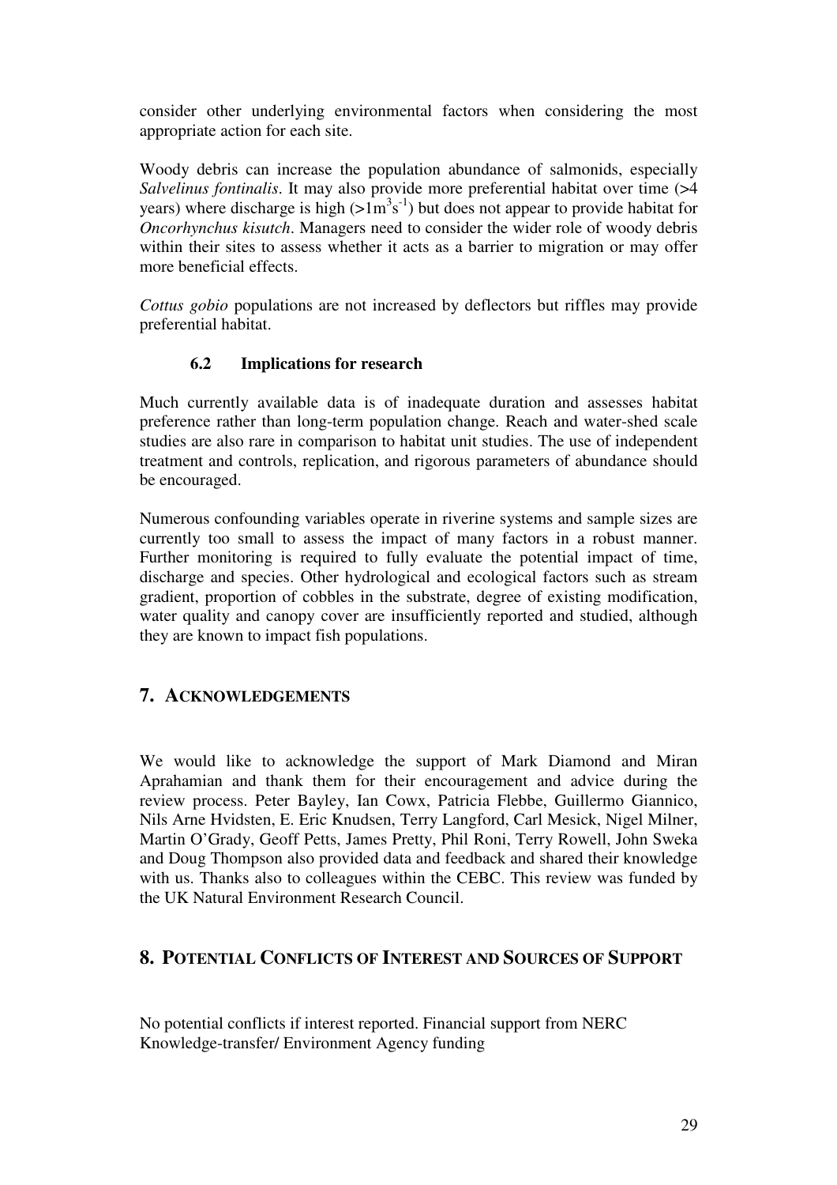consider other underlying environmental factors when considering the most appropriate action for each site.

Woody debris can increase the population abundance of salmonids, especially *Salvelinus fontinalis*. It may also provide more preferential habitat over time (>4 years) where discharge is high ($>1m^3s^{-1}$) but does not appear to provide habitat for *Oncorhynchus kisutch*. Managers need to consider the wider role of woody debris within their sites to assess whether it acts as a barrier to migration or may offer more beneficial effects.

*Cottus gobio* populations are not increased by deflectors but riffles may provide preferential habitat.

### 6.2 Implications for research

Much currently available data is of inadequate duration and assesses habitat preference rather than long-term population change. Reach and water-shed scale studies are also rare in comparison to habitat unit studies. The use of independent treatment and controls, replication, and rigorous parameters of abundance should be encouraged.

Numerous confounding variables operate in riverine systems and sample sizes are currently too small to assess the impact of many factors in a robust manner. Further monitoring is required to fully evaluate the potential impact of time, discharge and species. Other hydrological and ecological factors such as stream gradient, proportion of cobbles in the substrate, degree of existing modification, water quality and canopy cover are insufficiently reported and studied, although they are known to impact fish populations.

## 7. Acknowledgements

We would like to acknowledge the support of Mark Diamond and Miran Aprahamian and thank them for their encouragement and advice during the review process. Peter Bayley, Ian Cowx, Patricia Flebbe, Guillermo Giannico, Nils Arne Hvidsten, E. Eric Knudsen, Terry Langford, Carl Mesick, Nigel Milner, Martin O'Grady, Geoff Petts, James Pretty, Phil Roni, Terry Rowell, John Sweka and Doug Thompson also provided data and feedback and shared their knowledge with us. Thanks also to colleagues within the CEBC. This review was funded by the UK Natural Environment Research Council.

## 8. Potential Conflicts of Interest and Sources of Support

No potential conflicts if interest reported. Financial support from NERC Knowledge-transfer/ Environment Agency funding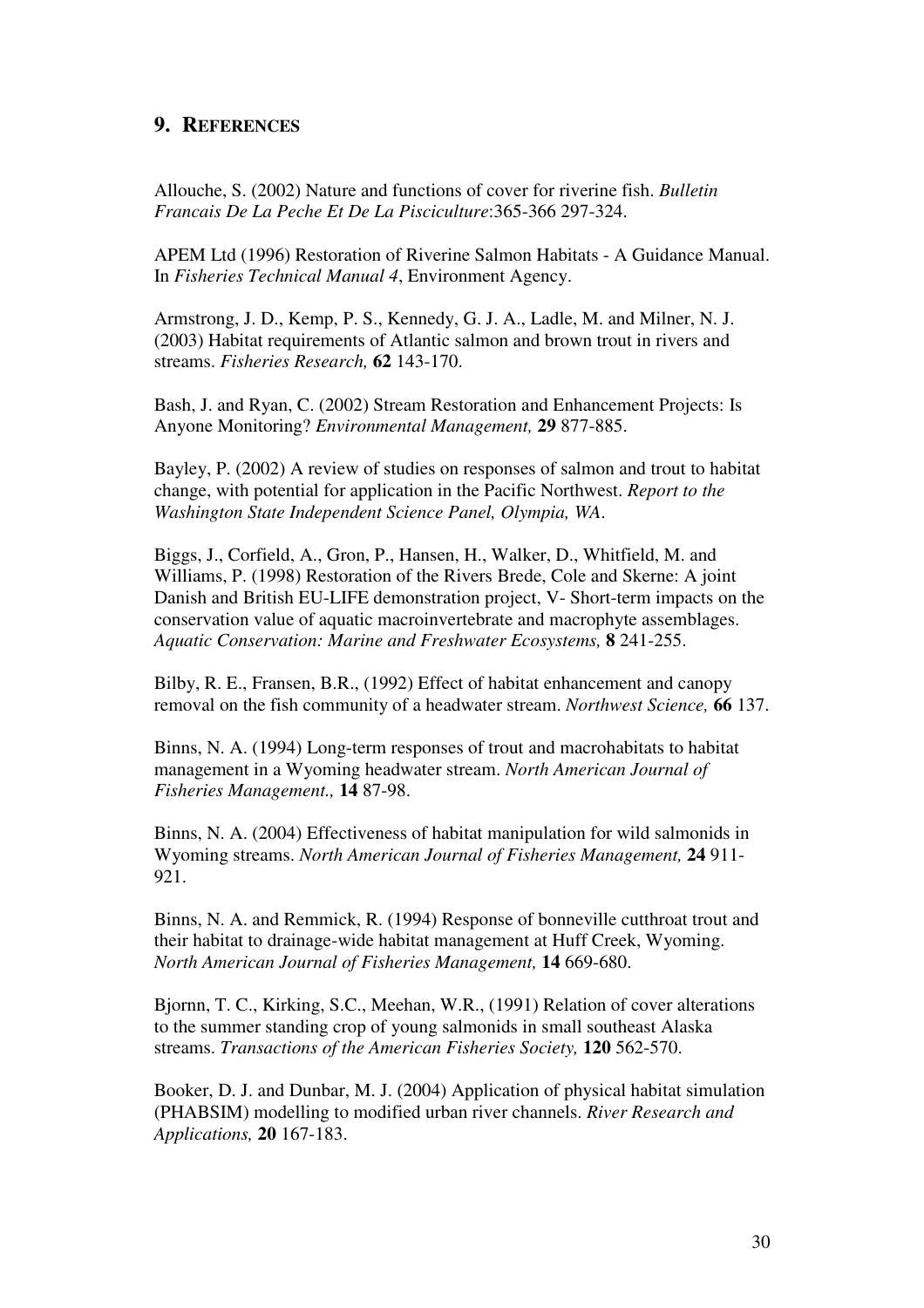## 9. References

Allouche, S. (2002) Nature and functions of cover for riverine fish. *Bulletin Francais De La Peche Et De La Pisciculture*:365-366 297-324.

APEM Ltd (1996) Restoration of Riverine Salmon Habitats - A Guidance Manual. In *Fisheries Technical Manual 4*, Environment Agency.

Armstrong, J. D., Kemp, P. S., Kennedy, G. J. A., Ladle, M. and Milner, N. J. (2003) Habitat requirements of Atlantic salmon and brown trout in rivers and streams. *Fisheries Research,* **62** 143-170.

Bash, J. and Ryan, C. (2002) Stream Restoration and Enhancement Projects: Is Anyone Monitoring? *Environmental Management,* **29** 877-885.

Bayley, P. (2002) A review of studies on responses of salmon and trout to habitat change, with potential for application in the Pacific Northwest. *Report to the Washington State Independent Science Panel, Olympia, WA*.

Biggs, J., Corfield, A., Gron, P., Hansen, H., Walker, D., Whitfield, M. and Williams, P. (1998) Restoration of the Rivers Brede, Cole and Skerne: A joint Danish and British EU-LIFE demonstration project, V- Short-term impacts on the conservation value of aquatic macroinvertebrate and macrophyte assemblages. *Aquatic Conservation: Marine and Freshwater Ecosystems,* **8** 241-255.

Bilby, R. E., Fransen, B.R., (1992) Effect of habitat enhancement and canopy removal on the fish community of a headwater stream. *Northwest Science,* **66** 137.

Binns, N. A. (1994) Long-term responses of trout and macrohabitats to habitat management in a Wyoming headwater stream. *North American Journal of Fisheries Management.,* **14** 87-98.

Binns, N. A. (2004) Effectiveness of habitat manipulation for wild salmonids in Wyoming streams. *North American Journal of Fisheries Management,* **24** 911-921.

Binns, N. A. and Remmick, R. (1994) Response of bonneville cutthroat trout and their habitat to drainage-wide habitat management at Huff Creek, Wyoming. *North American Journal of Fisheries Management,* **14** 669-680.

Bjornn, T. C., Kirking, S.C., Meehan, W.R., (1991) Relation of cover alterations to the summer standing crop of young salmonids in small southeast Alaska streams. *Transactions of the American Fisheries Society,* **120** 562-570.

Booker, D. J. and Dunbar, M. J. (2004) Application of physical habitat simulation (PHABSIM) modelling to modified urban river channels. *River Research and Applications,* **20** 167-183.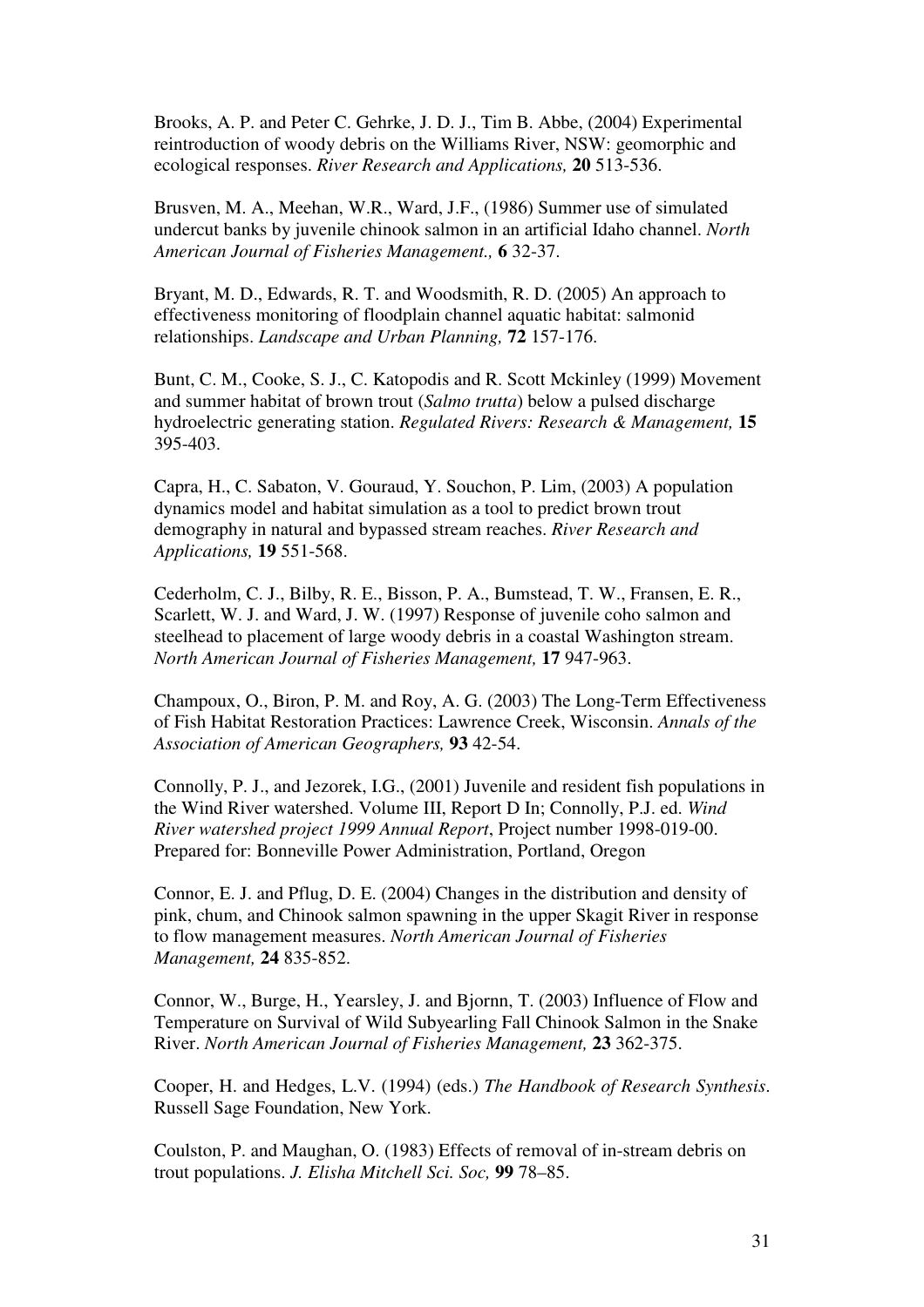Brooks, A. P. and Peter C. Gehrke, J. D. J., Tim B. Abbe, (2004) Experimental reintroduction of woody debris on the Williams River, NSW: geomorphic and ecological responses. *River Research and Applications,* **20** 513-536.

Brusven, M. A., Meehan, W.R., Ward, J.F., (1986) Summer use of simulated undercut banks by juvenile chinook salmon in an artificial Idaho channel. *North American Journal of Fisheries Management.,* **6** 32-37.

Bryant, M. D., Edwards, R. T. and Woodsmith, R. D. (2005) An approach to effectiveness monitoring of floodplain channel aquatic habitat: salmonid relationships. *Landscape and Urban Planning,* **72** 157-176.

Bunt, C. M., Cooke, S. J., C. Katopodis and R. Scott Mckinley (1999) Movement and summer habitat of brown trout (*Salmo trutta*) below a pulsed discharge hydroelectric generating station. *Regulated Rivers: Research & Management,* **15** 395-403.

Capra, H., C. Sabaton, V. Gouraud, Y. Souchon, P. Lim, (2003) A population dynamics model and habitat simulation as a tool to predict brown trout demography in natural and bypassed stream reaches. *River Research and Applications,* **19** 551-568.

Cederholm, C. J., Bilby, R. E., Bisson, P. A., Bumstead, T. W., Fransen, E. R., Scarlett, W. J. and Ward, J. W. (1997) Response of juvenile coho salmon and steelhead to placement of large woody debris in a coastal Washington stream. *North American Journal of Fisheries Management,* **17** 947-963.

Champoux, O., Biron, P. M. and Roy, A. G. (2003) The Long-Term Effectiveness of Fish Habitat Restoration Practices: Lawrence Creek, Wisconsin. *Annals of the Association of American Geographers,* **93** 42-54.

Connolly, P. J., and Jezorek, I.G., (2001) Juvenile and resident fish populations in the Wind River watershed. Volume III, Report D In; Connolly, P.J. ed. *Wind River watershed project 1999 Annual Report*, Project number 1998-019-00. Prepared for: Bonneville Power Administration, Portland, Oregon

Connor, E. J. and Pflug, D. E. (2004) Changes in the distribution and density of pink, chum, and Chinook salmon spawning in the upper Skagit River in response to flow management measures. *North American Journal of Fisheries Management,* **24** 835-852.

Connor, W., Burge, H., Yearsley, J. and Bjornn, T. (2003) Influence of Flow and Temperature on Survival of Wild Subyearling Fall Chinook Salmon in the Snake River. *North American Journal of Fisheries Management,* **23** 362-375.

Cooper, H. and Hedges, L.V. (1994) (eds.) *The Handbook of Research Synthesis*. Russell Sage Foundation, New York.

Coulston, P. and Maughan, O. (1983) Effects of removal of in-stream debris on trout populations. *J. Elisha Mitchell Sci. Soc,* **99** 78–85.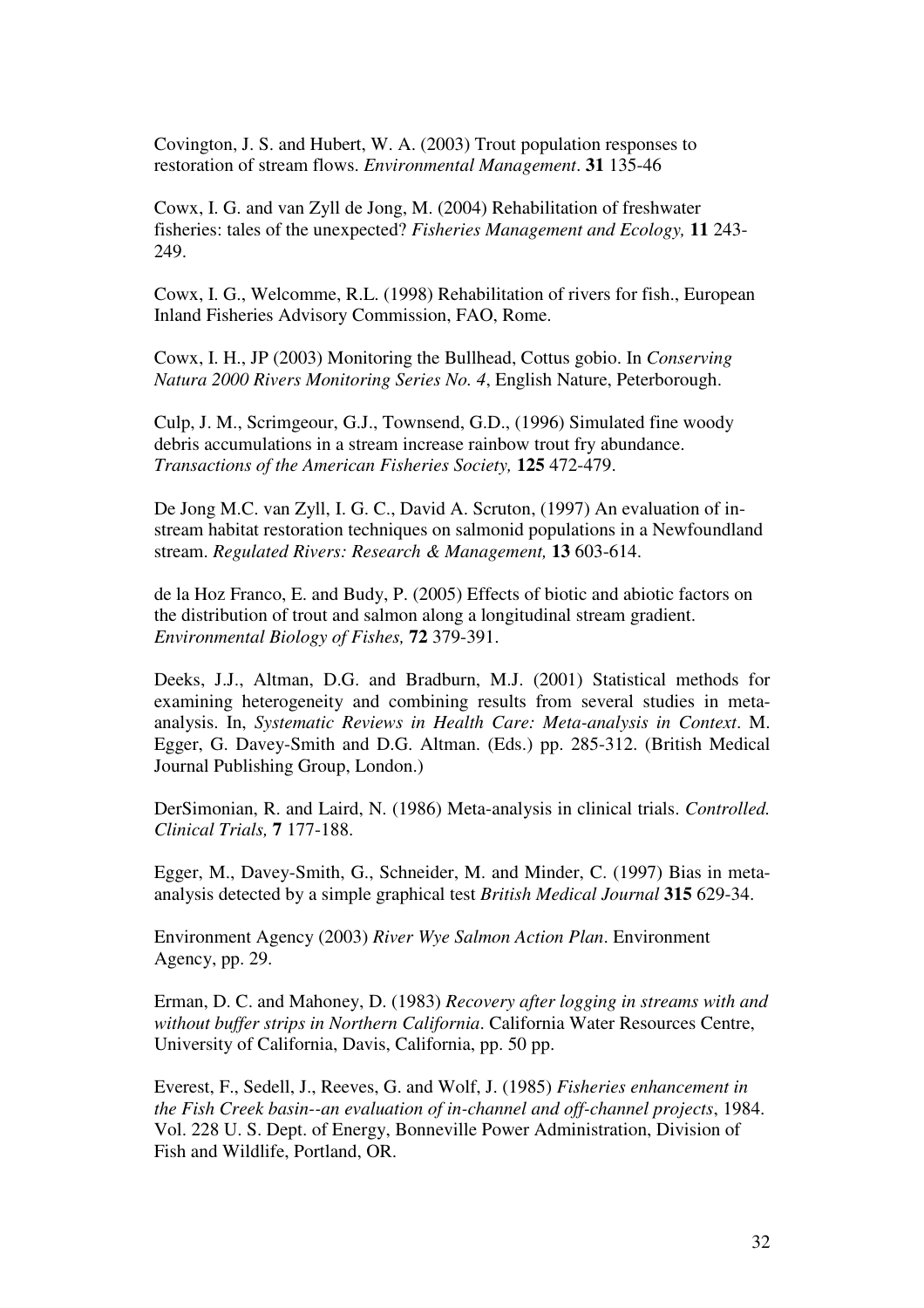Covington, J. S. and Hubert, W. A. (2003) Trout population responses to restoration of stream flows. *Environmental Management*. **31** 135-46

Cowx, I. G. and van Zyll de Jong, M. (2004) Rehabilitation of freshwater fisheries: tales of the unexpected? *Fisheries Management and Ecology,* **11** 243-249.

Cowx, I. G., Welcomme, R.L. (1998) Rehabilitation of rivers for fish., European Inland Fisheries Advisory Commission, FAO, Rome.

Cowx, I. H., JP (2003) Monitoring the Bullhead, Cottus gobio. In *Conserving Natura 2000 Rivers Monitoring Series No. 4*, English Nature, Peterborough.

Culp, J. M., Scrimgeour, G.J., Townsend, G.D., (1996) Simulated fine woody debris accumulations in a stream increase rainbow trout fry abundance. *Transactions of the American Fisheries Society,* **125** 472-479.

De Jong M.C. van Zyll, I. G. C., David A. Scruton, (1997) An evaluation of in-stream habitat restoration techniques on salmonid populations in a Newfoundland stream. *Regulated Rivers: Research & Management,* **13** 603-614.

de la Hoz Franco, E. and Budy, P. (2005) Effects of biotic and abiotic factors on the distribution of trout and salmon along a longitudinal stream gradient. *Environmental Biology of Fishes,* **72** 379-391.

Deeks, J.J., Altman, D.G. and Bradburn, M.J. (2001) Statistical methods for examining heterogeneity and combining results from several studies in meta-analysis. In, *Systematic Reviews in Health Care: Meta-analysis in Context*. M. Egger, G. Davey-Smith and D.G. Altman. (Eds.) pp. 285-312. (British Medical Journal Publishing Group, London.)

DerSimonian, R. and Laird, N. (1986) Meta-analysis in clinical trials. *Controlled. Clinical Trials,* **7** 177-188.

Egger, M., Davey-Smith, G., Schneider, M. and Minder, C. (1997) Bias in meta-analysis detected by a simple graphical test *British Medical Journal* **315** 629-34.

Environment Agency (2003) *River Wye Salmon Action Plan*. Environment Agency, pp. 29.

Erman, D. C. and Mahoney, D. (1983) *Recovery after logging in streams with and without buffer strips in Northern California*. California Water Resources Centre, University of California, Davis, California, pp. 50 pp.

Everest, F., Sedell, J., Reeves, G. and Wolf, J. (1985) *Fisheries enhancement in the Fish Creek basin--an evaluation of in-channel and off-channel projects*, 1984. Vol. 228 U. S. Dept. of Energy, Bonneville Power Administration, Division of Fish and Wildlife, Portland, OR.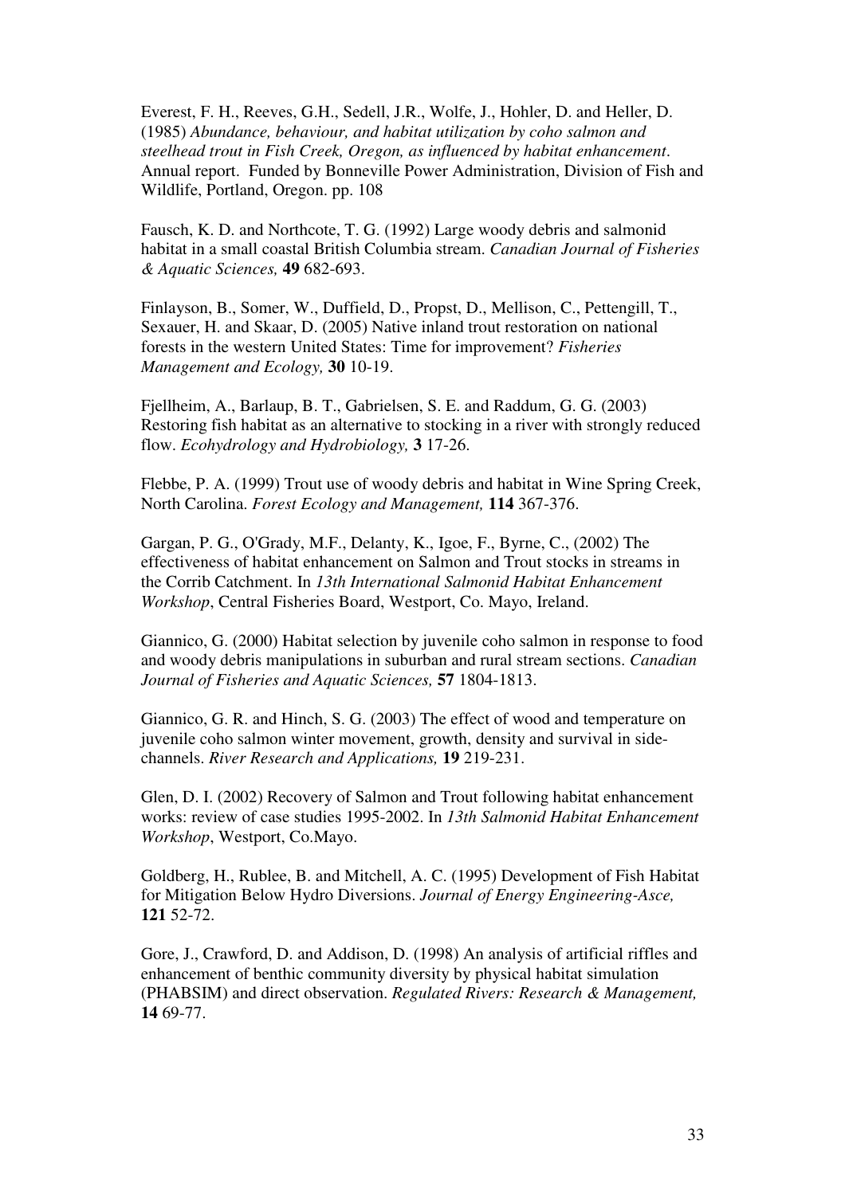Everest, F. H., Reeves, G.H., Sedell, J.R., Wolfe, J., Hohler, D. and Heller, D. (1985) *Abundance, behaviour, and habitat utilization by coho salmon and steelhead trout in Fish Creek, Oregon, as influenced by habitat enhancement*. Annual report. Funded by Bonneville Power Administration, Division of Fish and Wildlife, Portland, Oregon. pp. 108

Fausch, K. D. and Northcote, T. G. (1992) Large woody debris and salmonid habitat in a small coastal British Columbia stream. *Canadian Journal of Fisheries & Aquatic Sciences,* **49** 682-693.

Finlayson, B., Somer, W., Duffield, D., Propst, D., Mellison, C., Pettengill, T., Sexauer, H. and Skaar, D. (2005) Native inland trout restoration on national forests in the western United States: Time for improvement? *Fisheries Management and Ecology,* **30** 10-19.

Fjellheim, A., Barlaup, B. T., Gabrielsen, S. E. and Raddum, G. G. (2003) Restoring fish habitat as an alternative to stocking in a river with strongly reduced flow. *Ecohydrology and Hydrobiology,* **3** 17-26.

Flebbe, P. A. (1999) Trout use of woody debris and habitat in Wine Spring Creek, North Carolina. *Forest Ecology and Management,* **114** 367-376.

Gargan, P. G., O'Grady, M.F., Delanty, K., Igoe, F., Byrne, C., (2002) The effectiveness of habitat enhancement on Salmon and Trout stocks in streams in the Corrib Catchment. In *13th International Salmonid Habitat Enhancement Workshop*, Central Fisheries Board, Westport, Co. Mayo, Ireland.

Giannico, G. (2000) Habitat selection by juvenile coho salmon in response to food and woody debris manipulations in suburban and rural stream sections. *Canadian Journal of Fisheries and Aquatic Sciences,* **57** 1804-1813.

Giannico, G. R. and Hinch, S. G. (2003) The effect of wood and temperature on juvenile coho salmon winter movement, growth, density and survival in side-channels. *River Research and Applications,* **19** 219-231.

Glen, D. I. (2002) Recovery of Salmon and Trout following habitat enhancement works: review of case studies 1995-2002. In *13th Salmonid Habitat Enhancement Workshop*, Westport, Co.Mayo.

Goldberg, H., Rublee, B. and Mitchell, A. C. (1995) Development of Fish Habitat for Mitigation Below Hydro Diversions. *Journal of Energy Engineering-Asce,* **121** 52-72.

Gore, J., Crawford, D. and Addison, D. (1998) An analysis of artificial riffles and enhancement of benthic community diversity by physical habitat simulation (PHABSIM) and direct observation. *Regulated Rivers: Research & Management,* **14** 69-77.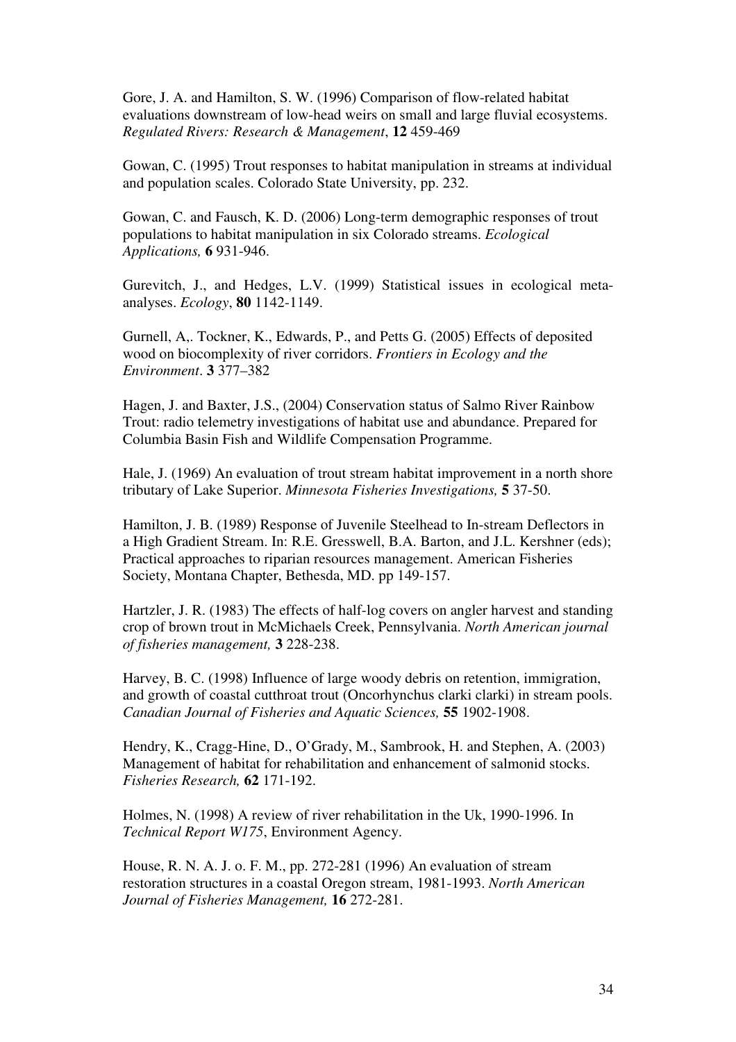Gore, J. A. and Hamilton, S. W. (1996) Comparison of flow-related habitat evaluations downstream of low-head weirs on small and large fluvial ecosystems. *Regulated Rivers: Research & Management*, **12** 459-469

Gowan, C. (1995) Trout responses to habitat manipulation in streams at individual and population scales. Colorado State University, pp. 232.

Gowan, C. and Fausch, K. D. (2006) Long-term demographic responses of trout populations to habitat manipulation in six Colorado streams. *Ecological Applications,* **6** 931-946.

Gurevitch, J., and Hedges, L.V. (1999) Statistical issues in ecological meta-analyses. *Ecology*, **80** 1142-1149.

Gurnell, A,. Tockner, K., Edwards, P., and Petts G. (2005) Effects of deposited wood on biocomplexity of river corridors. *Frontiers in Ecology and the Environment*. **3** 377–382

Hagen, J. and Baxter, J.S., (2004) Conservation status of Salmo River Rainbow Trout: radio telemetry investigations of habitat use and abundance. Prepared for Columbia Basin Fish and Wildlife Compensation Programme.

Hale, J. (1969) An evaluation of trout stream habitat improvement in a north shore tributary of Lake Superior. *Minnesota Fisheries Investigations,* **5** 37-50.

Hamilton, J. B. (1989) Response of Juvenile Steelhead to In-stream Deflectors in a High Gradient Stream. In: R.E. Gresswell, B.A. Barton, and J.L. Kershner (eds); Practical approaches to riparian resources management. American Fisheries Society, Montana Chapter, Bethesda, MD. pp 149-157.

Hartzler, J. R. (1983) The effects of half-log covers on angler harvest and standing crop of brown trout in McMichaels Creek, Pennsylvania. *North American journal of fisheries management,* **3** 228-238.

Harvey, B. C. (1998) Influence of large woody debris on retention, immigration, and growth of coastal cutthroat trout (Oncorhynchus clarki clarki) in stream pools. *Canadian Journal of Fisheries and Aquatic Sciences,* **55** 1902-1908.

Hendry, K., Cragg-Hine, D., O'Grady, M., Sambrook, H. and Stephen, A. (2003) Management of habitat for rehabilitation and enhancement of salmonid stocks. *Fisheries Research,* **62** 171-192.

Holmes, N. (1998) A review of river rehabilitation in the Uk, 1990-1996. In *Technical Report W175*, Environment Agency.

House, R. N. A. J. o. F. M., pp. 272-281 (1996) An evaluation of stream restoration structures in a coastal Oregon stream, 1981-1993. *North American Journal of Fisheries Management,* **16** 272-281.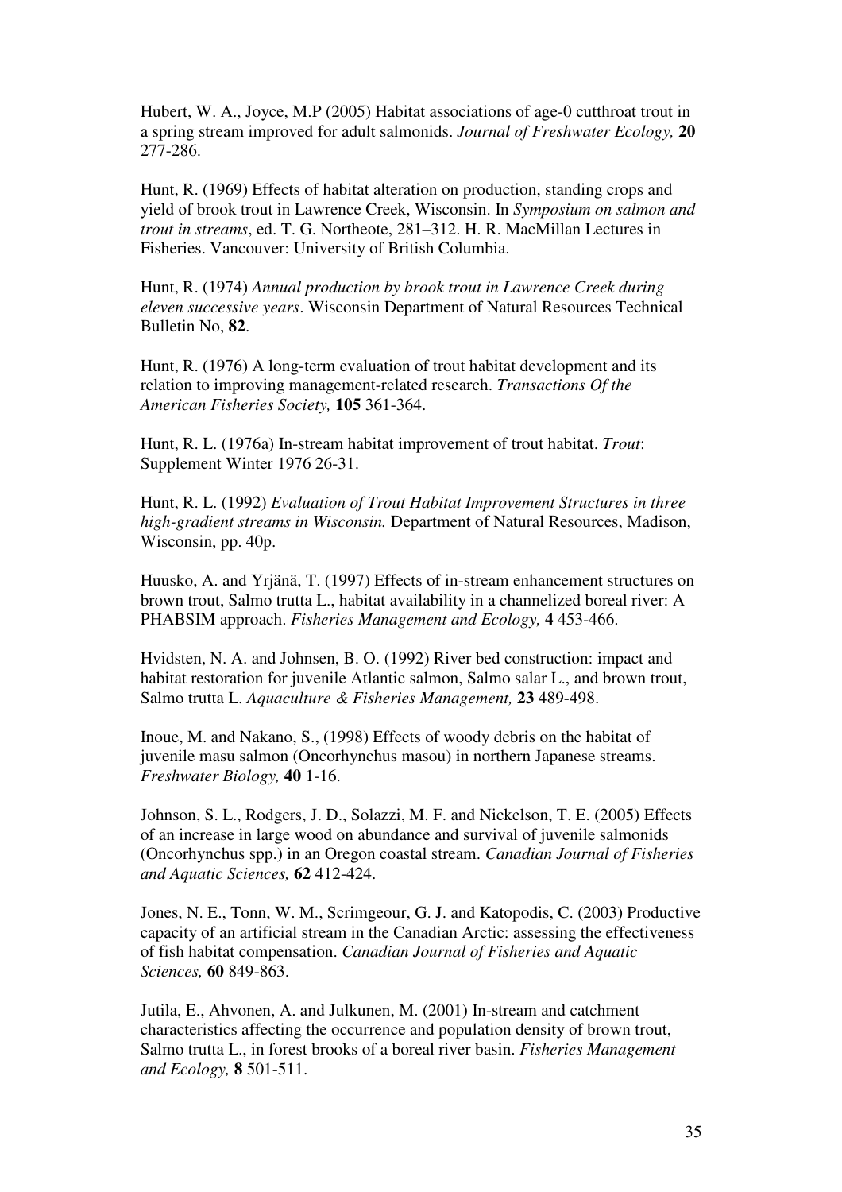Hubert, W. A., Joyce, M.P (2005) Habitat associations of age-0 cutthroat trout in a spring stream improved for adult salmonids. *Journal of Freshwater Ecology,* **20** 277-286.

Hunt, R. (1969) Effects of habitat alteration on production, standing crops and yield of brook trout in Lawrence Creek, Wisconsin. In *Symposium on salmon and trout in streams*, ed. T. G. Northeote, 281–312. H. R. MacMillan Lectures in Fisheries. Vancouver: University of British Columbia.

Hunt, R. (1974) *Annual production by brook trout in Lawrence Creek during eleven successive years*. Wisconsin Department of Natural Resources Technical Bulletin No, **82**.

Hunt, R. (1976) A long-term evaluation of trout habitat development and its relation to improving management-related research. *Transactions Of the American Fisheries Society,* **105** 361-364.

Hunt, R. L. (1976a) In-stream habitat improvement of trout habitat. *Trout*: Supplement Winter 1976 26-31.

Hunt, R. L. (1992) *Evaluation of Trout Habitat Improvement Structures in three high-gradient streams in Wisconsin.* Department of Natural Resources, Madison, Wisconsin, pp. 40p.

Huusko, A. and Yrjänä, T. (1997) Effects of in-stream enhancement structures on brown trout, Salmo trutta L., habitat availability in a channelized boreal river: A PHABSIM approach. *Fisheries Management and Ecology,* **4** 453-466.

Hvidsten, N. A. and Johnsen, B. O. (1992) River bed construction: impact and habitat restoration for juvenile Atlantic salmon, Salmo salar L., and brown trout, Salmo trutta L. *Aquaculture & Fisheries Management,* **23** 489-498.

Inoue, M. and Nakano, S., (1998) Effects of woody debris on the habitat of juvenile masu salmon (Oncorhynchus masou) in northern Japanese streams. *Freshwater Biology,* **40** 1-16.

Johnson, S. L., Rodgers, J. D., Solazzi, M. F. and Nickelson, T. E. (2005) Effects of an increase in large wood on abundance and survival of juvenile salmonids (Oncorhynchus spp.) in an Oregon coastal stream. *Canadian Journal of Fisheries and Aquatic Sciences,* **62** 412-424.

Jones, N. E., Tonn, W. M., Scrimgeour, G. J. and Katopodis, C. (2003) Productive capacity of an artificial stream in the Canadian Arctic: assessing the effectiveness of fish habitat compensation. *Canadian Journal of Fisheries and Aquatic Sciences,* **60** 849-863.

Jutila, E., Ahvonen, A. and Julkunen, M. (2001) In-stream and catchment characteristics affecting the occurrence and population density of brown trout, Salmo trutta L., in forest brooks of a boreal river basin. *Fisheries Management and Ecology,* **8** 501-511.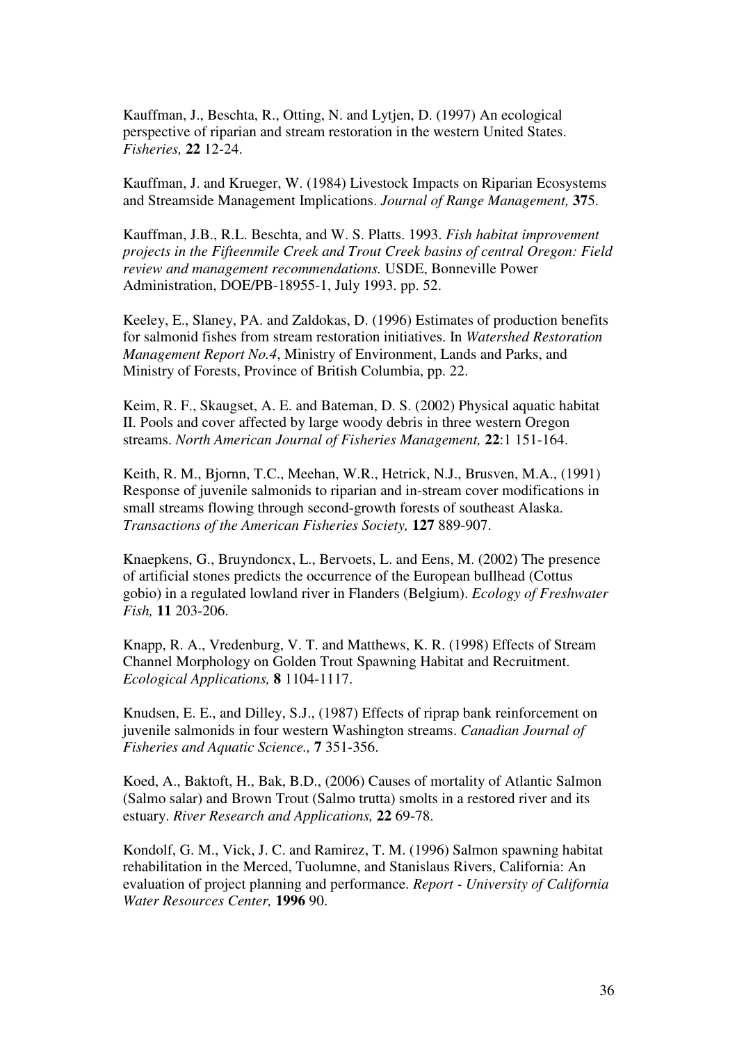Kauffman, J., Beschta, R., Otting, N. and Lytjen, D. (1997) An ecological perspective of riparian and stream restoration in the western United States. *Fisheries,* **22** 12-24.

Kauffman, J. and Krueger, W. (1984) Livestock Impacts on Riparian Ecosystems and Streamside Management Implications. *Journal of Range Management,* **37**5.

Kauffman, J.B., R.L. Beschta, and W. S. Platts. 1993. *Fish habitat improvement projects in the Fifteenmile Creek and Trout Creek basins of central Oregon: Field review and management recommendations.* USDE, Bonneville Power Administration, DOE/PB-18955-1, July 1993. pp. 52.

Keeley, E., Slaney, PA. and Zaldokas, D. (1996) Estimates of production benefits for salmonid fishes from stream restoration initiatives. In *Watershed Restoration Management Report No.4*, Ministry of Environment, Lands and Parks, and Ministry of Forests, Province of British Columbia, pp. 22.

Keim, R. F., Skaugset, A. E. and Bateman, D. S. (2002) Physical aquatic habitat II. Pools and cover affected by large woody debris in three western Oregon streams. *North American Journal of Fisheries Management,* **22**:1 151-164.

Keith, R. M., Bjornn, T.C., Meehan, W.R., Hetrick, N.J., Brusven, M.A., (1991) Response of juvenile salmonids to riparian and in-stream cover modifications in small streams flowing through second-growth forests of southeast Alaska. *Transactions of the American Fisheries Society,* **127** 889-907.

Knaepkens, G., Bruyndoncx, L., Bervoets, L. and Eens, M. (2002) The presence of artificial stones predicts the occurrence of the European bullhead (Cottus gobio) in a regulated lowland river in Flanders (Belgium). *Ecology of Freshwater Fish,* **11** 203-206.

Knapp, R. A., Vredenburg, V. T. and Matthews, K. R. (1998) Effects of Stream Channel Morphology on Golden Trout Spawning Habitat and Recruitment. *Ecological Applications,* **8** 1104-1117.

Knudsen, E. E., and Dilley, S.J., (1987) Effects of riprap bank reinforcement on juvenile salmonids in four western Washington streams. *Canadian Journal of Fisheries and Aquatic Science.,* **7** 351-356.

Koed, A., Baktoft, H., Bak, B.D., (2006) Causes of mortality of Atlantic Salmon (Salmo salar) and Brown Trout (Salmo trutta) smolts in a restored river and its estuary. *River Research and Applications,* **22** 69-78.

Kondolf, G. M., Vick, J. C. and Ramirez, T. M. (1996) Salmon spawning habitat rehabilitation in the Merced, Tuolumne, and Stanislaus Rivers, California: An evaluation of project planning and performance. *Report - University of California Water Resources Center,* **1996** 90.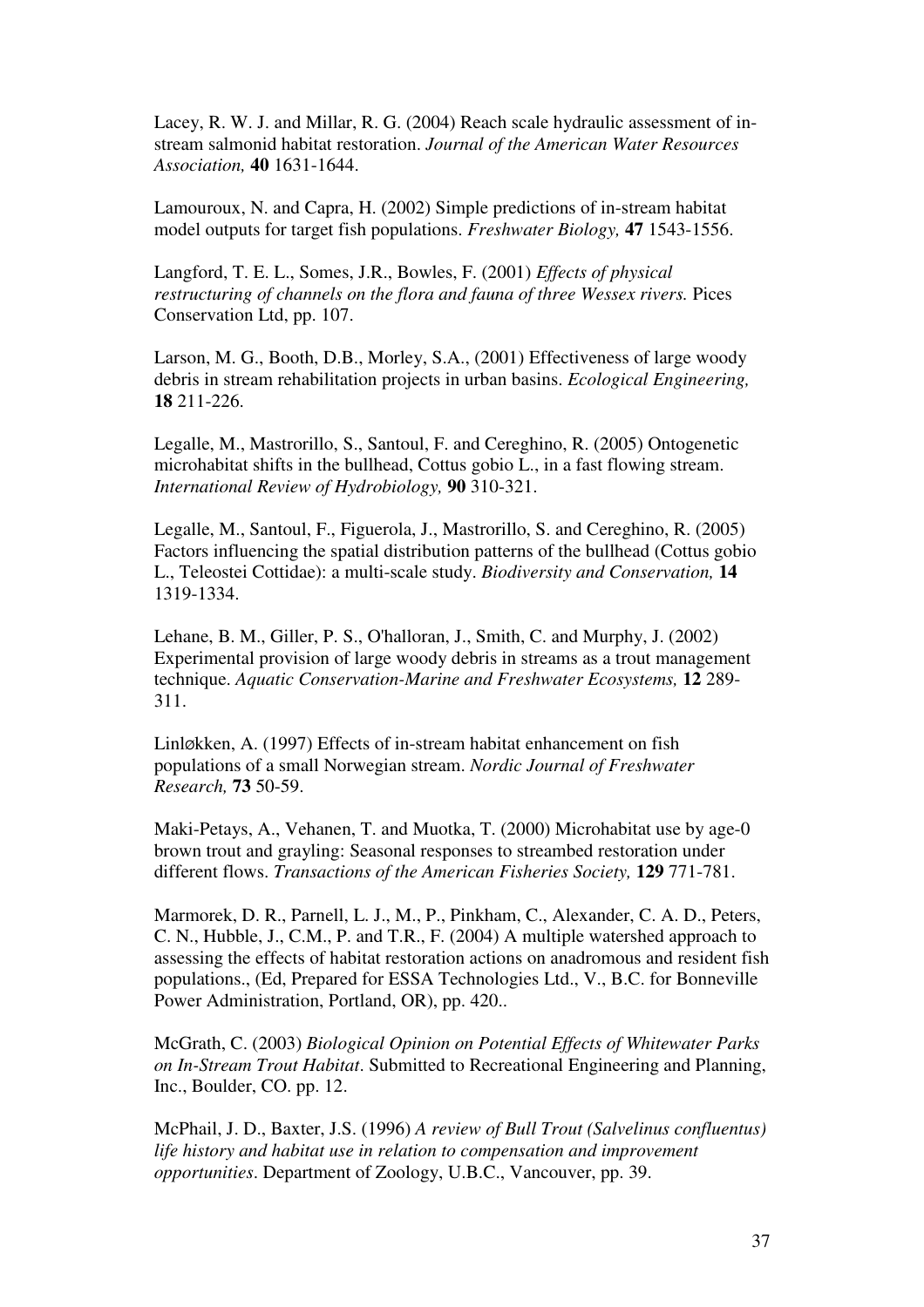Lacey, R. W. J. and Millar, R. G. (2004) Reach scale hydraulic assessment of in-stream salmonid habitat restoration. *Journal of the American Water Resources Association,* **40** 1631-1644.

Lamouroux, N. and Capra, H. (2002) Simple predictions of in-stream habitat model outputs for target fish populations. *Freshwater Biology,* **47** 1543-1556.

Langford, T. E. L., Somes, J.R., Bowles, F. (2001) *Effects of physical restructuring of channels on the flora and fauna of three Wessex rivers.* Pices Conservation Ltd, pp. 107.

Larson, M. G., Booth, D.B., Morley, S.A., (2001) Effectiveness of large woody debris in stream rehabilitation projects in urban basins. *Ecological Engineering,* **18** 211-226.

Legalle, M., Mastrorillo, S., Santoul, F. and Cereghino, R. (2005) Ontogenetic microhabitat shifts in the bullhead, Cottus gobio L., in a fast flowing stream. *International Review of Hydrobiology,* **90** 310-321.

Legalle, M., Santoul, F., Figuerola, J., Mastrorillo, S. and Cereghino, R. (2005) Factors influencing the spatial distribution patterns of the bullhead (Cottus gobio L., Teleostei Cottidae): a multi-scale study. *Biodiversity and Conservation,* **14** 1319-1334.

Lehane, B. M., Giller, P. S., O'halloran, J., Smith, C. and Murphy, J. (2002) Experimental provision of large woody debris in streams as a trout management technique. *Aquatic Conservation-Marine and Freshwater Ecosystems,* **12** 289-311.

Linløkken, A. (1997) Effects of in-stream habitat enhancement on fish populations of a small Norwegian stream. *Nordic Journal of Freshwater Research,* **73** 50-59.

Maki-Petays, A., Vehanen, T. and Muotka, T. (2000) Microhabitat use by age-0 brown trout and grayling: Seasonal responses to streambed restoration under different flows. *Transactions of the American Fisheries Society,* **129** 771-781.

Marmorek, D. R., Parnell, L. J., M., P., Pinkham, C., Alexander, C. A. D., Peters, C. N., Hubble, J., C.M., P. and T.R., F. (2004) A multiple watershed approach to assessing the effects of habitat restoration actions on anadromous and resident fish populations., (Ed, Prepared for ESSA Technologies Ltd., V., B.C. for Bonneville Power Administration, Portland, OR), pp. 420..

McGrath, C. (2003) *Biological Opinion on Potential Effects of Whitewater Parks on In-Stream Trout Habitat*. Submitted to Recreational Engineering and Planning, Inc., Boulder, CO. pp. 12.

McPhail, J. D., Baxter, J.S. (1996) *A review of Bull Trout (Salvelinus confluentus) life history and habitat use in relation to compensation and improvement opportunities*. Department of Zoology, U.B.C., Vancouver, pp. 39.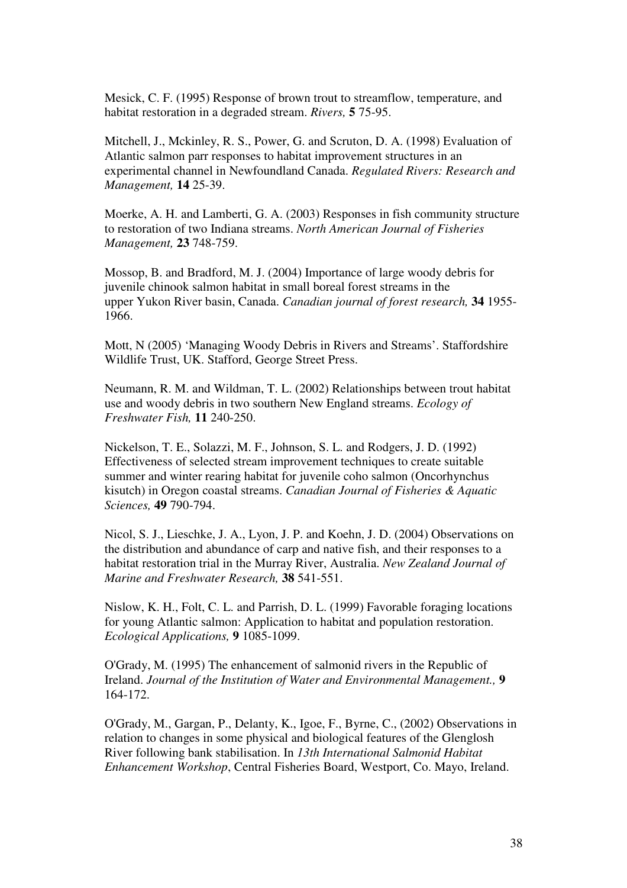Mesick, C. F. (1995) Response of brown trout to streamflow, temperature, and habitat restoration in a degraded stream. *Rivers,* **5** 75-95.

Mitchell, J., Mckinley, R. S., Power, G. and Scruton, D. A. (1998) Evaluation of Atlantic salmon parr responses to habitat improvement structures in an experimental channel in Newfoundland Canada. *Regulated Rivers: Research and Management,* **14** 25-39.

Moerke, A. H. and Lamberti, G. A. (2003) Responses in fish community structure to restoration of two Indiana streams. *North American Journal of Fisheries Management,* **23** 748-759.

Mossop, B. and Bradford, M. J. (2004) Importance of large woody debris for juvenile chinook salmon habitat in small boreal forest streams in the upper Yukon River basin, Canada. *Canadian journal of forest research,* **34** 1955-1966.

Mott, N (2005) 'Managing Woody Debris in Rivers and Streams'. Staffordshire Wildlife Trust, UK. Stafford, George Street Press.

Neumann, R. M. and Wildman, T. L. (2002) Relationships between trout habitat use and woody debris in two southern New England streams. *Ecology of Freshwater Fish,* **11** 240-250.

Nickelson, T. E., Solazzi, M. F., Johnson, S. L. and Rodgers, J. D. (1992) Effectiveness of selected stream improvement techniques to create suitable summer and winter rearing habitat for juvenile coho salmon (Oncorhynchus kisutch) in Oregon coastal streams. *Canadian Journal of Fisheries & Aquatic Sciences,* **49** 790-794.

Nicol, S. J., Lieschke, J. A., Lyon, J. P. and Koehn, J. D. (2004) Observations on the distribution and abundance of carp and native fish, and their responses to a habitat restoration trial in the Murray River, Australia. *New Zealand Journal of Marine and Freshwater Research,* **38** 541-551.

Nislow, K. H., Folt, C. L. and Parrish, D. L. (1999) Favorable foraging locations for young Atlantic salmon: Application to habitat and population restoration. *Ecological Applications,* **9** 1085-1099.

O'Grady, M. (1995) The enhancement of salmonid rivers in the Republic of Ireland. *Journal of the Institution of Water and Environmental Management.,* **9** 164-172.

O'Grady, M., Gargan, P., Delanty, K., Igoe, F., Byrne, C., (2002) Observations in relation to changes in some physical and biological features of the Glenglosh River following bank stabilisation. In *13th International Salmonid Habitat Enhancement Workshop*, Central Fisheries Board, Westport, Co. Mayo, Ireland.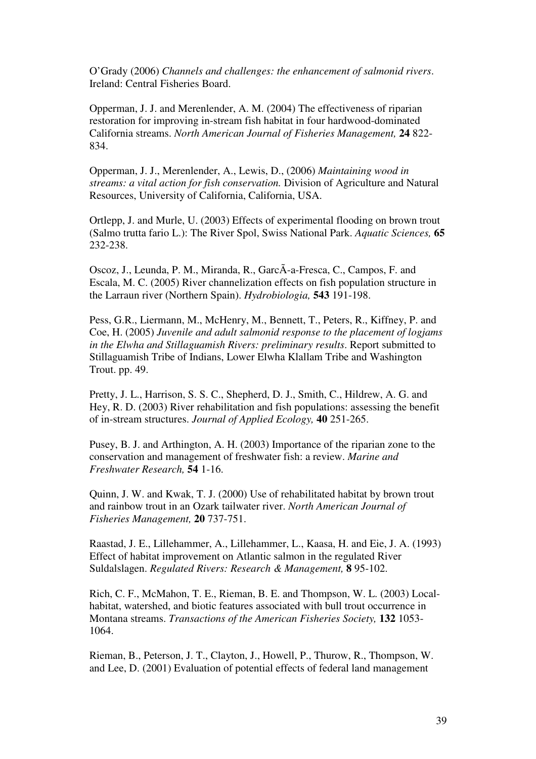O'Grady (2006) *Channels and challenges: the enhancement of salmonid rivers*. Ireland: Central Fisheries Board.

Opperman, J. J. and Merenlender, A. M. (2004) The effectiveness of riparian restoration for improving in-stream fish habitat in four hardwood-dominated California streams. *North American Journal of Fisheries Management,* **24** 822-834.

Opperman, J. J., Merenlender, A., Lewis, D., (2006) *Maintaining wood in streams: a vital action for fish conservation.* Division of Agriculture and Natural Resources, University of California, California, USA.

Ortlepp, J. and Murle, U. (2003) Effects of experimental flooding on brown trout (Salmo trutta fario L.): The River Spol, Swiss National Park. *Aquatic Sciences,* **65** 232-238.

Oscoz, J., Leunda, P. M., Miranda, R., GarcÃ-a-Fresca, C., Campos, F. and Escala, M. C. (2005) River channelization effects on fish population structure in the Larraun river (Northern Spain). *Hydrobiologia,* **543** 191-198.

Pess, G.R., Liermann, M., McHenry, M., Bennett, T., Peters, R., Kiffney, P. and Coe, H. (2005) *Juvenile and adult salmonid response to the placement of logjams in the Elwha and Stillaguamish Rivers: preliminary results*. Report submitted to Stillaguamish Tribe of Indians, Lower Elwha Klallam Tribe and Washington Trout. pp. 49.

Pretty, J. L., Harrison, S. S. C., Shepherd, D. J., Smith, C., Hildrew, A. G. and Hey, R. D. (2003) River rehabilitation and fish populations: assessing the benefit of in-stream structures. *Journal of Applied Ecology,* **40** 251-265.

Pusey, B. J. and Arthington, A. H. (2003) Importance of the riparian zone to the conservation and management of freshwater fish: a review. *Marine and Freshwater Research,* **54** 1-16.

Quinn, J. W. and Kwak, T. J. (2000) Use of rehabilitated habitat by brown trout and rainbow trout in an Ozark tailwater river. *North American Journal of Fisheries Management,* **20** 737-751.

Raastad, J. E., Lillehammer, A., Lillehammer, L., Kaasa, H. and Eie, J. A. (1993) Effect of habitat improvement on Atlantic salmon in the regulated River Suldalslagen. *Regulated Rivers: Research & Management,* **8** 95-102.

Rich, C. F., McMahon, T. E., Rieman, B. E. and Thompson, W. L. (2003) Local-habitat, watershed, and biotic features associated with bull trout occurrence in Montana streams. *Transactions of the American Fisheries Society,* **132** 1053-1064.

Rieman, B., Peterson, J. T., Clayton, J., Howell, P., Thurow, R., Thompson, W. and Lee, D. (2001) Evaluation of potential effects of federal land management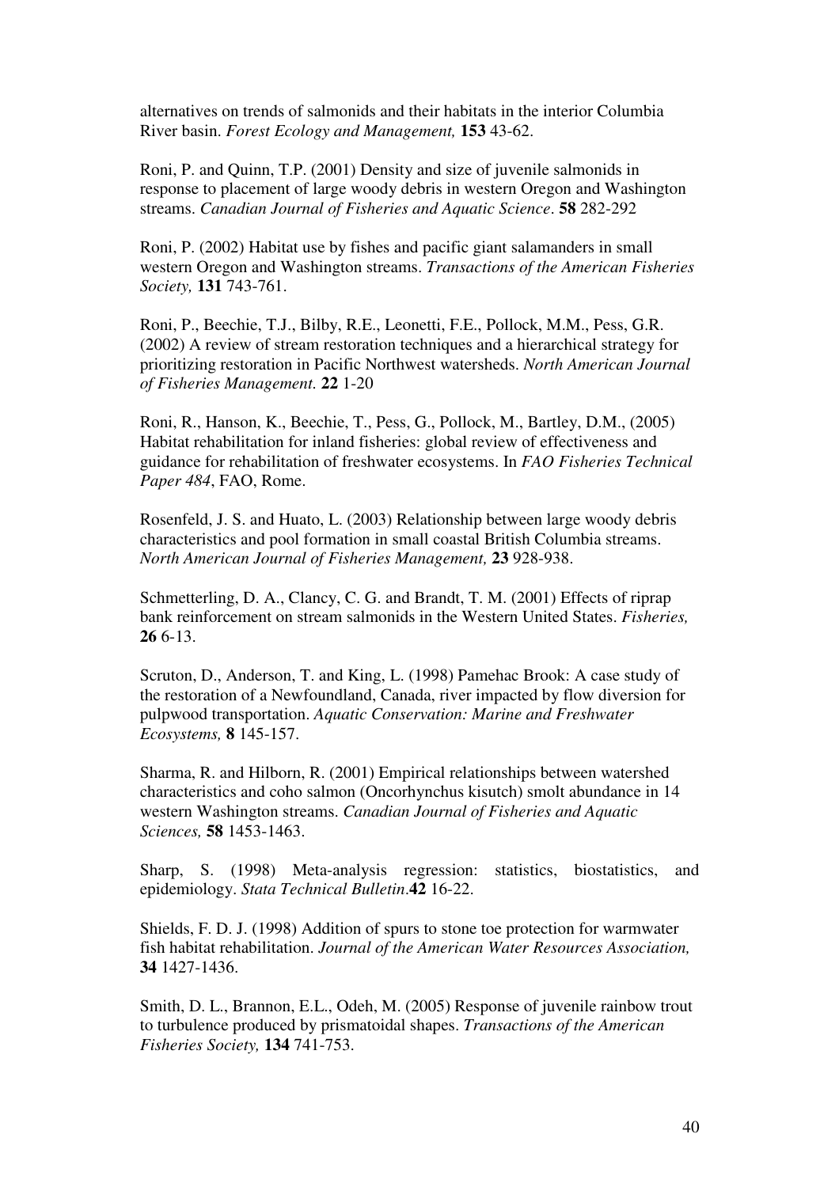alternatives on trends of salmonids and their habitats in the interior Columbia River basin. *Forest Ecology and Management,* **153** 43-62.

Roni, P. and Quinn, T.P. (2001) Density and size of juvenile salmonids in response to placement of large woody debris in western Oregon and Washington streams. *Canadian Journal of Fisheries and Aquatic Science*. **58** 282-292

Roni, P. (2002) Habitat use by fishes and pacific giant salamanders in small western Oregon and Washington streams. *Transactions of the American Fisheries Society,* **131** 743-761.

Roni, P., Beechie, T.J., Bilby, R.E., Leonetti, F.E., Pollock, M.M., Pess, G.R. (2002) A review of stream restoration techniques and a hierarchical strategy for prioritizing restoration in Pacific Northwest watersheds. *North American Journal of Fisheries Management.* **22** 1-20

Roni, R., Hanson, K., Beechie, T., Pess, G., Pollock, M., Bartley, D.M., (2005) Habitat rehabilitation for inland fisheries: global review of effectiveness and guidance for rehabilitation of freshwater ecosystems. In *FAO Fisheries Technical Paper 484*, FAO, Rome.

Rosenfeld, J. S. and Huato, L. (2003) Relationship between large woody debris characteristics and pool formation in small coastal British Columbia streams. *North American Journal of Fisheries Management,* **23** 928-938.

Schmetterling, D. A., Clancy, C. G. and Brandt, T. M. (2001) Effects of riprap bank reinforcement on stream salmonids in the Western United States. *Fisheries,* **26** 6-13.

Scruton, D., Anderson, T. and King, L. (1998) Pamehac Brook: A case study of the restoration of a Newfoundland, Canada, river impacted by flow diversion for pulpwood transportation. *Aquatic Conservation: Marine and Freshwater Ecosystems,* **8** 145-157.

Sharma, R. and Hilborn, R. (2001) Empirical relationships between watershed characteristics and coho salmon (Oncorhynchus kisutch) smolt abundance in 14 western Washington streams. *Canadian Journal of Fisheries and Aquatic Sciences,* **58** 1453-1463.

Sharp, S. (1998) Meta-analysis regression: statistics, biostatistics, and epidemiology. *Stata Technical Bulletin*.**42** 16-22.

Shields, F. D. J. (1998) Addition of spurs to stone toe protection for warmwater fish habitat rehabilitation. *Journal of the American Water Resources Association,* **34** 1427-1436.

Smith, D. L., Brannon, E.L., Odeh, M. (2005) Response of juvenile rainbow trout to turbulence produced by prismatoidal shapes. *Transactions of the American Fisheries Society,* **134** 741-753.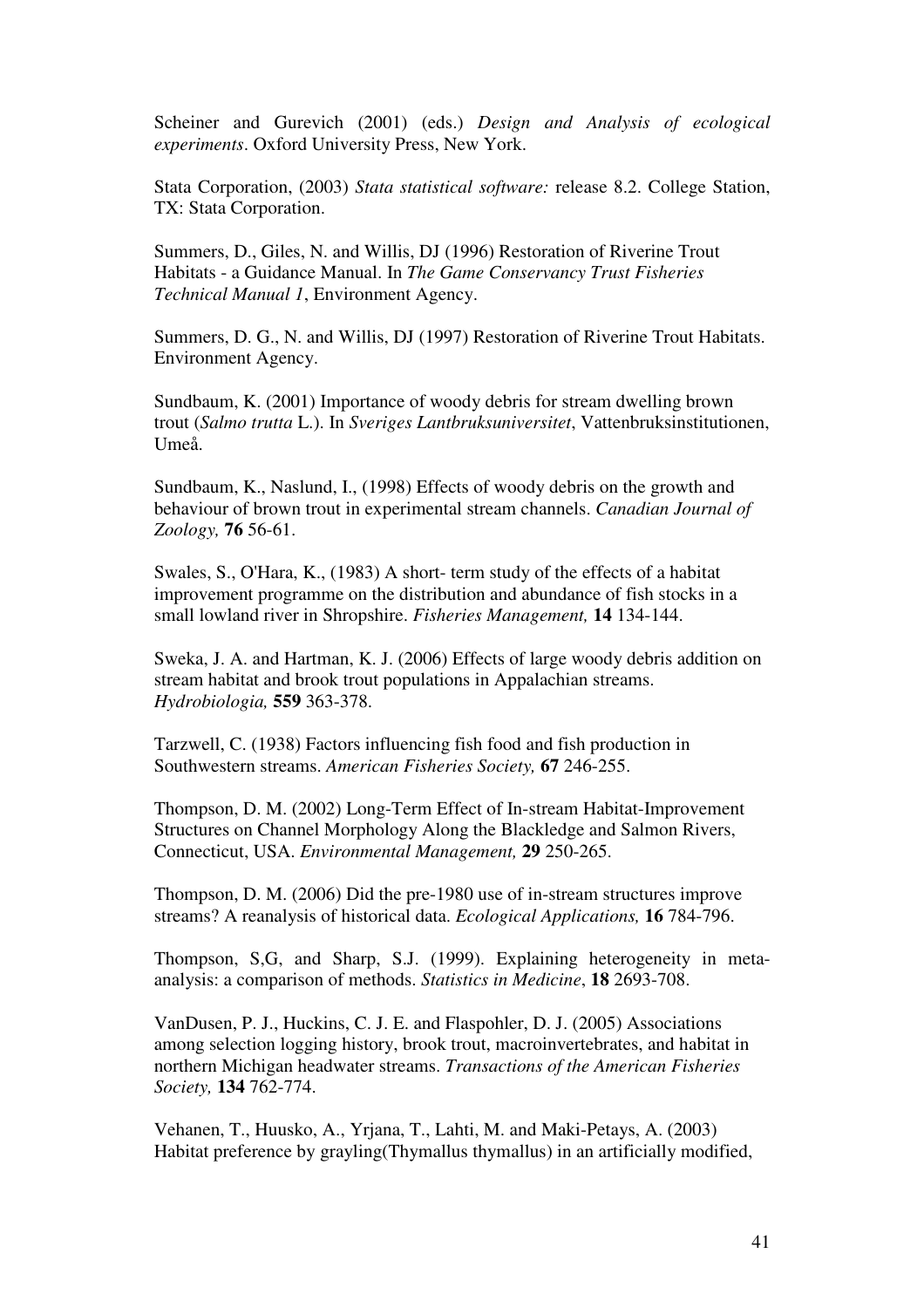Scheiner and Gurevich (2001) (eds.) *Design and Analysis of ecological experiments*. Oxford University Press, New York.

Stata Corporation, (2003) *Stata statistical software:* release 8.2. College Station, TX: Stata Corporation.

Summers, D., Giles, N. and Willis, DJ (1996) Restoration of Riverine Trout Habitats - a Guidance Manual. In *The Game Conservancy Trust Fisheries Technical Manual 1*, Environment Agency.

Summers, D. G., N. and Willis, DJ (1997) Restoration of Riverine Trout Habitats. Environment Agency.

Sundbaum, K. (2001) Importance of woody debris for stream dwelling brown trout (*Salmo trutta* L.). In *Sveriges Lantbruksuniversitet*, Vattenbruksinstitutionen, Umeå.

Sundbaum, K., Naslund, I., (1998) Effects of woody debris on the growth and behaviour of brown trout in experimental stream channels. *Canadian Journal of Zoology,* **76** 56-61.

Swales, S., O'Hara, K., (1983) A short- term study of the effects of a habitat improvement programme on the distribution and abundance of fish stocks in a small lowland river in Shropshire. *Fisheries Management,* **14** 134-144.

Sweka, J. A. and Hartman, K. J. (2006) Effects of large woody debris addition on stream habitat and brook trout populations in Appalachian streams. *Hydrobiologia,* **559** 363-378.

Tarzwell, C. (1938) Factors influencing fish food and fish production in Southwestern streams. *American Fisheries Society,* **67** 246-255.

Thompson, D. M. (2002) Long-Term Effect of In-stream Habitat-Improvement Structures on Channel Morphology Along the Blackledge and Salmon Rivers, Connecticut, USA. *Environmental Management,* **29** 250-265.

Thompson, D. M. (2006) Did the pre-1980 use of in-stream structures improve streams? A reanalysis of historical data. *Ecological Applications,* **16** 784-796.

Thompson, S,G, and Sharp, S.J. (1999). Explaining heterogeneity in meta-analysis: a comparison of methods. *Statistics in Medicine*, **18** 2693-708.

VanDusen, P. J., Huckins, C. J. E. and Flaspohler, D. J. (2005) Associations among selection logging history, brook trout, macroinvertebrates, and habitat in northern Michigan headwater streams. *Transactions of the American Fisheries Society,* **134** 762-774.

Vehanen, T., Huusko, A., Yrjana, T., Lahti, M. and Maki-Petays, A. (2003) Habitat preference by grayling(Thymallus thymallus) in an artificially modified,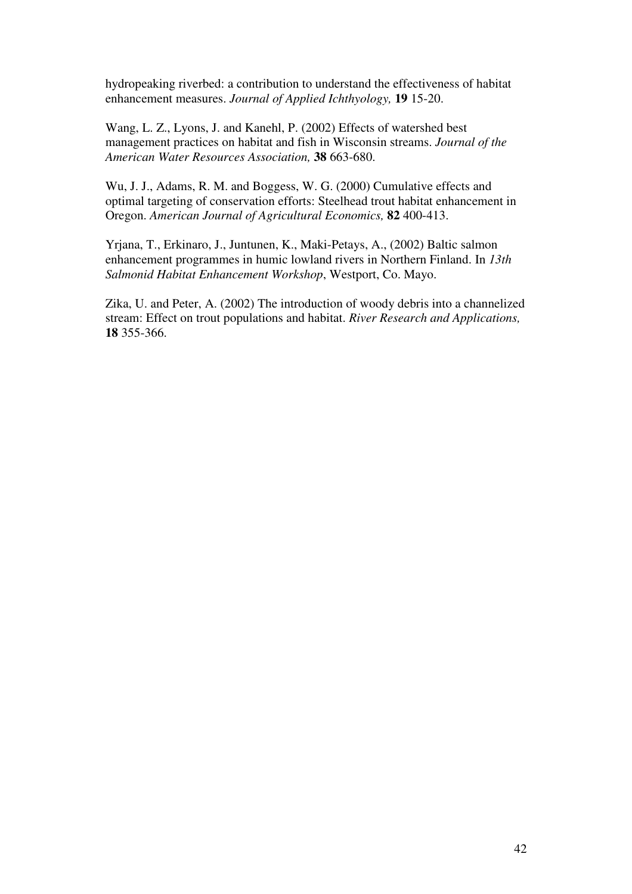hydropeaking riverbed: a contribution to understand the effectiveness of habitat enhancement measures. *Journal of Applied Ichthyology,* **19** 15-20.

Wang, L. Z., Lyons, J. and Kanehl, P. (2002) Effects of watershed best management practices on habitat and fish in Wisconsin streams. *Journal of the American Water Resources Association,* **38** 663-680.

Wu, J. J., Adams, R. M. and Boggess, W. G. (2000) Cumulative effects and optimal targeting of conservation efforts: Steelhead trout habitat enhancement in Oregon. *American Journal of Agricultural Economics,* **82** 400-413.

Yrjana, T., Erkinaro, J., Juntunen, K., Maki-Petays, A., (2002) Baltic salmon enhancement programmes in humic lowland rivers in Northern Finland. In *13th Salmonid Habitat Enhancement Workshop*, Westport, Co. Mayo.

Zika, U. and Peter, A. (2002) The introduction of woody debris into a channelized stream: Effect on trout populations and habitat. *River Research and Applications,* **18** 355-366.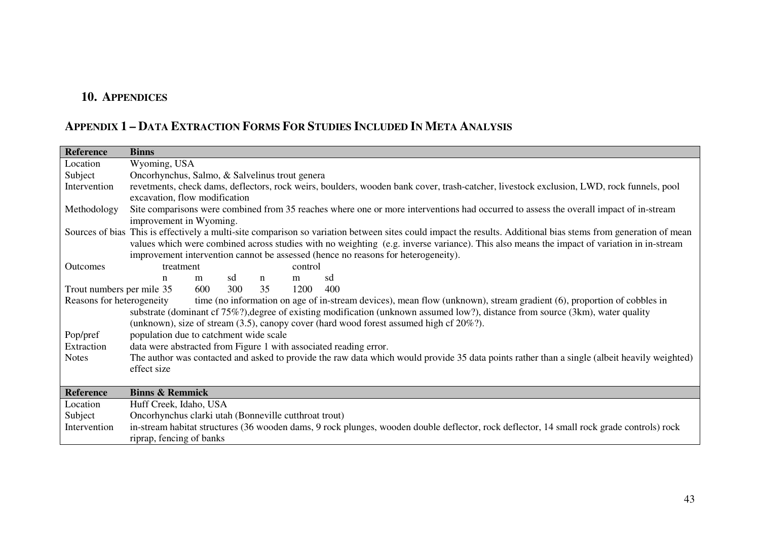## 10. APPENDICES

## APPENDIX 1 – DATA EXTRACTION FORMS FOR STUDIES INCLUDED IN META ANALYSIS

| **Reference** | **Binns** | | | | | |
|---|---|---|---|---|---|---|
| Location | Wyoming, USA | | | | | |
| Subject | Oncorhynchus, Salmo, & Salvelinus trout genera | | | | | |
| Intervention | revetments, check dams, deflectors, rock weirs, boulders, wooden bank cover, trash-catcher, livestock exclusion, LWD, rock funnels, pool excavation, flow modification | | | | | |
| Methodology | Site comparisons were combined from 35 reaches where one or more interventions had occurred to assess the overall impact of in-stream improvement in Wyoming. | | | | | |
| Sources of bias | This is effectively a multi-site comparison so variation between sites could impact the results. Additional bias stems from generation of mean values which were combined across studies with no weighting (e.g. inverse variance). This also means the impact of variation in in-stream improvement intervention cannot be assessed (hence no reasons for heterogeneity). | | | | | |
| Outcomes | treatment | | | control | | |
| | n | m | sd | n | m | sd |
| Trout numbers per mile | 35 | 600 | 300 | 35 | 1200 | 400 |
| Reasons for heterogeneity | time (no information on age of in-stream devices), mean flow (unknown), stream gradient (6), proportion of cobbles in substrate (dominant cf 75%?),degree of existing modification (unknown assumed low?), distance from source (3km), water quality (unknown), size of stream (3.5), canopy cover (hard wood forest assumed high cf 20%?). | | | | | |
| Pop/pref | population due to catchment wide scale | | | | | |
| Extraction | data were abstracted from Figure 1 with associated reading error. | | | | | |
| Notes | The author was contacted and asked to provide the raw data which would provide 35 data points rather than a single (albeit heavily weighted) effect size | | | | | |

| **Reference** | **Binns & Remmick** |
|---|---|
| Location | Huff Creek, Idaho, USA |
| Subject | Oncorhynchus clarki utah (Bonneville cutthroat trout) |
| Intervention | in-stream habitat structures (36 wooden dams, 9 rock plunges, wooden double deflector, rock deflector, 14 small rock grade controls) rock riprap, fencing of banks |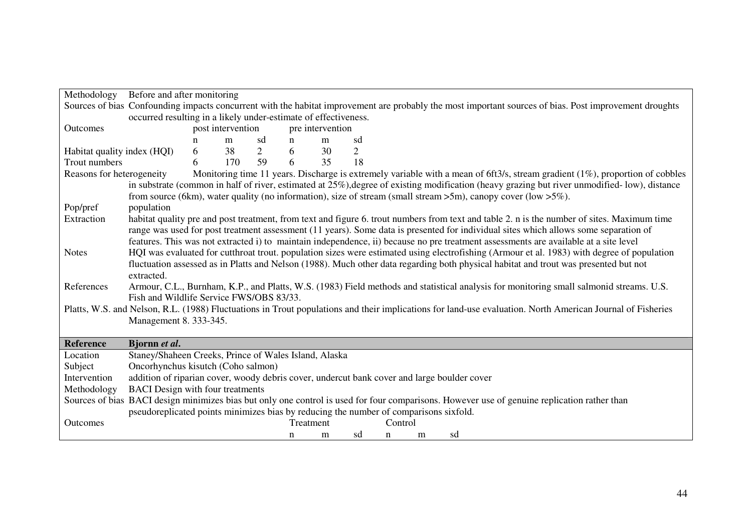| | |
|---|---|
| Methodology | Before and after monitoring |
| Sources of bias | Confounding impacts concurrent with the habitat improvement are probably the most important sources of bias. Post improvement droughts occurred resulting in a likely under-estimate of effectiveness. |

**Outcomes**

| | post intervention | | | pre intervention | | |
|---|---|---|---|---|---|---|
| | n | m | sd | n | m | sd |
| Habitat quality index (HQI) | 6 | 38 | 2 | 6 | 30 | 2 |
| Trout numbers | 6 | 170 | 59 | 6 | 35 | 18 |

| | |
|---|---|
| Reasons for heterogeneity | Monitoring time 11 years. Discharge is extremely variable with a mean of 6ft3/s, stream gradient (1%), proportion of cobbles in substrate (common in half of river, estimated at 25%),degree of existing modification (heavy grazing but river unmodified- low), distance from source (6km), water quality (no information), size of stream (small stream >5m), canopy cover (low >5%). |
| Pop/pref | population |
| Extraction | habitat quality pre and post treatment, from text and figure 6. trout numbers from text and table 2. n is the number of sites. Maximum time range was used for post treatment assessment (11 years). Some data is presented for individual sites which allows some separation of features. This was not extracted i) to maintain independence, ii) because no pre treatment assessments are available at a site level |
| Notes | HQI was evaluated for cutthroat trout. population sizes were estimated using electrofishing (Armour et al. 1983) with degree of population fluctuation assessed as in Platts and Nelson (1988). Much other data regarding both physical habitat and trout was presented but not extracted. |
| References | Armour, C.L., Burnham, K.P., and Platts, W.S. (1983) Field methods and statistical analysis for monitoring small salmonid streams. U.S. Fish and Wildlife Service FWS/OBS 83/33. |
| | Platts, W.S. and Nelson, R.L. (1988) Fluctuations in Trout populations and their implications for land-use evaluation. North American Journal of Fisheries Management 8. 333-345. |

| **Reference** | **Bjornn *et al*.** |
|---|---|
| Location | Staney/Shaheen Creeks, Prince of Wales Island, Alaska |
| Subject | Oncorhynchus kisutch (Coho salmon) |
| Intervention | addition of riparian cover, woody debris cover, undercut bank cover and large boulder cover |
| Methodology | BACI Design with four treatments |
| Sources of bias | BACI design minimizes bias but only one control is used for four comparisons. However use of genuine replication rather than pseudoreplicated points minimizes bias by reducing the number of comparisons sixfold. |

**Outcomes**

| | Treatment | | | Control | | |
|---|---|---|---|---|---|---|
| | n | m | sd | n | m | sd |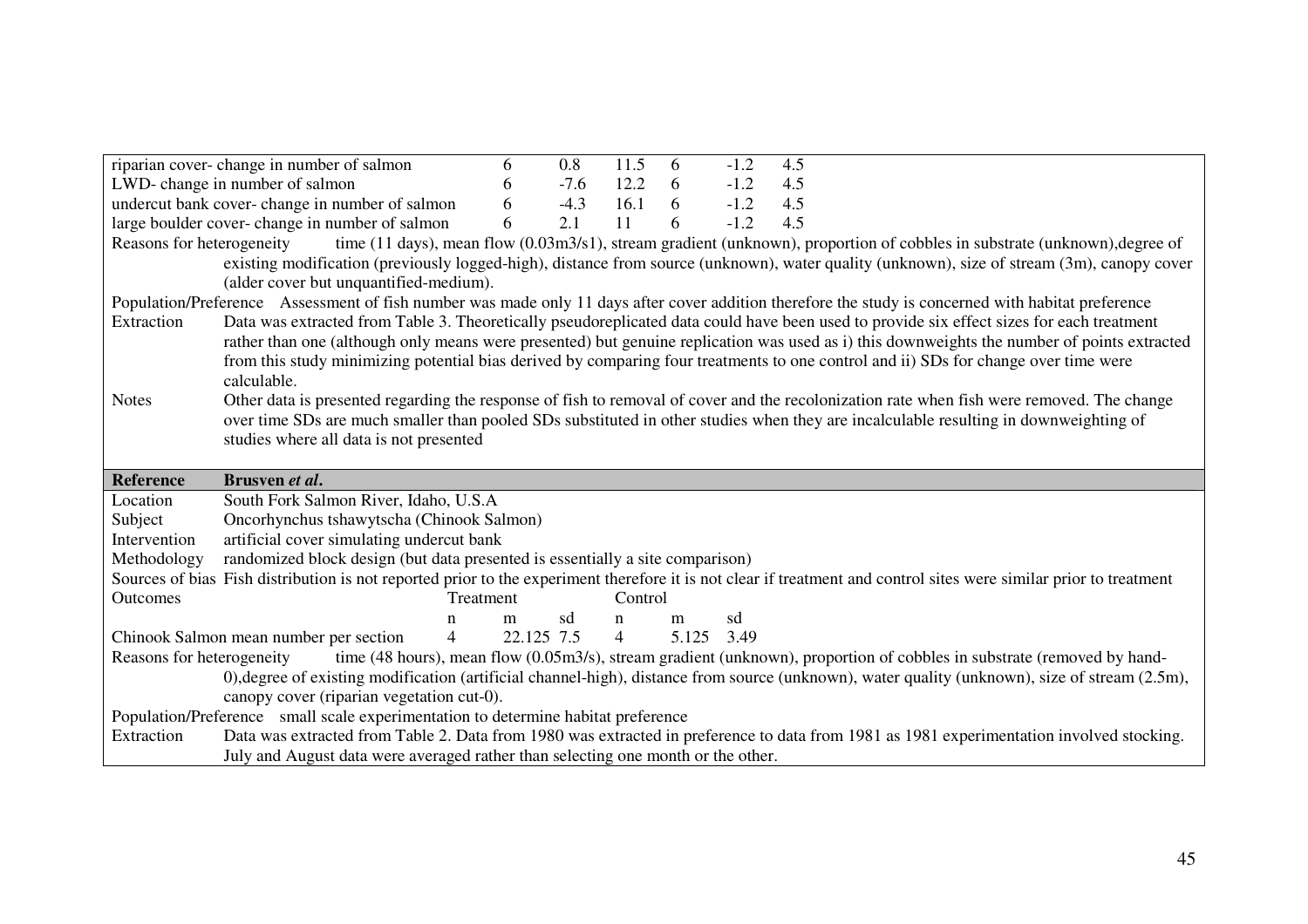| | Treatment n | Treatment m | Treatment sd | Control n | Control m | Control sd |
|---|---|---|---|---|---|---|
| riparian cover- change in number of salmon | 6 | 0.8 | 11.5 | 6 | -1.2 | 4.5 |
| LWD- change in number of salmon | 6 | -7.6 | 12.2 | 6 | -1.2 | 4.5 |
| undercut bank cover- change in number of salmon | 6 | -4.3 | 16.1 | 6 | -1.2 | 4.5 |
| large boulder cover- change in number of salmon | 6 | 2.1 | 11 | 6 | -1.2 | 4.5 |

**Reasons for heterogeneity** time (11 days), mean flow (0.03m3/s1), stream gradient (unknown), proportion of cobbles in substrate (unknown),degree of existing modification (previously logged-high), distance from source (unknown), water quality (unknown), size of stream (3m), canopy cover (alder cover but unquantified-medium).

**Population/Preference** Assessment of fish number was made only 11 days after cover addition therefore the study is concerned with habitat preference

**Extraction** Data was extracted from Table 3. Theoretically pseudoreplicated data could have been used to provide six effect sizes for each treatment rather than one (although only means were presented) but genuine replication was used as i) this downweights the number of points extracted from this study minimizing potential bias derived by comparing four treatments to one control and ii) SDs for change over time were calculable.

**Notes** Other data is presented regarding the response of fish to removal of cover and the recolonization rate when fish were removed. The change over time SDs are much smaller than pooled SDs substituted in other studies when they are incalculable resulting in downweighting of studies where all data is not presented

## Reference Brusven *et al*.

**Location** South Fork Salmon River, Idaho, U.S.A

**Subject** Oncorhynchus tshawytscha (Chinook Salmon)

**Intervention** artificial cover simulating undercut bank

**Methodology** randomized block design (but data presented is essentially a site comparison)

**Sources of bias** Fish distribution is not reported prior to the experiment therefore it is not clear if treatment and control sites were similar prior to treatment

**Outcomes**

| | Treatment n | Treatment m | Treatment sd | Control n | Control m | Control sd |
|---|---|---|---|---|---|---|
| Chinook Salmon mean number per section | 4 | 22.125 | 7.5 | 4 | 5.125 | 3.49 |

**Reasons for heterogeneity** time (48 hours), mean flow (0.05m3/s), stream gradient (unknown), proportion of cobbles in substrate (removed by hand-0),degree of existing modification (artificial channel-high), distance from source (unknown), water quality (unknown), size of stream (2.5m), canopy cover (riparian vegetation cut-0).

**Population/Preference** small scale experimentation to determine habitat preference

**Extraction** Data was extracted from Table 2. Data from 1980 was extracted in preference to data from 1981 as 1981 experimentation involved stocking. July and August data were averaged rather than selecting one month or the other.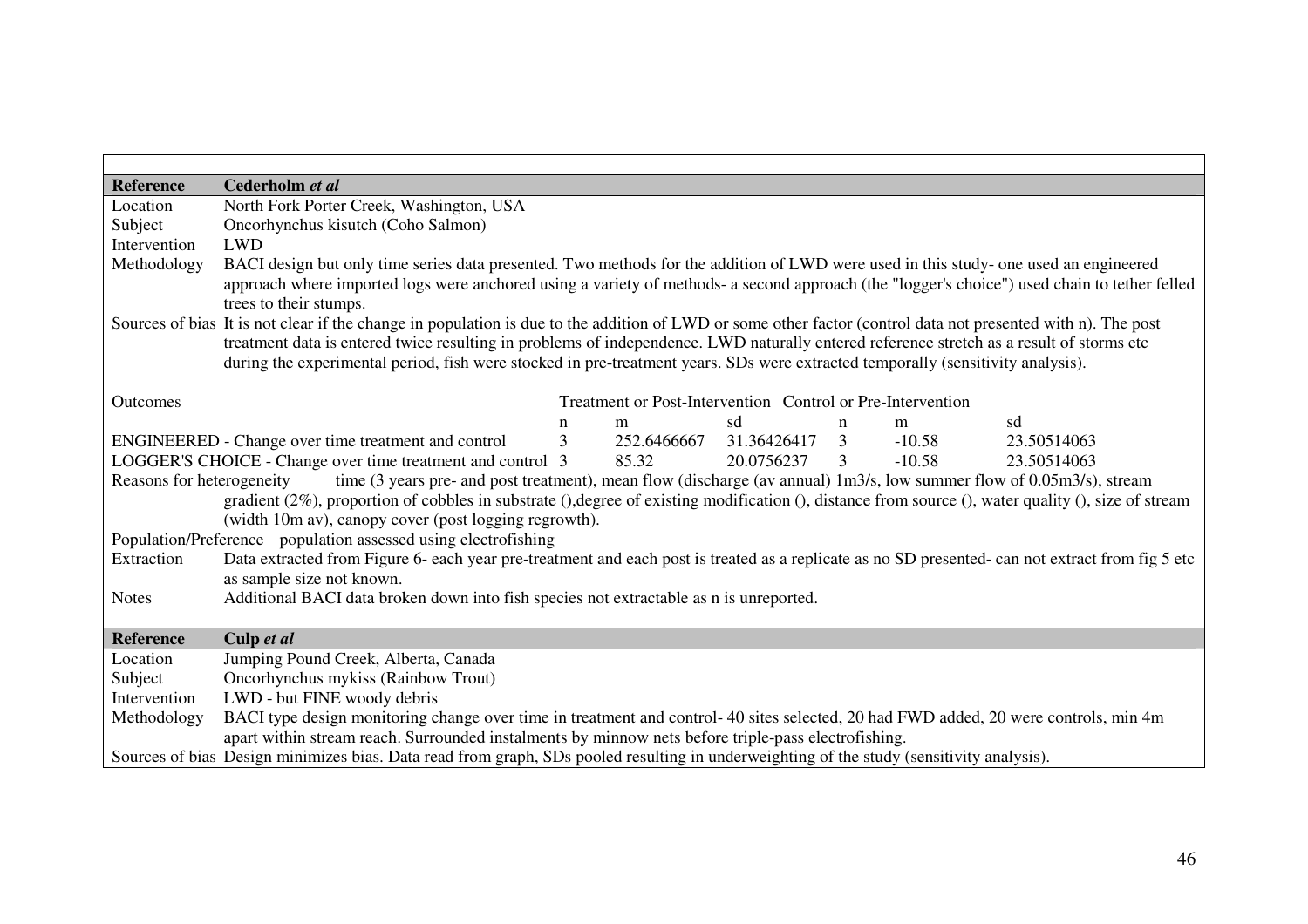| Reference | **Cederholm *et al*** |
|---|---|
| Location | North Fork Porter Creek, Washington, USA |
| Subject | Oncorhynchus kisutch (Coho Salmon) |
| Intervention | LWD |
| Methodology | BACI design but only time series data presented. Two methods for the addition of LWD were used in this study- one used an engineered approach where imported logs were anchored using a variety of methods- a second approach (the "logger's choice") used chain to tether felled trees to their stumps. |
| Sources of bias | It is not clear if the change in population is due to the addition of LWD or some other factor (control data not presented with n). The post treatment data is entered twice resulting in problems of independence. LWD naturally entered reference stretch as a result of storms etc during the experimental period, fish were stocked in pre-treatment years. SDs were extracted temporally (sensitivity analysis). |

| Outcomes | Treatment or Post-Intervention | | | Control or Pre-Intervention | | |
|---|---|---|---|---|---|---|
| | n | m | sd | n | m | sd |
| ENGINEERED - Change over time treatment and control | 3 | 252.6466667 | 31.36426417 | 3 | -10.58 | 23.50514063 |
| LOGGER'S CHOICE - Change over time treatment and control | 3 | 85.32 | 20.0756237 | 3 | -10.58 | 23.50514063 |

| | |
|---|---|
| Reasons for heterogeneity | time (3 years pre- and post treatment), mean flow (discharge (av annual) 1m3/s, low summer flow of 0.05m3/s), stream gradient (2%), proportion of cobbles in substrate (),degree of existing modification (), distance from source (), water quality (), size of stream (width 10m av), canopy cover (post logging regrowth). |
| Population/Preference | population assessed using electrofishing |
| Extraction | Data extracted from Figure 6- each year pre-treatment and each post is treated as a replicate as no SD presented- can not extract from fig 5 etc as sample size not known. |
| Notes | Additional BACI data broken down into fish species not extractable as n is unreported. |

| Reference | **Culp *et al*** |
|---|---|
| Location | Jumping Pound Creek, Alberta, Canada |
| Subject | Oncorhynchus mykiss (Rainbow Trout) |
| Intervention | LWD - but FINE woody debris |
| Methodology | BACI type design monitoring change over time in treatment and control- 40 sites selected, 20 had FWD added, 20 were controls, min 4m apart within stream reach. Surrounded instalments by minnow nets before triple-pass electrofishing. |
| Sources of bias | Design minimizes bias. Data read from graph, SDs pooled resulting in underweighting of the study (sensitivity analysis). |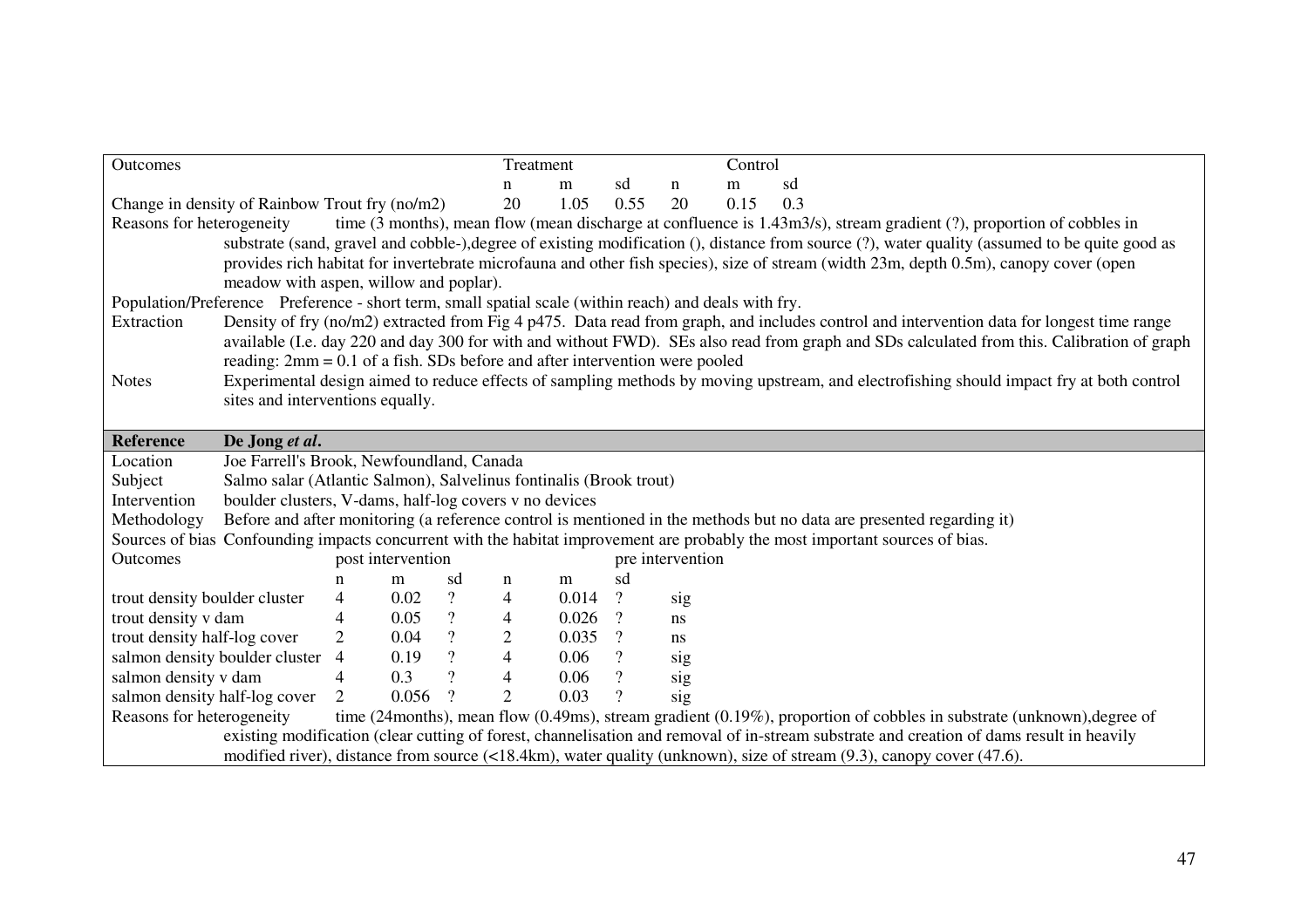| Outcomes | Treatment | | | Control | | |
|---|---|---|---|---|---|---|
| | n | m | sd | n | m | sd |
| Change in density of Rainbow Trout fry (no/m2) | 20 | 1.05 | 0.55 | 20 | 0.15 | 0.3 |

Reasons for heterogeneity time (3 months), mean flow (mean discharge at confluence is 1.43m3/s), stream gradient (?), proportion of cobbles in substrate (sand, gravel and cobble-),degree of existing modification (), distance from source (?), water quality (assumed to be quite good as provides rich habitat for invertebrate microfauna and other fish species), size of stream (width 23m, depth 0.5m), canopy cover (open meadow with aspen, willow and poplar).

Population/Preference Preference - short term, small spatial scale (within reach) and deals with fry.

Extraction Density of fry (no/m2) extracted from Fig 4 p475. Data read from graph, and includes control and intervention data for longest time range available (I.e. day 220 and day 300 for with and without FWD). SEs also read from graph and SDs calculated from this. Calibration of graph reading: 2mm = 0.1 of a fish. SDs before and after intervention were pooled

Notes Experimental design aimed to reduce effects of sampling methods by moving upstream, and electrofishing should impact fry at both control sites and interventions equally.

**Reference** **De Jong *et al*.**

Location Joe Farrell's Brook, Newfoundland, Canada

Subject Salmo salar (Atlantic Salmon), Salvelinus fontinalis (Brook trout)

Intervention boulder clusters, V-dams, half-log covers v no devices

Methodology Before and after monitoring (a reference control is mentioned in the methods but no data are presented regarding it)

Sources of bias Confounding impacts concurrent with the habitat improvement are probably the most important sources of bias.

| Outcomes | post intervention | | | pre intervention | | | |
|---|---|---|---|---|---|---|---|
| | n | m | sd | n | m | sd | |
| trout density boulder cluster | 4 | 0.02 | ? | 4 | 0.014 | ? | sig |
| trout density v dam | 4 | 0.05 | ? | 4 | 0.026 | ? | ns |
| trout density half-log cover | 2 | 0.04 | ? | 2 | 0.035 | ? | ns |
| salmon density boulder cluster | 4 | 0.19 | ? | 4 | 0.06 | ? | sig |
| salmon density v dam | 4 | 0.3 | ? | 4 | 0.06 | ? | sig |
| salmon density half-log cover | 2 | 0.056 | ? | 2 | 0.03 | ? | sig |

Reasons for heterogeneity time (24months), mean flow (0.49ms), stream gradient (0.19%), proportion of cobbles in substrate (unknown),degree of existing modification (clear cutting of forest, channelisation and removal of in-stream substrate and creation of dams result in heavily modified river), distance from source (<18.4km), water quality (unknown), size of stream (9.3), canopy cover (47.6).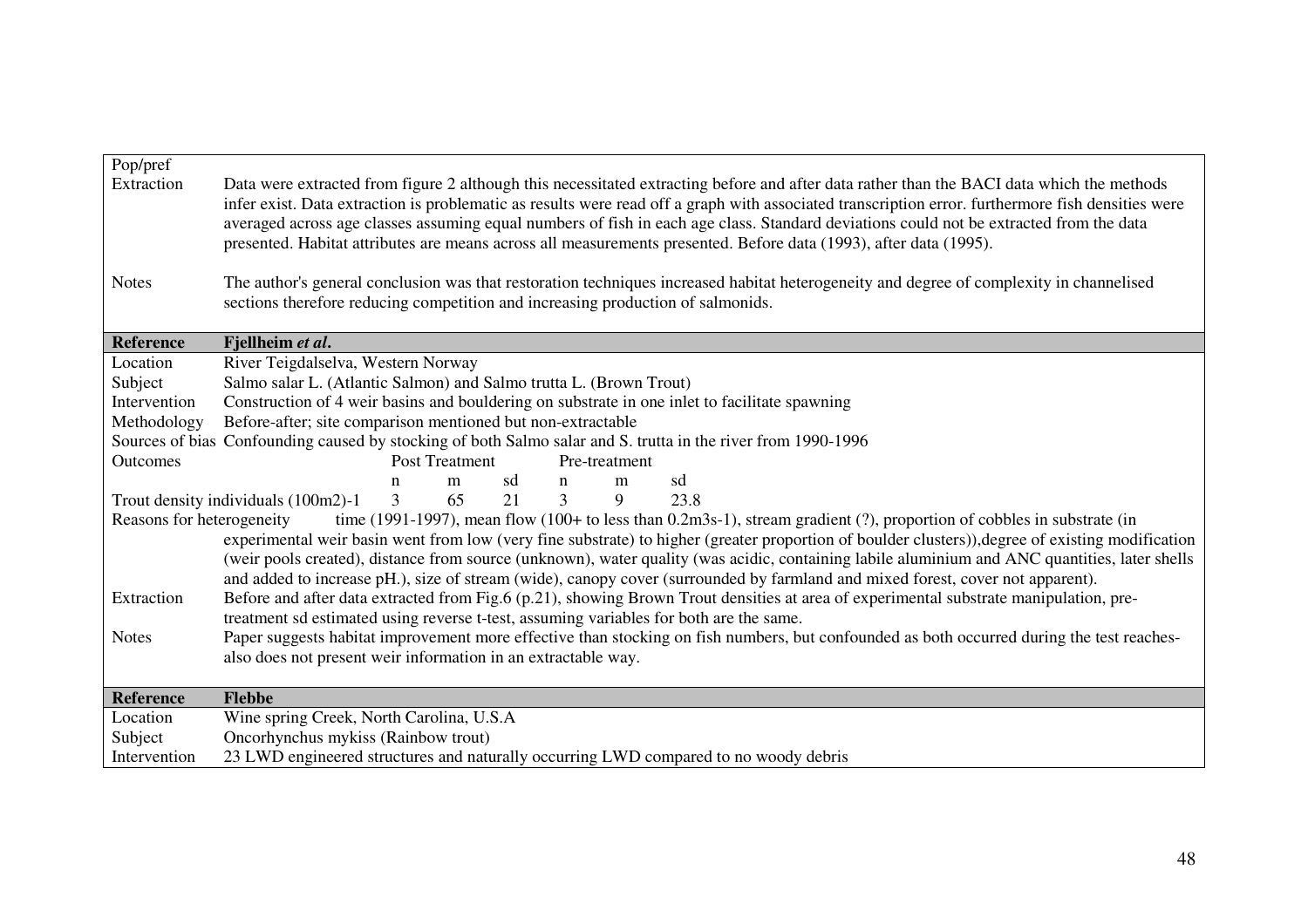| | |
|---|---|
| Pop/pref | |
| Extraction | Data were extracted from figure 2 although this necessitated extracting before and after data rather than the BACI data which the methods infer exist. Data extraction is problematic as results were read off a graph with associated transcription error. furthermore fish densities were averaged across age classes assuming equal numbers of fish in each age class. Standard deviations could not be extracted from the data presented. Habitat attributes are means across all measurements presented. Before data (1993), after data (1995). |
| Notes | The author's general conclusion was that restoration techniques increased habitat heterogeneity and degree of complexity in channelised sections therefore reducing competition and increasing production of salmonids. |

| **Reference** | **Fjellheim *et al*.** |
|---|---|
| Location | River Teigdalselva, Western Norway |
| Subject | Salmo salar L. (Atlantic Salmon) and Salmo trutta L. (Brown Trout) |
| Intervention | Construction of 4 weir basins and bouldering on substrate in one inlet to facilitate spawning |
| Methodology | Before-after; site comparison mentioned but non-extractable |
| Sources of bias | Confounding caused by stocking of both Salmo salar and S. trutta in the river from 1990-1996 |

| Outcomes | Post Treatment | | | Pre-treatment | | |
|---|---|---|---|---|---|---|
| | n | m | sd | n | m | sd |
| Trout density individuals $(100m2)^{-1}$ | 3 | 65 | 21 | 3 | 9 | 23.8 |

| | |
|---|---|
| Reasons for heterogeneity | time (1991-1997), mean flow (100+ to less than $0.2m3s^{-1}$), stream gradient (?), proportion of cobbles in substrate (in experimental weir basin went from low (very fine substrate) to higher (greater proportion of boulder clusters)),degree of existing modification (weir pools created), distance from source (unknown), water quality (was acidic, containing labile aluminium and ANC quantities, later shells and added to increase pH.), size of stream (wide), canopy cover (surrounded by farmland and mixed forest, cover not apparent). |
| Extraction | Before and after data extracted from Fig.6 (p.21), showing Brown Trout densities at area of experimental substrate manipulation, pre-treatment sd estimated using reverse t-test, assuming variables for both are the same. |
| Notes | Paper suggests habitat improvement more effective than stocking on fish numbers, but confounded as both occurred during the test reaches- also does not present weir information in an extractable way. |

| **Reference** | **Flebbe** |
|---|---|
| Location | Wine spring Creek, North Carolina, U.S.A |
| Subject | Oncorhynchus mykiss (Rainbow trout) |
| Intervention | 23 LWD engineered structures and naturally occurring LWD compared to no woody debris |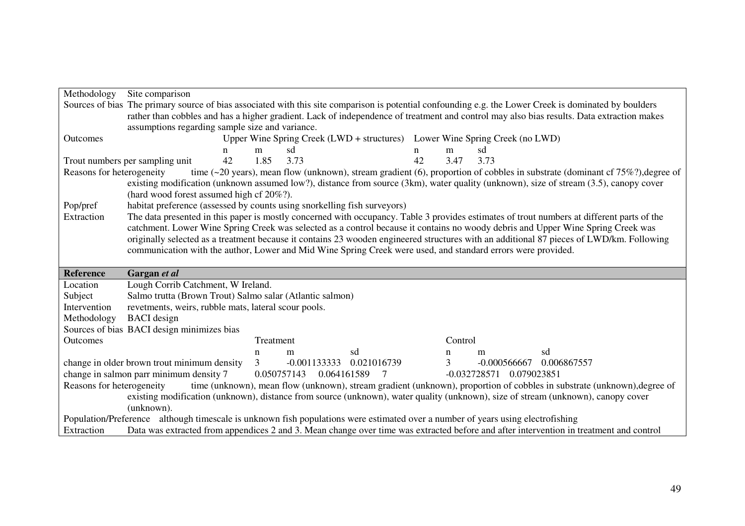| | |
|---|---|
| Methodology | Site comparison |
| Sources of bias | The primary source of bias associated with this site comparison is potential confounding e.g. the Lower Creek is dominated by boulders rather than cobbles and has a higher gradient. Lack of independence of treatment and control may also bias results. Data extraction makes assumptions regarding sample size and variance. |

| Outcomes | Upper Wine Spring Creek (LWD + structures) | | | Lower Wine Spring Creek (no LWD) | | |
|---|---|---|---|---|---|---|
| | n | m | sd | n | m | sd |
| Trout numbers per sampling unit | 42 | 1.85 | 3.73 | 42 | 3.47 | 3.73 |

| | |
|---|---|
| Reasons for heterogeneity | time (~20 years), mean flow (unknown), stream gradient (6), proportion of cobbles in substrate (dominant cf 75%?),degree of existing modification (unknown assumed low?), distance from source (3km), water quality (unknown), size of stream (3.5), canopy cover (hard wood forest assumed high cf 20%?). |
| Pop/pref | habitat preference (assessed by counts using snorkelling fish surveyors) |
| Extraction | The data presented in this paper is mostly concerned with occupancy. Table 3 provides estimates of trout numbers at different parts of the catchment. Lower Wine Spring Creek was selected as a control because it contains no woody debris and Upper Wine Spring Creek was originally selected as a treatment because it contains 23 wooden engineered structures with an additional 87 pieces of LWD/km. Following communication with the author, Lower and Mid Wine Spring Creek were used, and standard errors were provided. |

| **Reference** | **Gargan *et al*** |
|---|---|
| Location | Lough Corrib Catchment, W Ireland. |
| Subject | Salmo trutta (Brown Trout) Salmo salar (Atlantic salmon) |
| Intervention | revetments, weirs, rubble mats, lateral scour pools. |
| Methodology | BACI design |
| Sources of bias | BACI design minimizes bias |

| Outcomes | Treatment | | | Control | | |
|---|---|---|---|---|---|---|
| | n | m | sd | n | m | sd |
| change in older brown trout minimum density | 3 | -0.001133333 | 0.021016739 | 3 | -0.000566667 | 0.006867557 |
| change in salmon parr minimum density | 7 | 0.050757143 | 0.064161589 | 7 | -0.032728571 | 0.079023851 |

| | |
|---|---|
| Reasons for heterogeneity | time (unknown), mean flow (unknown), stream gradient (unknown), proportion of cobbles in substrate (unknown),degree of existing modification (unknown), distance from source (unknown), water quality (unknown), size of stream (unknown), canopy cover (unknown). |
| Population/Preference | although timescale is unknown fish populations were estimated over a number of years using electrofishing |
| Extraction | Data was extracted from appendices 2 and 3. Mean change over time was extracted before and after intervention in treatment and control |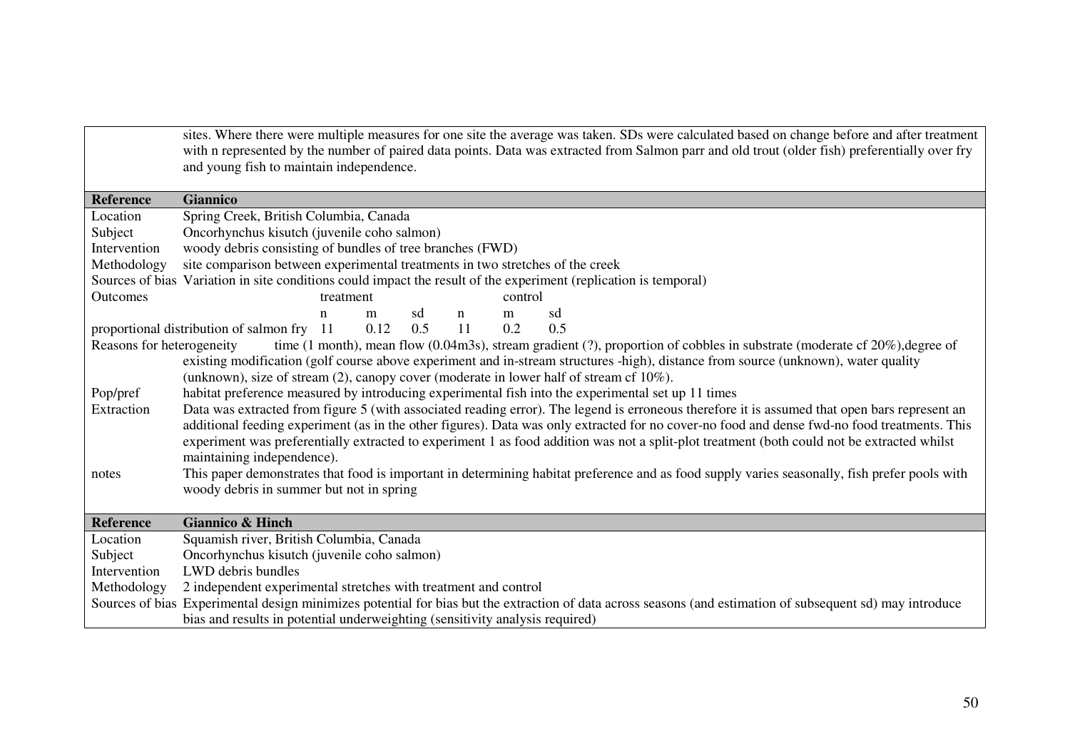| | |
|---|---|
| | sites. Where there were multiple measures for one site the average was taken. SDs were calculated based on change before and after treatment with n represented by the number of paired data points. Data was extracted from Salmon parr and old trout (older fish) preferentially over fry and young fish to maintain independence. |

| **Reference** | **Giannico** |
|---|---|
| Location | Spring Creek, British Columbia, Canada |
| Subject | Oncorhynchus kisutch (juvenile coho salmon) |
| Intervention | woody debris consisting of bundles of tree branches (FWD) |
| Methodology | site comparison between experimental treatments in two stretches of the creek |
| Sources of bias | Variation in site conditions could impact the result of the experiment (replication is temporal) |

| Outcomes | treatment | | | control | | |
|---|---|---|---|---|---|---|
| | n | m | sd | n | m | sd |
| proportional distribution of salmon fry | 11 | 0.12 | 0.5 | 11 | 0.2 | 0.5 |

| | |
|---|---|
| Reasons for heterogeneity | time (1 month), mean flow (0.04m3s), stream gradient (?), proportion of cobbles in substrate (moderate cf 20%),degree of existing modification (golf course above experiment and in-stream structures -high), distance from source (unknown), water quality (unknown), size of stream (2), canopy cover (moderate in lower half of stream cf 10%). |
| Pop/pref | habitat preference measured by introducing experimental fish into the experimental set up 11 times |
| Extraction | Data was extracted from figure 5 (with associated reading error). The legend is erroneous therefore it is assumed that open bars represent an additional feeding experiment (as in the other figures). Data was only extracted for no cover-no food and dense fwd-no food treatments. This experiment was preferentially extracted to experiment 1 as food addition was not a split-plot treatment (both could not be extracted whilst maintaining independence). |
| notes | This paper demonstrates that food is important in determining habitat preference and as food supply varies seasonally, fish prefer pools with woody debris in summer but not in spring |

| **Reference** | **Giannico & Hinch** |
|---|---|
| Location | Squamish river, British Columbia, Canada |
| Subject | Oncorhynchus kisutch (juvenile coho salmon) |
| Intervention | LWD debris bundles |
| Methodology | 2 independent experimental stretches with treatment and control |
| Sources of bias | Experimental design minimizes potential for bias but the extraction of data across seasons (and estimation of subsequent sd) may introduce bias and results in potential underweighting (sensitivity analysis required) |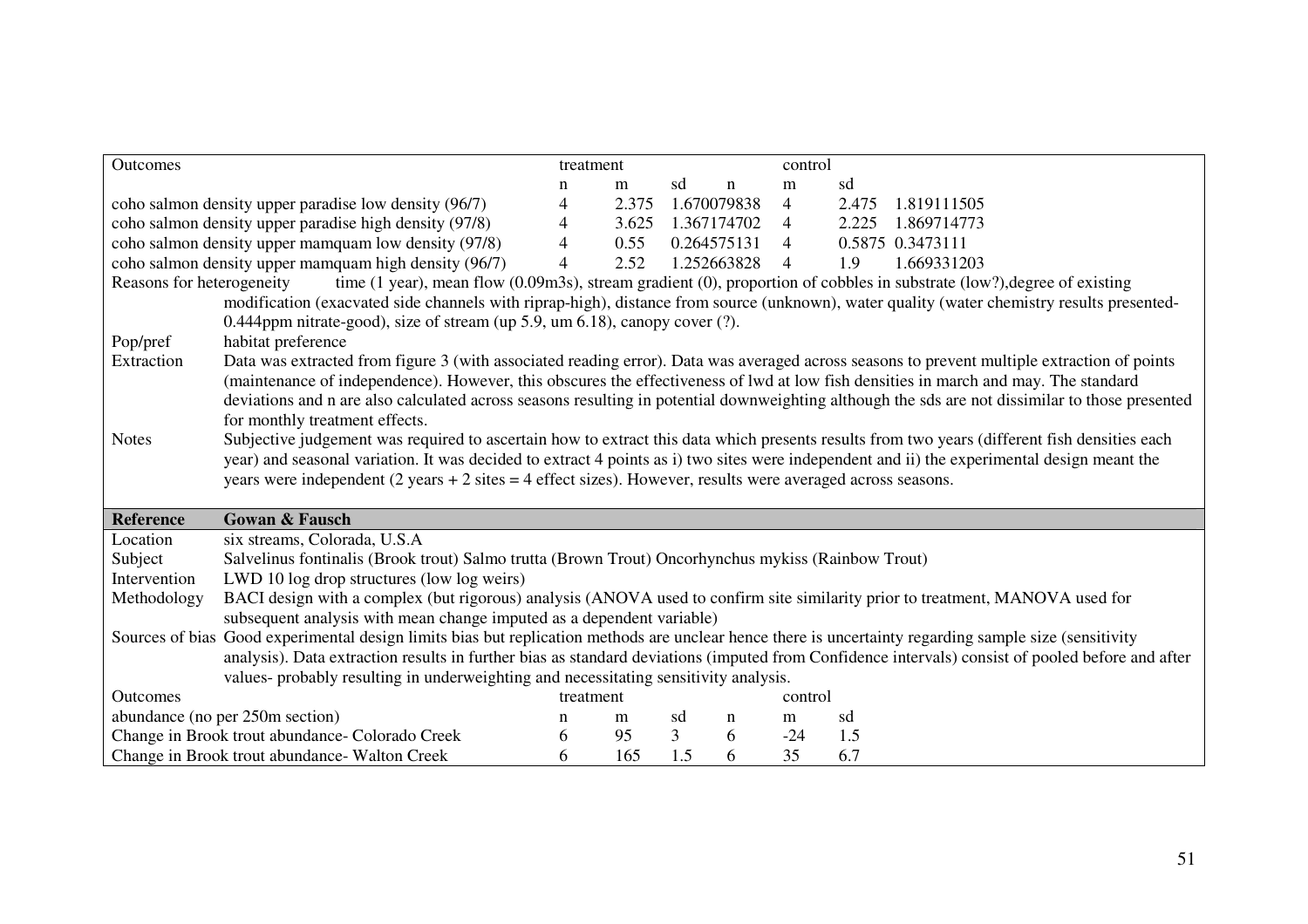| Outcomes | treatment | | | control | | |
|---|---|---|---|---|---|---|
| | n | m | sd | n | m | sd |
| coho salmon density upper paradise low density (96/7) | 4 | 2.375 | 1.670079838 | 4 | 2.475 | 1.819111505 |
| coho salmon density upper paradise high density (97/8) | 4 | 3.625 | 1.367174702 | 4 | 2.225 | 1.869714773 |
| coho salmon density upper mamquam low density (97/8) | 4 | 0.55 | 0.264575131 | 4 | 0.5875 | 0.3473111 |
| coho salmon density upper mamquam high density (96/7) | 4 | 2.52 | 1.252663828 | 4 | 1.9 | 1.669331203 |

Reasons for heterogeneity time (1 year), mean flow (0.09m3s), stream gradient (0), proportion of cobbles in substrate (low?),degree of existing modification (exacvated side channels with riprap-high), distance from source (unknown), water quality (water chemistry results presented-0.444ppm nitrate-good), size of stream (up 5.9, um 6.18), canopy cover (?).

Pop/pref habitat preference

Extraction Data was extracted from figure 3 (with associated reading error). Data was averaged across seasons to prevent multiple extraction of points (maintenance of independence). However, this obscures the effectiveness of lwd at low fish densities in march and may. The standard deviations and n are also calculated across seasons resulting in potential downweighting although the sds are not dissimilar to those presented for monthly treatment effects.

Notes Subjective judgement was required to ascertain how to extract this data which presents results from two years (different fish densities each year) and seasonal variation. It was decided to extract 4 points as i) two sites were independent and ii) the experimental design meant the years were independent (2 years + 2 sites = 4 effect sizes). However, results were averaged across seasons.

| **Reference** | **Gowan & Fausch** |
|---|---|
| Location | six streams, Colorado, U.S.A |
| Subject | Salvelinus fontinalis (Brook trout) Salmo trutta (Brown Trout) Oncorhynchus mykiss (Rainbow Trout) |
| Intervention | LWD 10 log drop structures (low log weirs) |
| Methodology | BACI design with a complex (but rigorous) analysis (ANOVA used to confirm site similarity prior to treatment, MANOVA used for subsequent analysis with mean change imputed as a dependent variable) |
| Sources of bias | Good experimental design limits bias but replication methods are unclear hence there is uncertainty regarding sample size (sensitivity analysis). Data extraction results in further bias as standard deviations (imputed from Confidence intervals) consist of pooled before and after values- probably resulting in underweighting and necessitating sensitivity analysis. |

| Outcomes | treatment | | | control | | |
|---|---|---|---|---|---|---|
| abundance (no per 250m section) | n | m | sd | n | m | sd |
| Change in Brook trout abundance- Colorado Creek | 6 | 95 | 3 | 6 | -24 | 1.5 |
| Change in Brook trout abundance- Walton Creek | 6 | 165 | 1.5 | 6 | 35 | 6.7 |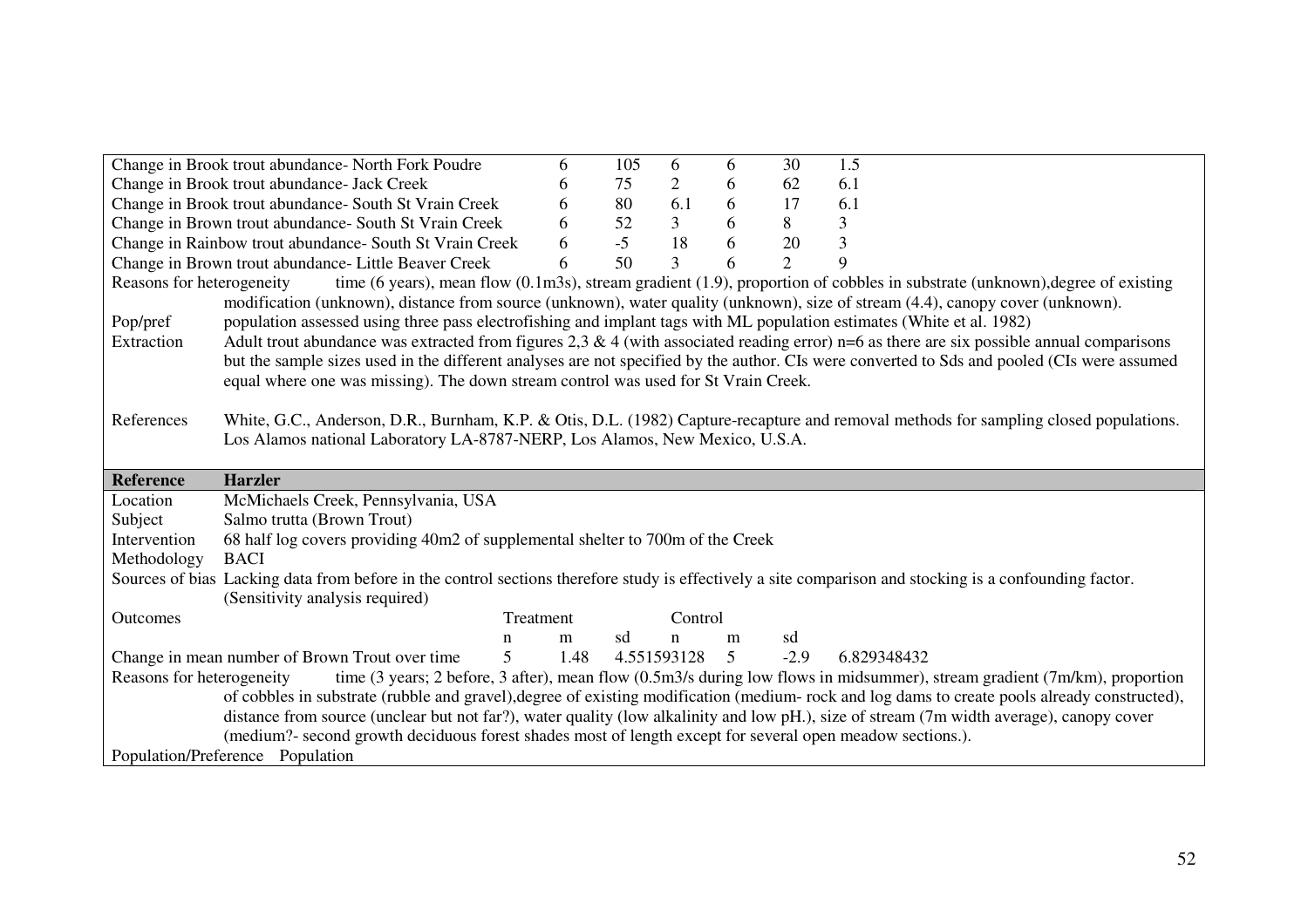| | | | | | | |
|---|---|---|---|---|---|---|
| Change in Brook trout abundance- North Fork Poudre | 6 | 105 | 6 | 6 | 30 | 1.5 |
| Change in Brook trout abundance- Jack Creek | 6 | 75 | 2 | 6 | 62 | 6.1 |
| Change in Brook trout abundance- South St Vrain Creek | 6 | 80 | 6.1 | 6 | 17 | 6.1 |
| Change in Brown trout abundance- South St Vrain Creek | 6 | 52 | 3 | 6 | 8 | 3 |
| Change in Rainbow trout abundance- South St Vrain Creek | 6 | -5 | 18 | 6 | 20 | 3 |
| Change in Brown trout abundance- Little Beaver Creek | 6 | 50 | 3 | 6 | 2 | 9 |

Reasons for heterogeneity time (6 years), mean flow (0.1m3s), stream gradient (1.9), proportion of cobbles in substrate (unknown),degree of existing modification (unknown), distance from source (unknown), water quality (unknown), size of stream (4.4), canopy cover (unknown).

Pop/pref population assessed using three pass electrofishing and implant tags with ML population estimates (White et al. 1982)

Extraction Adult trout abundance was extracted from figures 2,3 & 4 (with associated reading error) n=6 as there are six possible annual comparisons but the sample sizes used in the different analyses are not specified by the author. CIs were converted to Sds and pooled (CIs were assumed equal where one was missing). The down stream control was used for St Vrain Creek.

References White, G.C., Anderson, D.R., Burnham, K.P. & Otis, D.L. (1982) Capture-recapture and removal methods for sampling closed populations. Los Alamos national Laboratory LA-8787-NERP, Los Alamos, New Mexico, U.S.A.

**Reference** **Harzler**

Location McMichaels Creek, Pennsylvania, USA

Subject Salmo trutta (Brown Trout)

Intervention 68 half log covers providing 40m2 of supplemental shelter to 700m of the Creek

Methodology BACI

Sources of bias Lacking data from before in the control sections therefore study is effectively a site comparison and stocking is a confounding factor. (Sensitivity analysis required)

| Outcomes | Treatment | | | Control | | |
|---|---|---|---|---|---|---|
| | n | m | sd | n | m | sd |
| Change in mean number of Brown Trout over time | 5 | 1.48 | 4.551593128 | 5 | -2.9 | 6.829348432 |

Reasons for heterogeneity time (3 years; 2 before, 3 after), mean flow (0.5m3/s during low flows in midsummer), stream gradient (7m/km), proportion of cobbles in substrate (rubble and gravel),degree of existing modification (medium- rock and log dams to create pools already constructed), distance from source (unclear but not far?), water quality (low alkalinity and low pH.), size of stream (7m width average), canopy cover (medium?- second growth deciduous forest shades most of length except for several open meadow sections.).

Population/Preference Population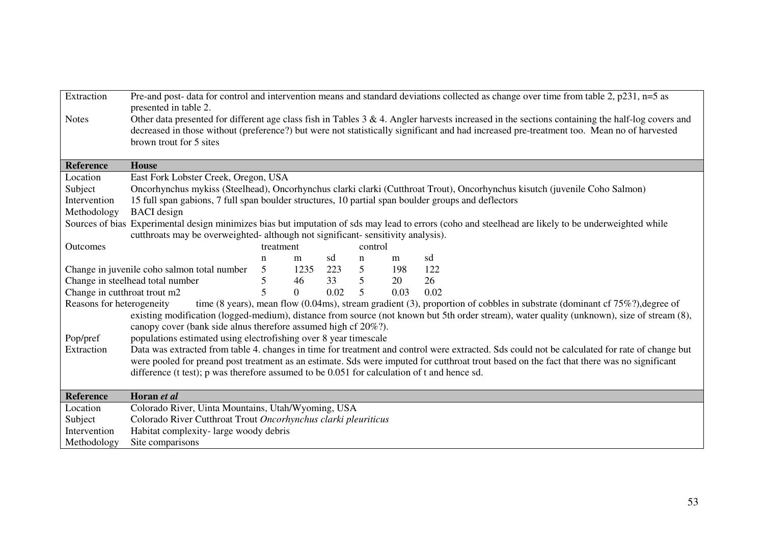| | |
|---|---|
| Extraction | Pre-and post- data for control and intervention means and standard deviations collected as change over time from table 2, p231, n=5 as presented in table 2. |
| Notes | Other data presented for different age class fish in Tables 3 & 4. Angler harvests increased in the sections containing the half-log covers and decreased in those without (preference?) but were not statistically significant and had increased pre-treatment too. Mean no of harvested brown trout for 5 sites |

| **Reference** | **House** | | | | | |
|---|---|---|---|---|---|---|
| Location | East Fork Lobster Creek, Oregon, USA | | | | | |
| Subject | Oncorhynchus mykiss (Steelhead), Oncorhynchus clarki clarki (Cutthroat Trout), Oncorhynchus kisutch (juvenile Coho Salmon) | | | | | |
| Intervention | 15 full span gabions, 7 full span boulder structures, 10 partial span boulder groups and deflectors | | | | | |
| Methodology | BACI design | | | | | |
| Sources of bias | Experimental design minimizes bias but imputation of sds may lead to errors (coho and steelhead are likely to be underweighted while cutthroats may be overweighted- although not significant- sensitivity analysis). | | | | | |
| Outcomes | treatment | | | control | | |
| | n | m | sd | n | m | sd |
| Change in juvenile coho salmon total number | 5 | 1235 | 223 | 5 | 198 | 122 |
| Change in steelhead total number | 5 | 46 | 33 | 5 | 20 | 26 |
| Change in cutthroat trout m2 | 5 | 0 | 0.02 | 5 | 0.03 | 0.02 |
| Reasons for heterogeneity | time (8 years), mean flow (0.04ms), stream gradient (3), proportion of cobbles in substrate (dominant cf 75%?),degree of existing modification (logged-medium), distance from source (not known but 5th order stream), water quality (unknown), size of stream (8), canopy cover (bank side alnus therefore assumed high cf 20%?). | | | | | |
| Pop/pref | populations estimated using electrofishing over 8 year timescale | | | | | |
| Extraction | Data was extracted from table 4. changes in time for treatment and control were extracted. Sds could not be calculated for rate of change but were pooled for preand post treatment as an estimate. Sds were imputed for cutthroat trout based on the fact that there was no significant difference (t test); p was therefore assumed to be 0.051 for calculation of t and hence sd. | | | | | |

| **Reference** | **Horan *et al*** |
|---|---|
| Location | Colorado River, Uinta Mountains, Utah/Wyoming, USA |
| Subject | Colorado River Cutthroat Trout *Oncorhynchus clarki pleuriticus* |
| Intervention | Habitat complexity- large woody debris |
| Methodology | Site comparisons |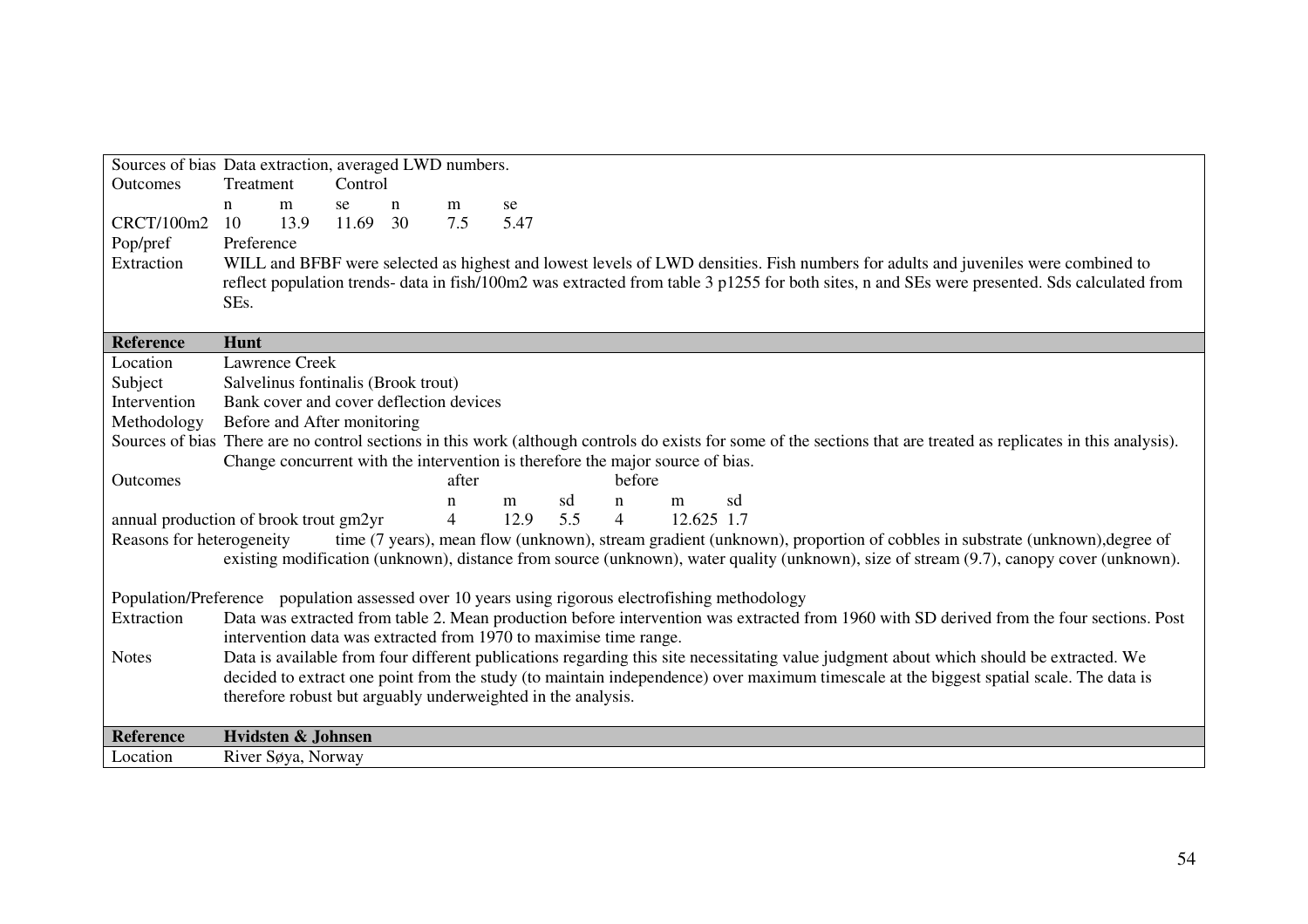| | |
|---|---|
| Sources of bias | Data extraction, averaged LWD numbers. |

| Outcomes | Treatment | | | Control | |
|---|---|---|---|---|---|
| | n | m | se | n | m | se |
| CRCT/100m2 | 10 | 13.9 | 11.69 | 30 | 7.5 | 5.47 |

| | |
|---|---|
| Pop/pref | Preference |
| Extraction | WILL and BFBF were selected as highest and lowest levels of LWD densities. Fish numbers for adults and juveniles were combined to reflect population trends- data in fish/100m2 was extracted from table 3 p1255 for both sites, n and SEs were presented. Sds calculated from SEs. |

| **Reference** | **Hunt** |
|---|---|
| Location | Lawrence Creek |
| Subject | Salvelinus fontinalis (Brook trout) |
| Intervention | Bank cover and cover deflection devices |
| Methodology | Before and After monitoring |
| Sources of bias | There are no control sections in this work (although controls do exists for some of the sections that are treated as replicates in this analysis). Change concurrent with the intervention is therefore the major source of bias. |

| Outcomes | after | | | before | | |
|---|---|---|---|---|---|---|
| | n | m | sd | n | m | sd |
| annual production of brook trout gm2yr | 4 | 12.9 | 5.5 | 4 | 12.625 | 1.7 |

| | |
|---|---|
| Reasons for heterogeneity | time (7 years), mean flow (unknown), stream gradient (unknown), proportion of cobbles in substrate (unknown), degree of existing modification (unknown), distance from source (unknown), water quality (unknown), size of stream (9.7), canopy cover (unknown). |
| Population/Preference | population assessed over 10 years using rigorous electrofishing methodology |
| Extraction | Data was extracted from table 2. Mean production before intervention was extracted from 1960 with SD derived from the four sections. Post intervention data was extracted from 1970 to maximise time range. |
| Notes | Data is available from four different publications regarding this site necessitating value judgment about which should be extracted. We decided to extract one point from the study (to maintain independence) over maximum timescale at the biggest spatial scale. The data is therefore robust but arguably underweighted in the analysis. |

| **Reference** | **Hvidsten & Johnsen** |
|---|---|
| Location | River Søya, Norway |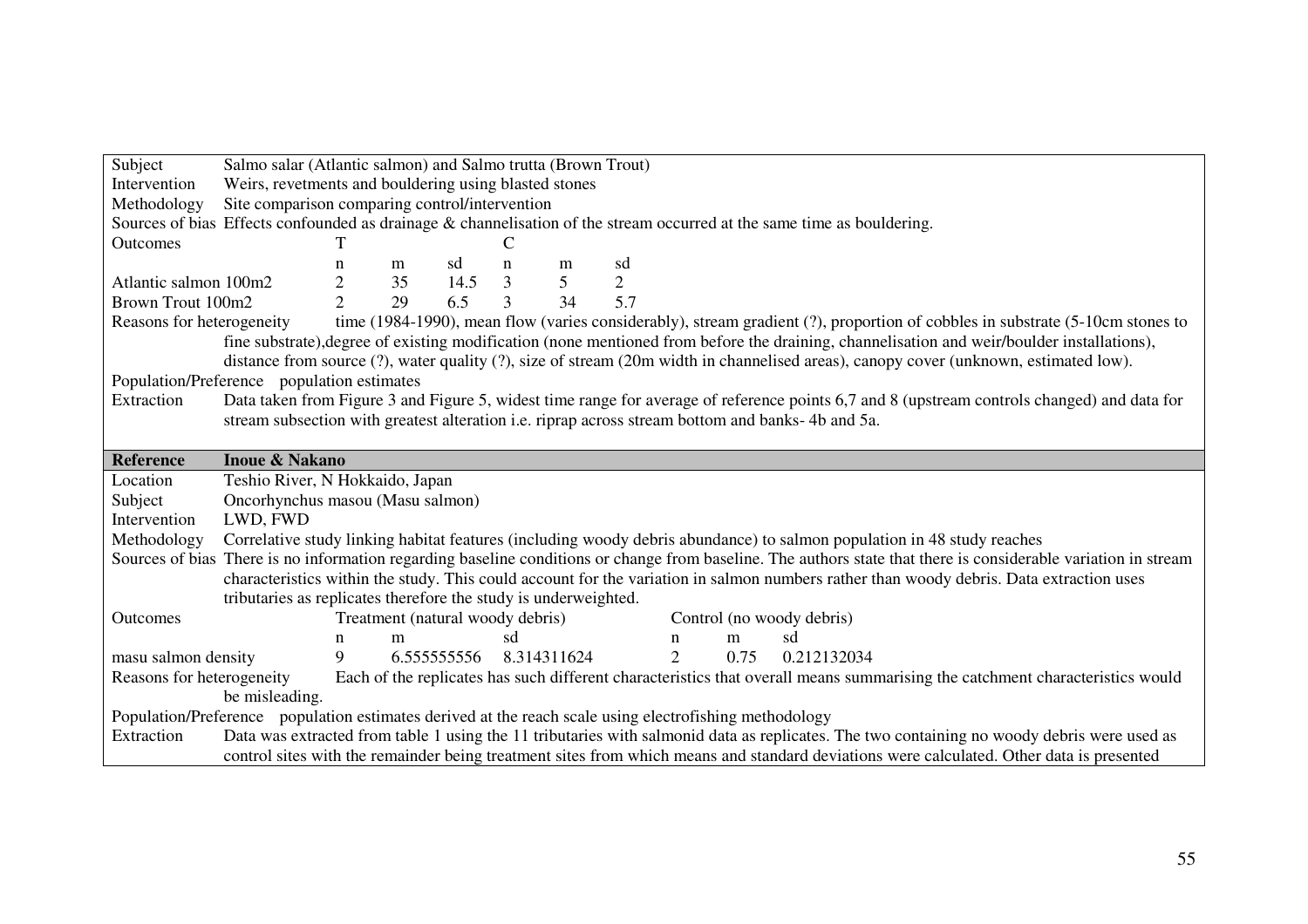| | |
|---|---|
| Subject | Salmo salar (Atlantic salmon) and Salmo trutta (Brown Trout) |
| Intervention | Weirs, revetments and bouldering using blasted stones |
| Methodology | Site comparison comparing control/intervention |
| Sources of bias | Effects confounded as drainage & channelisation of the stream occurred at the same time as bouldering. |

| Outcomes | T | | | C | | |
|---|---|---|---|---|---|---|
| | n | m | sd | n | m | sd |
| Atlantic salmon 100m2 | 2 | 35 | 14.5 | 3 | 5 | 2 |
| Brown Trout 100m2 | 2 | 29 | 6.5 | 3 | 34 | 5.7 |

| | |
|---|---|
| Reasons for heterogeneity | time (1984-1990), mean flow (varies considerably), stream gradient (?), proportion of cobbles in substrate (5-10cm stones to fine substrate),degree of existing modification (none mentioned from before the draining, channelisation and weir/boulder installations), distance from source (?), water quality (?), size of stream (20m width in channelised areas), canopy cover (unknown, estimated low). |
| Population/Preference | population estimates |
| Extraction | Data taken from Figure 3 and Figure 5, widest time range for average of reference points 6,7 and 8 (upstream controls changed) and data for stream subsection with greatest alteration i.e. riprap across stream bottom and banks- 4b and 5a. |

| **Reference** | **Inoue & Nakano** |
|---|---|
| Location | Teshio River, N Hokkaido, Japan |
| Subject | Oncorhynchus masou (Masu salmon) |
| Intervention | LWD, FWD |
| Methodology | Correlative study linking habitat features (including woody debris abundance) to salmon population in 48 study reaches |
| Sources of bias | There is no information regarding baseline conditions or change from baseline. The authors state that there is considerable variation in stream characteristics within the study. This could account for the variation in salmon numbers rather than woody debris. Data extraction uses tributaries as replicates therefore the study is underweighted. |

| Outcomes | Treatment (natural woody debris) | | | Control (no woody debris) | | |
|---|---|---|---|---|---|---|
| | n | m | sd | n | m | sd |
| masu salmon density | 9 | 6.555555556 | 8.314311624 | 2 | 0.75 | 0.212132034 |

| | |
|---|---|
| Reasons for heterogeneity | Each of the replicates has such different characteristics that overall means summarising the catchment characteristics would be misleading. |
| Population/Preference | population estimates derived at the reach scale using electrofishing methodology |
| Extraction | Data was extracted from table 1 using the 11 tributaries with salmonid data as replicates. The two containing no woody debris were used as control sites with the remainder being treatment sites from which means and standard deviations were calculated. Other data is presented |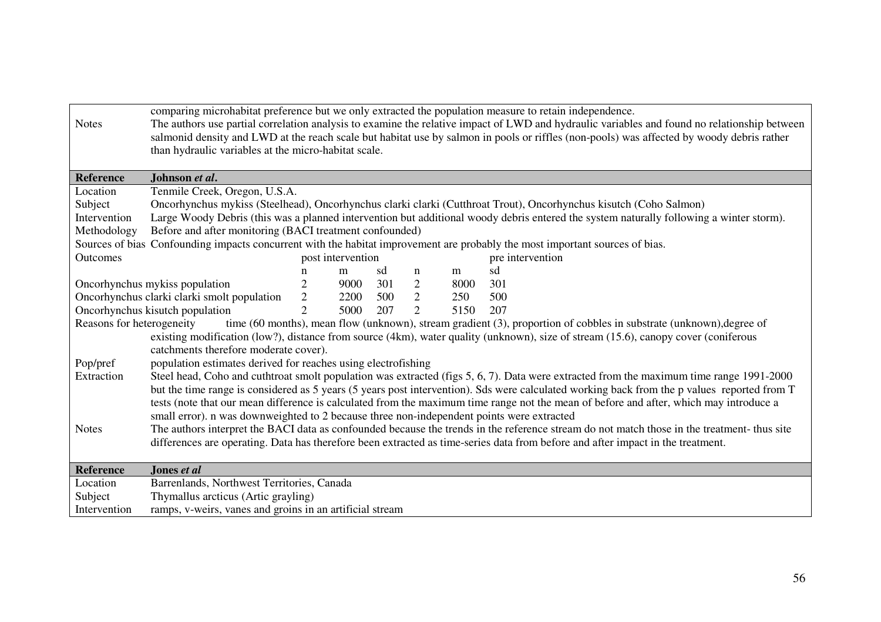| | |
|---|---|
| | comparing microhabitat preference but we only extracted the population measure to retain independence. |
| Notes | The authors use partial correlation analysis to examine the relative impact of LWD and hydraulic variables and found no relationship between salmonid density and LWD at the reach scale but habitat use by salmon in pools or riffles (non-pools) was affected by woody debris rather than hydraulic variables at the micro-habitat scale. |

| **Reference** | **Johnson *et al*.** |
|---|---|
| Location | Tenmile Creek, Oregon, U.S.A. |
| Subject | Oncorhynchus mykiss (Steelhead), Oncorhynchus clarki clarki (Cutthroat Trout), Oncorhynchus kisutch (Coho Salmon) |
| Intervention | Large Woody Debris (this was a planned intervention but additional woody debris entered the system naturally following a winter storm). |
| Methodology | Before and after monitoring (BACI treatment confounded) |
| Sources of bias | Confounding impacts concurrent with the habitat improvement are probably the most important sources of bias. |

| Outcomes | post intervention | | | pre intervention | | |
|---|---|---|---|---|---|---|
| | n | m | sd | n | m | sd |
| Oncorhynchus mykiss population | 2 | 9000 | 301 | 2 | 8000 | 301 |
| Oncorhynchus clarki clarki smolt population | 2 | 2200 | 500 | 2 | 250 | 500 |
| Oncorhynchus kisutch population | 2 | 5000 | 207 | 2 | 5150 | 207 |

| | |
|---|---|
| Reasons for heterogeneity | time (60 months), mean flow (unknown), stream gradient (3), proportion of cobbles in substrate (unknown),degree of existing modification (low?), distance from source (4km), water quality (unknown), size of stream (15.6), canopy cover (coniferous catchments therefore moderate cover). |
| Pop/pref | population estimates derived for reaches using electrofishing |
| Extraction | Steel head, Coho and cuthtroat smolt population was extracted (figs 5, 6, 7). Data were extracted from the maximum time range 1991-2000 but the time range is considered as 5 years (5 years post intervention). Sds were calculated working back from the p values reported from T tests (note that our mean difference is calculated from the maximum time range not the mean of before and after, which may introduce a small error). n was downweighted to 2 because three non-independent points were extracted |
| Notes | The authors interpret the BACI data as confounded because the trends in the reference stream do not match those in the treatment- thus site differences are operating. Data has therefore been extracted as time-series data from before and after impact in the treatment. |

| **Reference** | **Jones *et al*** |
|---|---|
| Location | Barrenlands, Northwest Territories, Canada |
| Subject | Thymallus arcticus (Artic grayling) |
| Intervention | ramps, v-weirs, vanes and groins in an artificial stream |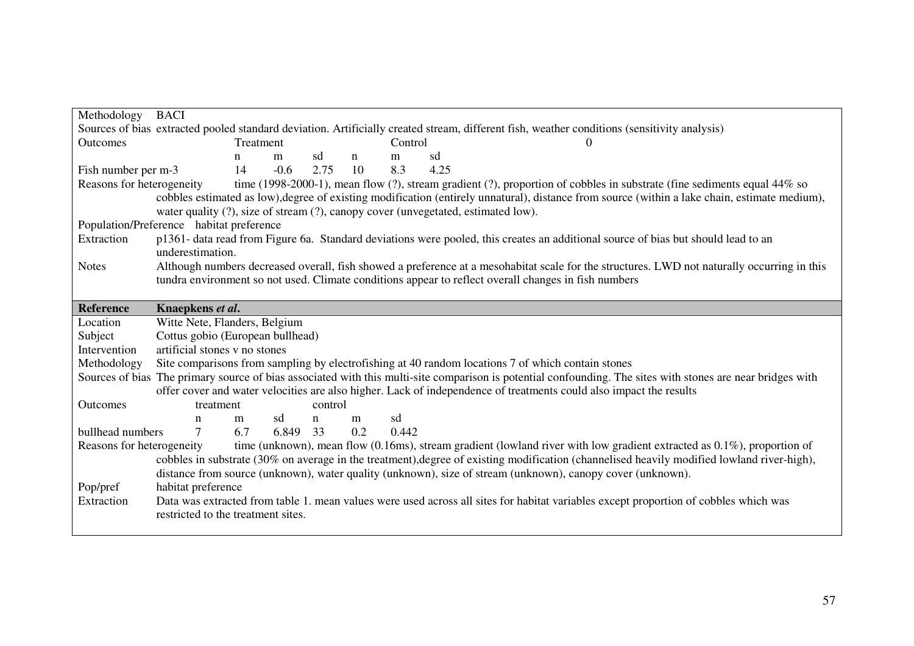| | |
|---|---|
| Methodology | BACI |
| Sources of bias | extracted pooled standard deviation. Artificially created stream, different fish, weather conditions (sensitivity analysis) |

| Outcomes | Treatment | | | Control | | | 0 |
|---|---|---|---|---|---|---|---|
| | n | m | sd | n | m | sd | |
| Fish number per m-3 | 14 | -0.6 | 2.75 | 10 | 8.3 | 4.25 | |

| | |
|---|---|
| Reasons for heterogeneity | time (1998-2000-1), mean flow (?), stream gradient (?), proportion of cobbles in substrate (fine sediments equal 44% so cobbles estimated as low),degree of existing modification (entirely unnatural), distance from source (within a lake chain, estimate medium), water quality (?), size of stream (?), canopy cover (unvegetated, estimated low). |
| Population/Preference | habitat preference |
| Extraction | p1361- data read from Figure 6a. Standard deviations were pooled, this creates an additional source of bias but should lead to an underestimation. |
| Notes | Although numbers decreased overall, fish showed a preference at a mesohabitat scale for the structures. LWD not naturally occurring in this tundra environment so not used. Climate conditions appear to reflect overall changes in fish numbers |

| **Reference** | **Knaepkens *et al*.** |
|---|---|
| Location | Witte Nete, Flanders, Belgium |
| Subject | Cottus gobio (European bullhead) |
| Intervention | artificial stones v no stones |
| Methodology | Site comparisons from sampling by electrofishing at 40 random locations 7 of which contain stones |
| Sources of bias | The primary source of bias associated with this multi-site comparison is potential confounding. The sites with stones are near bridges with offer cover and water velocities are also higher. Lack of independence of treatments could also impact the results |

| Outcomes | treatment | | | control | | |
|---|---|---|---|---|---|---|
| | n | m | sd | n | m | sd |
| bullhead numbers | 7 | 6.7 | 6.849 | 33 | 0.2 | 0.442 |

| | |
|---|---|
| Reasons for heterogeneity | time (unknown), mean flow (0.16ms), stream gradient (lowland river with low gradient extracted as 0.1%), proportion of cobbles in substrate (30% on average in the treatment),degree of existing modification (channelised heavily modified lowland river-high), distance from source (unknown), water quality (unknown), size of stream (unknown), canopy cover (unknown). |
| Pop/pref | habitat preference |
| Extraction | Data was extracted from table 1. mean values were used across all sites for habitat variables except proportion of cobbles which was restricted to the treatment sites. |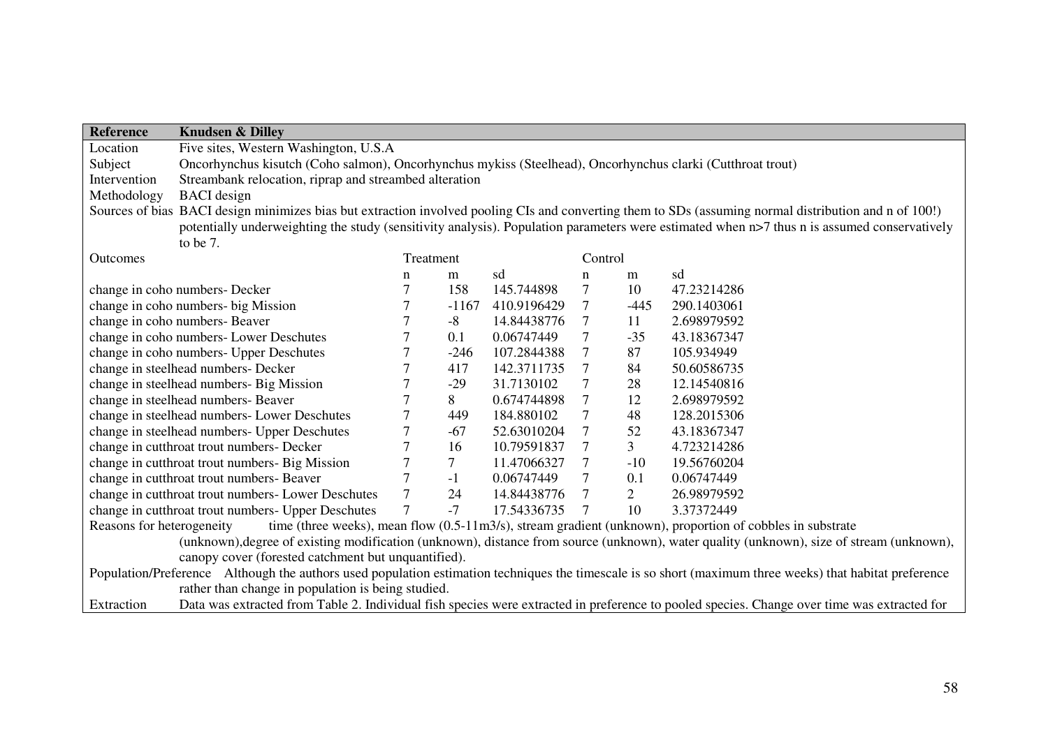| Reference | Knudsen & Dilley | | | | | | |
|---|---|---|---|---|---|---|---|
| Location | Five sites, Western Washington, U.S.A | | | | | | |
| Subject | Oncorhynchus kisutch (Coho salmon), Oncorhynchus mykiss (Steelhead), Oncorhynchus clarki (Cutthroat trout) | | | | | | |
| Intervention | Streambank relocation, riprap and streambed alteration | | | | | | |
| Methodology | BACI design | | | | | | |
| Sources of bias | BACI design minimizes bias but extraction involved pooling CIs and converting them to SDs (assuming normal distribution and n of 100!) potentially underweighting the study (sensitivity analysis). Population parameters were estimated when n>7 thus n is assumed conservatively to be 7. | | | | | | |
| Outcomes | Treatment | | | Control | | | |
| | n | m | sd | n | m | sd | |
| change in coho numbers- Decker | 7 | 158 | 145.744898 | 7 | 10 | 47.23214286 | |
| change in coho numbers- big Mission | 7 | -1167 | 410.9196429 | 7 | -445 | 290.1403061 | |
| change in coho numbers- Beaver | 7 | -8 | 14.84438776 | 7 | 11 | 2.698979592 | |
| change in coho numbers- Lower Deschutes | 7 | 0.1 | 0.06747449 | 7 | -35 | 43.18367347 | |
| change in coho numbers- Upper Deschutes | 7 | -246 | 107.2844388 | 7 | 87 | 105.934949 | |
| change in steelhead numbers- Decker | 7 | 417 | 142.3711735 | 7 | 84 | 50.60586735 | |
| change in steelhead numbers- Big Mission | 7 | -29 | 31.7130102 | 7 | 28 | 12.14540816 | |
| change in steelhead numbers- Beaver | 7 | 8 | 0.674744898 | 7 | 12 | 2.698979592 | |
| change in steelhead numbers- Lower Deschutes | 7 | 449 | 184.880102 | 7 | 48 | 128.2015306 | |
| change in steelhead numbers- Upper Deschutes | 7 | -67 | 52.63010204 | 7 | 52 | 43.18367347 | |
| change in cutthroat trout numbers- Decker | 7 | 16 | 10.79591837 | 7 | 3 | 4.723214286 | |
| change in cutthroat trout numbers- Big Mission | 7 | 7 | 11.47066327 | 7 | -10 | 19.56760204 | |
| change in cutthroat trout numbers- Beaver | 7 | -1 | 0.06747449 | 7 | 0.1 | 0.06747449 | |
| change in cutthroat trout numbers- Lower Deschutes | 7 | 24 | 14.84438776 | 7 | 2 | 26.98979592 | |
| change in cutthroat trout numbers- Upper Deschutes | 7 | -7 | 17.54336735 | 7 | 10 | 3.37372449 | |
| Reasons for heterogeneity | time (three weeks), mean flow (0.5-11m3/s), stream gradient (unknown), proportion of cobbles in substrate (unknown), degree of existing modification (unknown), distance from source (unknown), water quality (unknown), size of stream (unknown), canopy cover (forested catchment but unquantified). | | | | | | |
| Population/Preference | Although the authors used population estimation techniques the timescale is so short (maximum three weeks) that habitat preference rather than change in population is being studied. | | | | | | |
| Extraction | Data was extracted from Table 2. Individual fish species were extracted in preference to pooled species. Change over time was extracted for | | | | | | |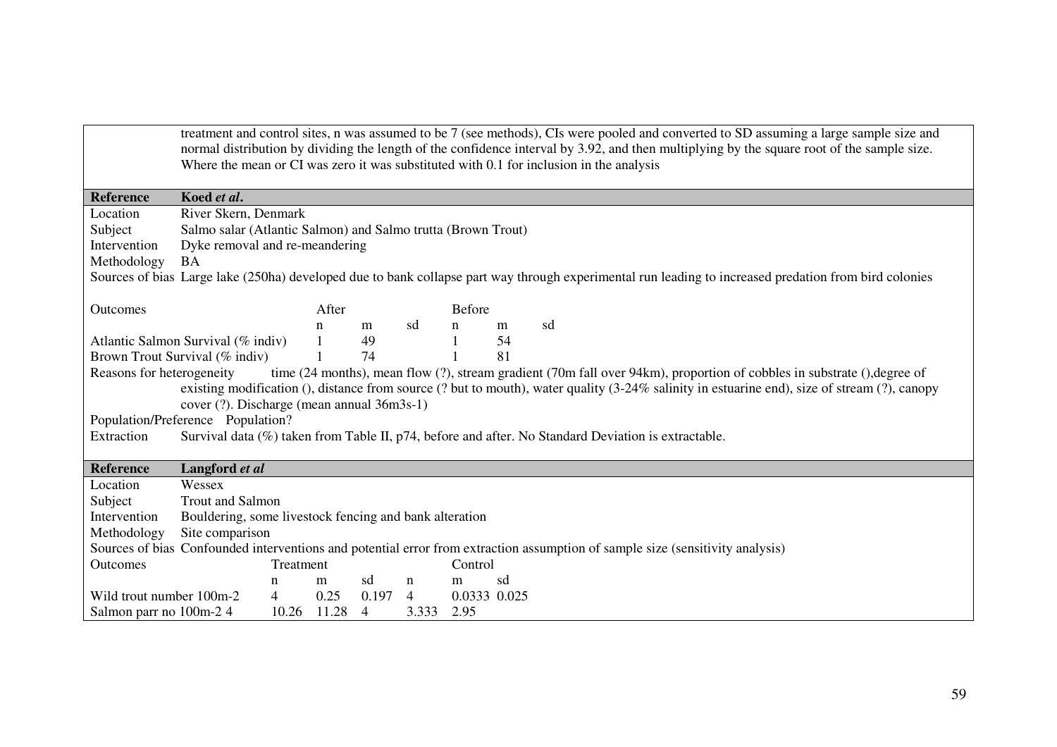treatment and control sites, n was assumed to be 7 (see methods), CIs were pooled and converted to SD assuming a large sample size and normal distribution by dividing the length of the confidence interval by 3.92, and then multiplying by the square root of the sample size. Where the mean or CI was zero it was substituted with 0.1 for inclusion in the analysis

| **Reference** | **Koed *et al*.** |
|---|---|
| Location | River Skern, Denmark |
| Subject | Salmo salar (Atlantic Salmon) and Salmo trutta (Brown Trout) |
| Intervention | Dyke removal and re-meandering |
| Methodology | BA |
| Sources of bias | Large lake (250ha) developed due to bank collapse part way through experimental run leading to increased predation from bird colonies |

| Outcomes | After | | | Before | | |
|---|---|---|---|---|---|---|
| | n | m | sd | n | m | sd |
| Atlantic Salmon Survival (% indiv) | 1 | 49 | | 1 | 54 | |
| Brown Trout Survival (% indiv) | 1 | 74 | | 1 | 81 | |

Reasons for heterogeneity: time (24 months), mean flow (?), stream gradient (70m fall over 94km), proportion of cobbles in substrate (),degree of existing modification (), distance from source (? but to mouth), water quality (3-24% salinity in estuarine end), size of stream (?), canopy cover (?). Discharge (mean annual 36m3s-1)

Population/Preference: Population?

Extraction: Survival data (%) taken from Table II, p74, before and after. No Standard Deviation is extractable.

| **Reference** | **Langford *et al*** |
|---|---|
| Location | Wessex |
| Subject | Trout and Salmon |
| Intervention | Bouldering, some livestock fencing and bank alteration |
| Methodology | Site comparison |
| Sources of bias | Confounded interventions and potential error from extraction assumption of sample size (sensitivity analysis) |

| Outcomes | Treatment | | | Control | | |
|---|---|---|---|---|---|---|
| | n | m | sd | n | m | sd |
| Wild trout number 100m-2 | 4 | 0.25 | 0.197 | 4 | 0.0333 | 0.025 |
| Salmon parr no 100m-2 | 4 | 10.26 | 11.28 | 4 | 3.333 | 2.95 |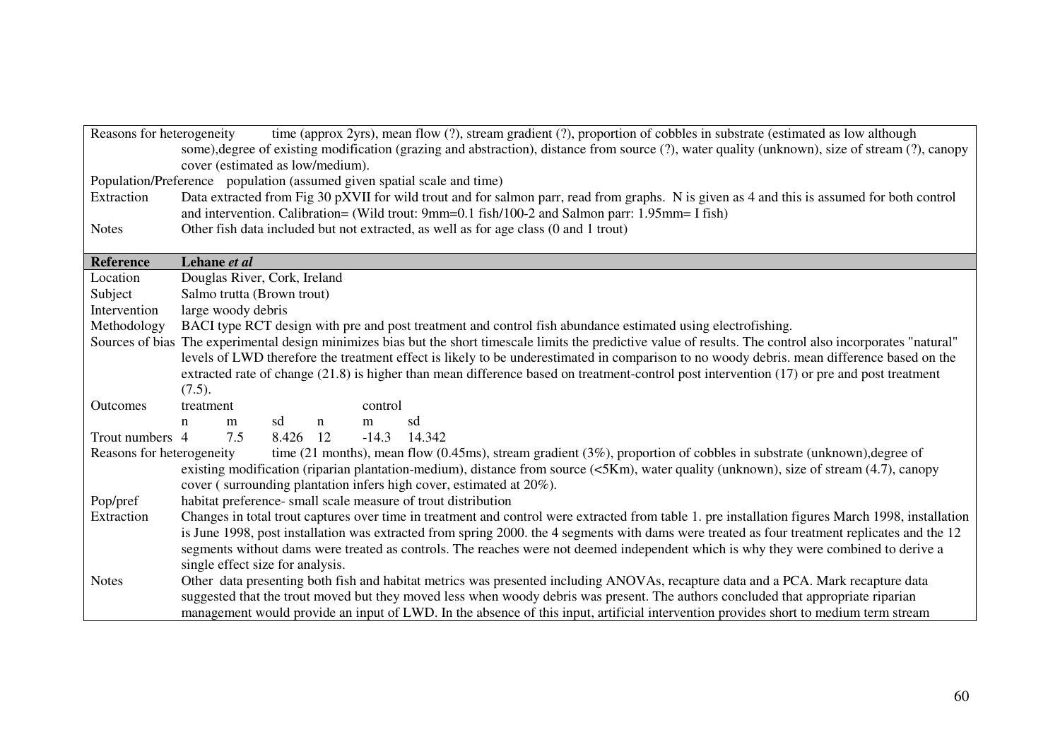| | |
|---|---|
| Reasons for heterogeneity | time (approx 2yrs), mean flow (?), stream gradient (?), proportion of cobbles in substrate (estimated as low although some),degree of existing modification (grazing and abstraction), distance from source (?), water quality (unknown), size of stream (?), canopy cover (estimated as low/medium). |
| Population/Preference | population (assumed given spatial scale and time) |
| Extraction | Data extracted from Fig 30 pXVII for wild trout and for salmon parr, read from graphs. N is given as 4 and this is assumed for both control and intervention. Calibration= (Wild trout: 9mm=0.1 fish/100-2 and Salmon parr: 1.95mm= I fish) |
| Notes | Other fish data included but not extracted, as well as for age class (0 and 1 trout) |

| **Reference** | **Lehane *et al*** | | | | | |
|---|---|---|---|---|---|---|
| Location | Douglas River, Cork, Ireland | | | | | |
| Subject | Salmo trutta (Brown trout) | | | | | |
| Intervention | large woody debris | | | | | |
| Methodology | BACI type RCT design with pre and post treatment and control fish abundance estimated using electrofishing. | | | | | |
| Sources of bias | The experimental design minimizes bias but the short timescale limits the predictive value of results. The control also incorporates "natural" levels of LWD therefore the treatment effect is likely to be underestimated in comparison to no woody debris. mean difference based on the extracted rate of change (21.8) is higher than mean difference based on treatment-control post intervention (17) or pre and post treatment (7.5). | | | | | |
| Outcomes | treatment | | | control | | |
| | n | m | sd | n | m | sd |
| Trout numbers | 4 | 7.5 | 8.426 | 12 | -14.3 | 14.342 |
| Reasons for heterogeneity | time (21 months), mean flow (0.45ms), stream gradient (3%), proportion of cobbles in substrate (unknown),degree of existing modification (riparian plantation-medium), distance from source (<5Km), water quality (unknown), size of stream (4.7), canopy cover ( surrounding plantation infers high cover, estimated at 20%). | | | | | |
| Pop/pref | habitat preference- small scale measure of trout distribution | | | | | |
| Extraction | Changes in total trout captures over time in treatment and control were extracted from table 1. pre installation figures March 1998, installation is June 1998, post installation was extracted from spring 2000. the 4 segments with dams were treated as four treatment replicates and the 12 segments without dams were treated as controls. The reaches were not deemed independent which is why they were combined to derive a single effect size for analysis. | | | | | |
| Notes | Other data presenting both fish and habitat metrics was presented including ANOVAs, recapture data and a PCA. Mark recapture data suggested that the trout moved but they moved less when woody debris was present. The authors concluded that appropriate riparian management would provide an input of LWD. In the absence of this input, artificial intervention provides short to medium term stream | | | | | |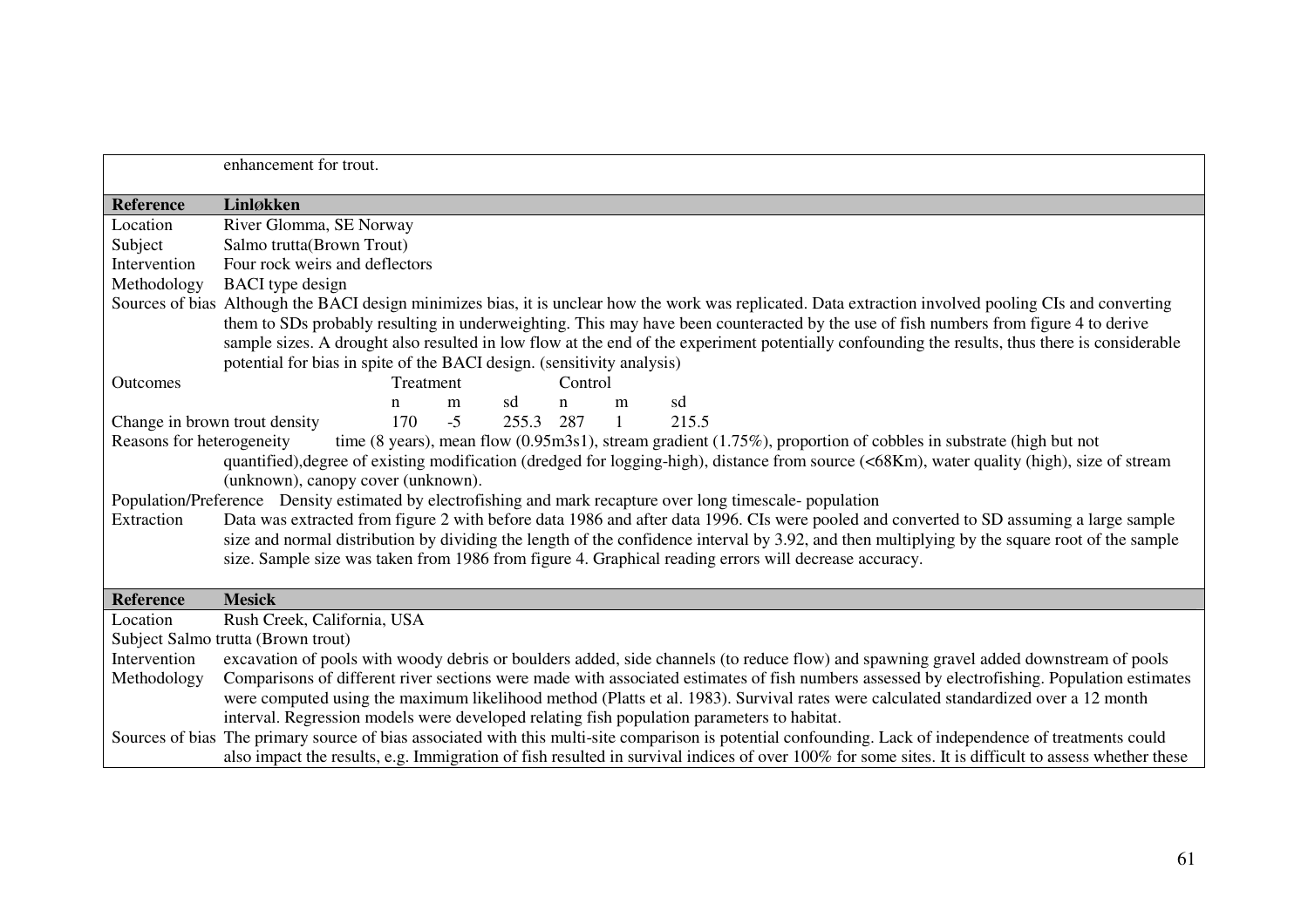| | |
|---|---|
| | enhancement for trout. |

| **Reference** | **Linløkken** | | | | | | |
|---|---|---|---|---|---|---|---|
| Location | River Glomma, SE Norway | | | | | | |
| Subject | Salmo trutta(Brown Trout) | | | | | | |
| Intervention | Four rock weirs and deflectors | | | | | | |
| Methodology | BACI type design | | | | | | |
| Sources of bias | Although the BACI design minimizes bias, it is unclear how the work was replicated. Data extraction involved pooling CIs and converting them to SDs probably resulting in underweighting. This may have been counteracted by the use of fish numbers from figure 4 to derive sample sizes. A drought also resulted in low flow at the end of the experiment potentially confounding the results, thus there is considerable potential for bias in spite of the BACI design. (sensitivity analysis) | | | | | | |
| Outcomes | Treatment | | | Control | | | |
| | n | m | sd | n | m | sd | |
| Change in brown trout density | 170 | -5 | 255.3 | 287 | 1 | 215.5 | |
| Reasons for heterogeneity | time (8 years), mean flow (0.95m3s1), stream gradient (1.75%), proportion of cobbles in substrate (high but not quantified),degree of existing modification (dredged for logging-high), distance from source (<68Km), water quality (high), size of stream (unknown), canopy cover (unknown). | | | | | | |
| Population/Preference | Density estimated by electrofishing and mark recapture over long timescale- population | | | | | | |
| Extraction | Data was extracted from figure 2 with before data 1986 and after data 1996. CIs were pooled and converted to SD assuming a large sample size and normal distribution by dividing the length of the confidence interval by 3.92, and then multiplying by the square root of the sample size. Sample size was taken from 1986 from figure 4. Graphical reading errors will decrease accuracy. | | | | | | |

| **Reference** | **Mesick** |
|---|---|
| Location | Rush Creek, California, USA |
| Subject | Salmo trutta (Brown trout) |
| Intervention | excavation of pools with woody debris or boulders added, side channels (to reduce flow) and spawning gravel added downstream of pools |
| Methodology | Comparisons of different river sections were made with associated estimates of fish numbers assessed by electrofishing. Population estimates were computed using the maximum likelihood method (Platts et al. 1983). Survival rates were calculated standardized over a 12 month interval. Regression models were developed relating fish population parameters to habitat. |
| Sources of bias | The primary source of bias associated with this multi-site comparison is potential confounding. Lack of independence of treatments could also impact the results, e.g. Immigration of fish resulted in survival indices of over 100% for some sites. It is difficult to assess whether these |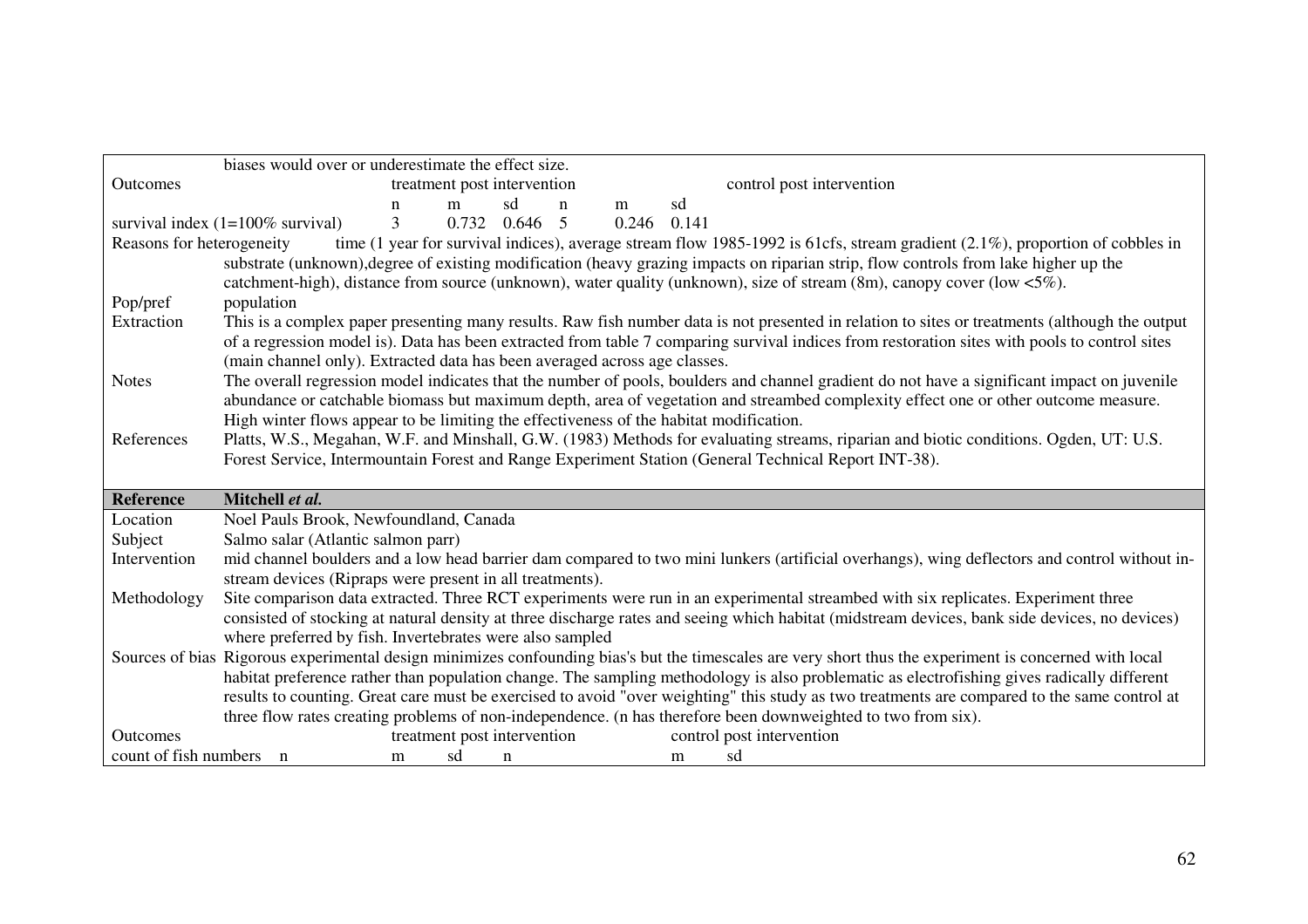| | |
|---|---|
| | biases would over or underestimate the effect size. |
| Outcomes | treatment post intervention / control post intervention |

| Outcomes | treatment post intervention | | | control post intervention | | |
|---|---|---|---|---|---|---|
| | n | m | sd | n | m | sd |
| survival index (1=100% survival) | 3 | 0.732 | 0.646 | 5 | 0.246 | 0.141 |

| | |
|---|---|
| Reasons for heterogeneity | time (1 year for survival indices), average stream flow 1985-1992 is 61cfs, stream gradient (2.1%), proportion of cobbles in substrate (unknown),degree of existing modification (heavy grazing impacts on riparian strip, flow controls from lake higher up the catchment-high), distance from source (unknown), water quality (unknown), size of stream (8m), canopy cover (low <5%). |
| Pop/pref | population |
| Extraction | This is a complex paper presenting many results. Raw fish number data is not presented in relation to sites or treatments (although the output of a regression model is). Data has been extracted from table 7 comparing survival indices from restoration sites with pools to control sites (main channel only). Extracted data has been averaged across age classes. |
| Notes | The overall regression model indicates that the number of pools, boulders and channel gradient do not have a significant impact on juvenile abundance or catchable biomass but maximum depth, area of vegetation and streambed complexity effect one or other outcome measure. High winter flows appear to be limiting the effectiveness of the habitat modification. |
| References | Platts, W.S., Megahan, W.F. and Minshall, G.W. (1983) Methods for evaluating streams, riparian and biotic conditions. Ogden, UT: U.S. Forest Service, Intermountain Forest and Range Experiment Station (General Technical Report INT-38). |

| **Reference** | **Mitchell *et al.*** |
|---|---|
| Location | Noel Pauls Brook, Newfoundland, Canada |
| Subject | Salmo salar (Atlantic salmon parr) |
| Intervention | mid channel boulders and a low head barrier dam compared to two mini lunkers (artificial overhangs), wing deflectors and control without in-stream devices (Ripraps were present in all treatments). |
| Methodology | Site comparison data extracted. Three RCT experiments were run in an experimental streambed with six replicates. Experiment three consisted of stocking at natural density at three discharge rates and seeing which habitat (midstream devices, bank side devices, no devices) where preferred by fish. Invertebrates were also sampled |
| Sources of bias | Rigorous experimental design minimizes confounding bias's but the timescales are very short thus the experiment is concerned with local habitat preference rather than population change. The sampling methodology is also problematic as electrofishing gives radically different results to counting. Great care must be exercised to avoid "over weighting" this study as two treatments are compared to the same control at three flow rates creating problems of non-independence. (n has therefore been downweighted to two from six). |

| Outcomes | treatment post intervention | | | control post intervention | | |
|---|---|---|---|---|---|---|
| count of fish numbers | n | m | sd | n | m | sd |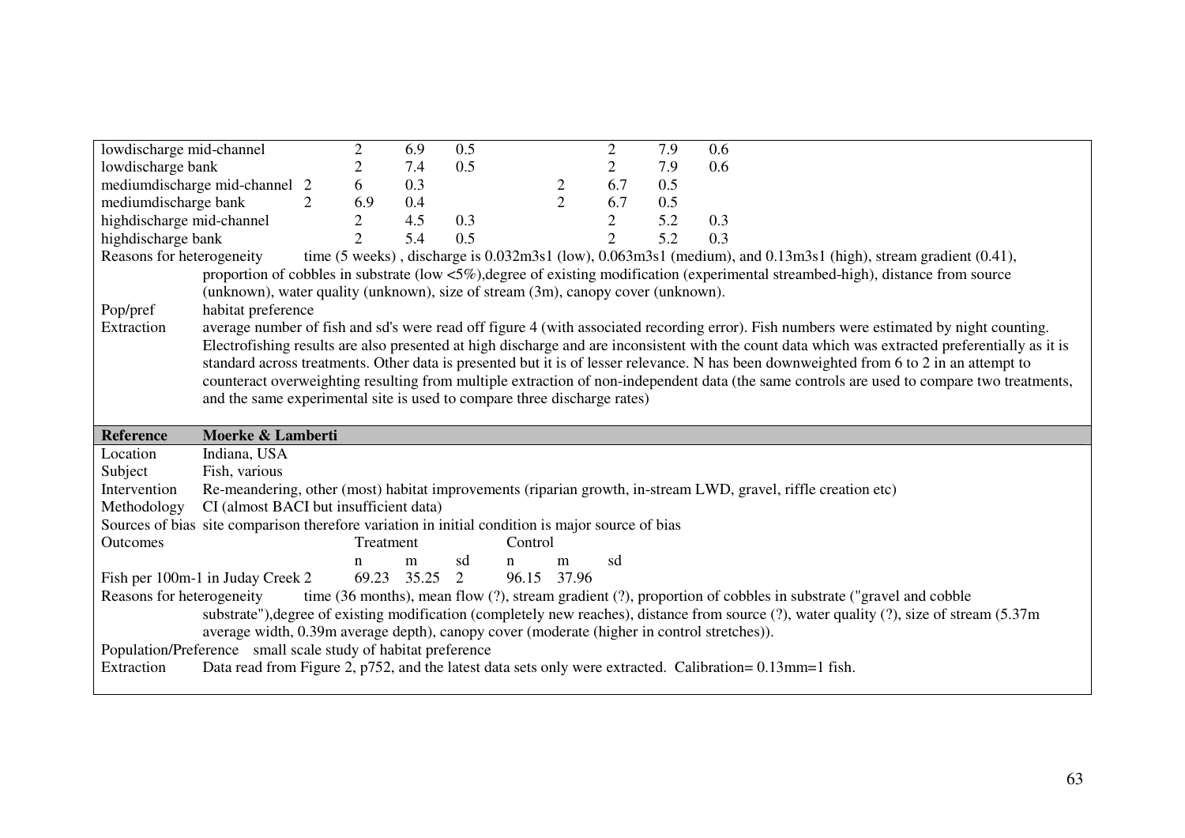| | | | | | | |
|---|---|---|---|---|---|---|
| lowdischarge mid-channel | 2 | 6.9 | 0.5 | 2 | 7.9 | 0.6 |
| lowdischarge bank | 2 | 7.4 | 0.5 | 2 | 7.9 | 0.6 |
| mediumdischarge mid-channel | 2 | 6 | 0.3 | 2 | 6.7 | 0.5 |
| mediumdischarge bank | 2 | 6.9 | 0.4 | 2 | 6.7 | 0.5 |
| highdischarge mid-channel | 2 | 4.5 | 0.3 | 2 | 5.2 | 0.3 |
| highdischarge bank | 2 | 5.4 | 0.5 | 2 | 5.2 | 0.3 |

Reasons for heterogeneity: time (5 weeks) , discharge is 0.032m3s1 (low), 0.063m3s1 (medium), and 0.13m3s1 (high), stream gradient (0.41), proportion of cobbles in substrate (low <5%),degree of existing modification (experimental streambed-high), distance from source (unknown), water quality (unknown), size of stream (3m), canopy cover (unknown).

Pop/pref: habitat preference

Extraction: average number of fish and sd's were read off figure 4 (with associated recording error). Fish numbers were estimated by night counting. Electrofishing results are also presented at high discharge and are inconsistent with the count data which was extracted preferentially as it is standard across treatments. Other data is presented but it is of lesser relevance. N has been downweighted from 6 to 2 in an attempt to counteract overweighting resulting from multiple extraction of non-independent data (the same controls are used to compare two treatments, and the same experimental site is used to compare three discharge rates)

| **Reference** | **Moerke & Lamberti** |
|---|---|
| Location | Indiana, USA |
| Subject | Fish, various |
| Intervention | Re-meandering, other (most) habitat improvements (riparian growth, in-stream LWD, gravel, riffle creation etc) |
| Methodology | CI (almost BACI but insufficient data) |
| Sources of bias | site comparison therefore variation in initial condition is major source of bias |

| Outcomes | Treatment | | | Control | | |
|---|---|---|---|---|---|---|
| | n | m | sd | n | m | sd |
| Fish per 100m-1 in Juday Creek | 2 | 69.23 | 35.25 | 2 | 96.15 | 37.96 |

Reasons for heterogeneity: time (36 months), mean flow (?), stream gradient (?), proportion of cobbles in substrate ("gravel and cobble substrate"),degree of existing modification (completely new reaches), distance from source (?), water quality (?), size of stream (5.37m average width, 0.39m average depth), canopy cover (moderate (higher in control stretches)).

Population/Preference: small scale study of habitat preference

Extraction: Data read from Figure 2, p752, and the latest data sets only were extracted. Calibration= 0.13mm=1 fish.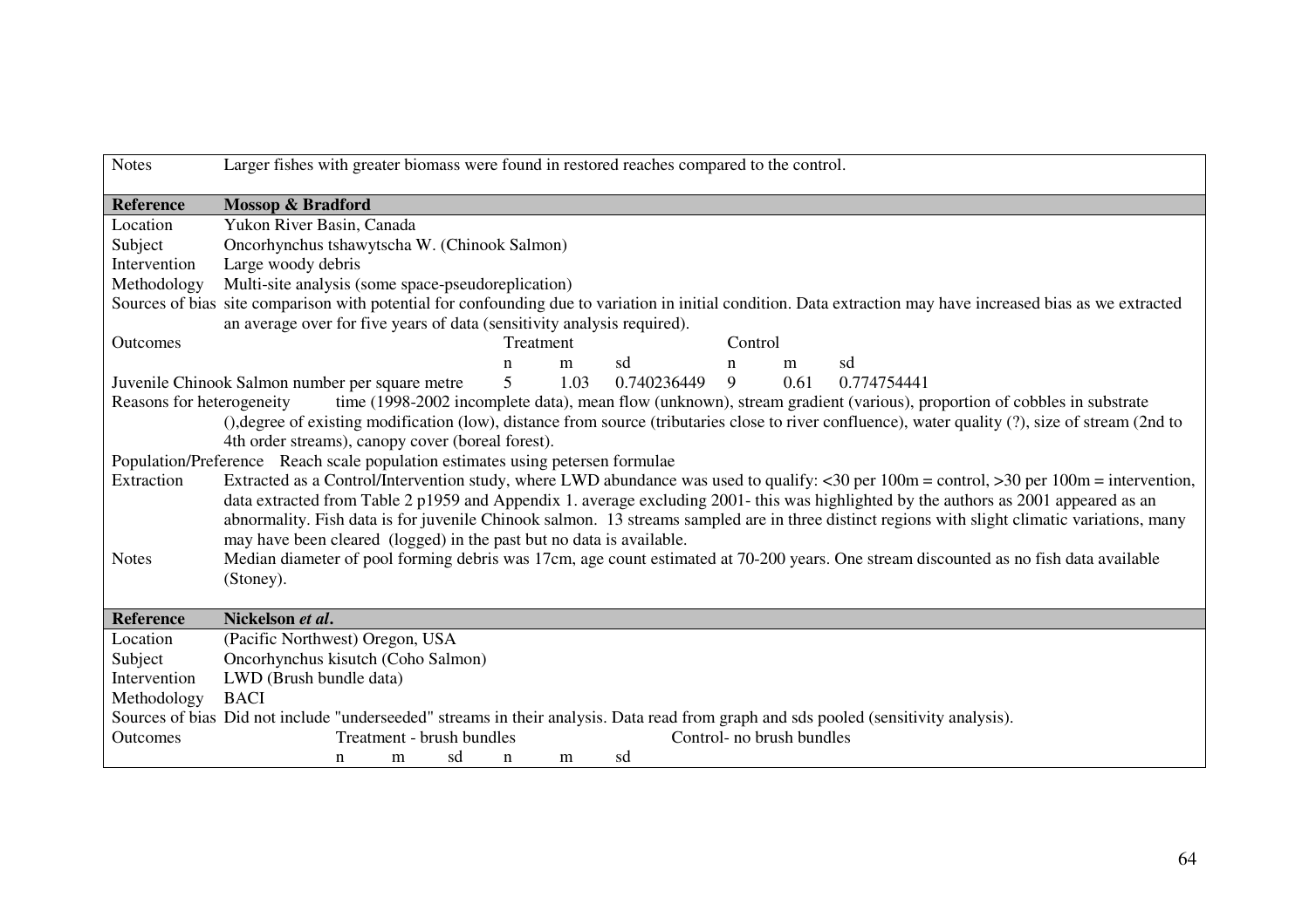| | |
|---|---|
| Notes | Larger fishes with greater biomass were found in restored reaches compared to the control. |

| **Reference** | **Mossop & Bradford** |
|---|---|
| Location | Yukon River Basin, Canada |
| Subject | Oncorhynchus tshawytscha W. (Chinook Salmon) |
| Intervention | Large woody debris |
| Methodology | Multi-site analysis (some space-pseudoreplication) |
| Sources of bias | site comparison with potential for confounding due to variation in initial condition. Data extraction may have increased bias as we extracted an average over for five years of data (sensitivity analysis required). |

| Outcomes | Treatment | | | Control | | |
|---|---|---|---|---|---|---|
| | n | m | sd | n | m | sd |
| Juvenile Chinook Salmon number per square metre | 5 | 1.03 | 0.740236449 | 9 | 0.61 | 0.774754441 |

| | |
|---|---|
| Reasons for heterogeneity | time (1998-2002 incomplete data), mean flow (unknown), stream gradient (various), proportion of cobbles in substrate (),degree of existing modification (low), distance from source (tributaries close to river confluence), water quality (?), size of stream (2nd to 4th order streams), canopy cover (boreal forest). |
| Population/Preference | Reach scale population estimates using petersen formulae |
| Extraction | Extracted as a Control/Intervention study, where LWD abundance was used to qualify: <30 per 100m = control, >30 per 100m = intervention, data extracted from Table 2 p1959 and Appendix 1. average excluding 2001- this was highlighted by the authors as 2001 appeared as an abnormality. Fish data is for juvenile Chinook salmon. 13 streams sampled are in three distinct regions with slight climatic variations, many may have been cleared (logged) in the past but no data is available. |
| Notes | Median diameter of pool forming debris was 17cm, age count estimated at 70-200 years. One stream discounted as no fish data available (Stoney). |

| **Reference** | **Nickelson *et al*.** |
|---|---|
| Location | (Pacific Northwest) Oregon, USA |
| Subject | Oncorhynchus kisutch (Coho Salmon) |
| Intervention | LWD (Brush bundle data) |
| Methodology | BACI |
| Sources of bias | Did not include "underseeded" streams in their analysis. Data read from graph and sds pooled (sensitivity analysis). |

| Outcomes | Treatment - brush bundles | | | Control- no brush bundles | | |
|---|---|---|---|---|---|---|
| | n | m | sd | n | m | sd |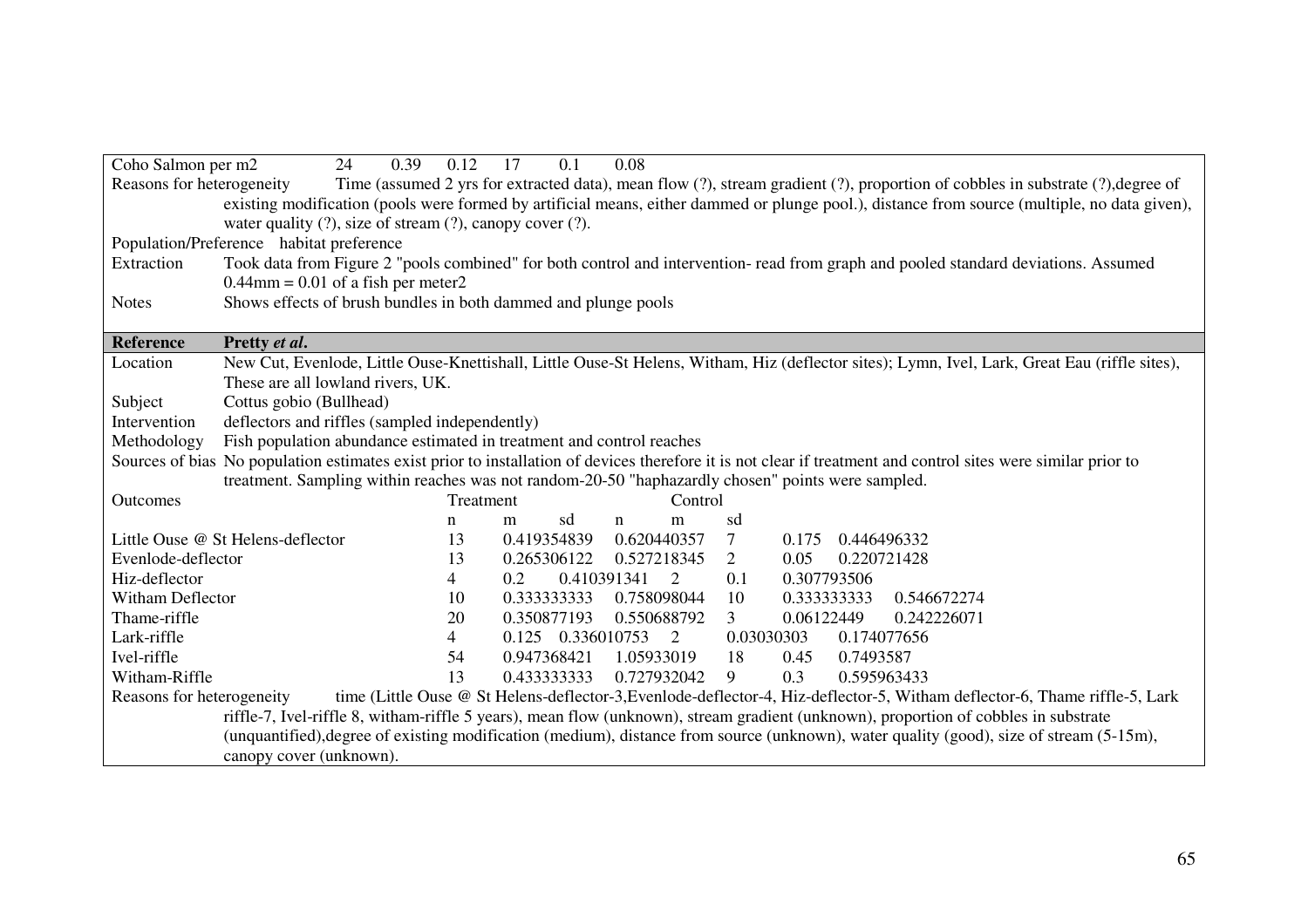| | | | | | | |
|---|---|---|---|---|---|---|
| Coho Salmon per m2 | 24 | 0.39 | 0.12 | 17 | 0.1 | 0.08 |

| | |
|---|---|
| Reasons for heterogeneity | Time (assumed 2 yrs for extracted data), mean flow (?), stream gradient (?), proportion of cobbles in substrate (?),degree of existing modification (pools were formed by artificial means, either dammed or plunge pool.), distance from source (multiple, no data given), water quality (?), size of stream (?), canopy cover (?). |
| Population/Preference | habitat preference |
| Extraction | Took data from Figure 2 "pools combined" for both control and intervention- read from graph and pooled standard deviations. Assumed 0.44mm = 0.01 of a fish per meter2 |
| Notes | Shows effects of brush bundles in both dammed and plunge pools |

| | |
|---|---|
| **Reference** | **Pretty *et al*.** |
| Location | New Cut, Evenlode, Little Ouse-Knettishall, Little Ouse-St Helens, Witham, Hiz (deflector sites); Lymn, Ivel, Lark, Great Eau (riffle sites), These are all lowland rivers, UK. |
| Subject | Cottus gobio (Bullhead) |
| Intervention | deflectors and riffles (sampled independently) |
| Methodology | Fish population abundance estimated in treatment and control reaches |
| Sources of bias | No population estimates exist prior to installation of devices therefore it is not clear if treatment and control sites were similar prior to treatment. Sampling within reaches was not random-20-50 "haphazardly chosen" points were sampled. |

| Outcomes | Treatment | | | Control | | |
|---|---|---|---|---|---|---|
| | n | m | sd | n | m | sd |
| Little Ouse @ St Helens-deflector | 13 | 0.419354839 | 0.620440357 | 7 | 0.175 | 0.446496332 |
| Evenlode-deflector | 13 | 0.265306122 | 0.527218345 | 2 | 0.05 | 0.220721428 |
| Hiz-deflector | 4 | 0.2 | 0.410391341 | 2 | 0.1 | 0.307793506 |
| Witham Deflector | 10 | 0.333333333 | 0.758098044 | 10 | 0.333333333 | 0.546672274 |
| Thame-riffle | 20 | 0.350877193 | 0.550688792 | 3 | 0.06122449 | 0.242226071 |
| Lark-riffle | 4 | 0.125 | 0.336010753 | 2 | 0.03030303 | 0.174077656 |
| Ivel-riffle | 54 | 0.947368421 | 1.05933019 | 18 | 0.45 | 0.7493587 |
| Witham-Riffle | 13 | 0.433333333 | 0.727932042 | 9 | 0.3 | 0.595963433 |

| | |
|---|---|
| Reasons for heterogeneity | time (Little Ouse @ St Helens-deflector-3,Evenlode-deflector-4, Hiz-deflector-5, Witham deflector-6, Thame riffle-5, Lark riffle-7, Ivel-riffle 8, witham-riffle 5 years), mean flow (unknown), stream gradient (unknown), proportion of cobbles in substrate (unquantified),degree of existing modification (medium), distance from source (unknown), water quality (good), size of stream (5-15m), canopy cover (unknown). |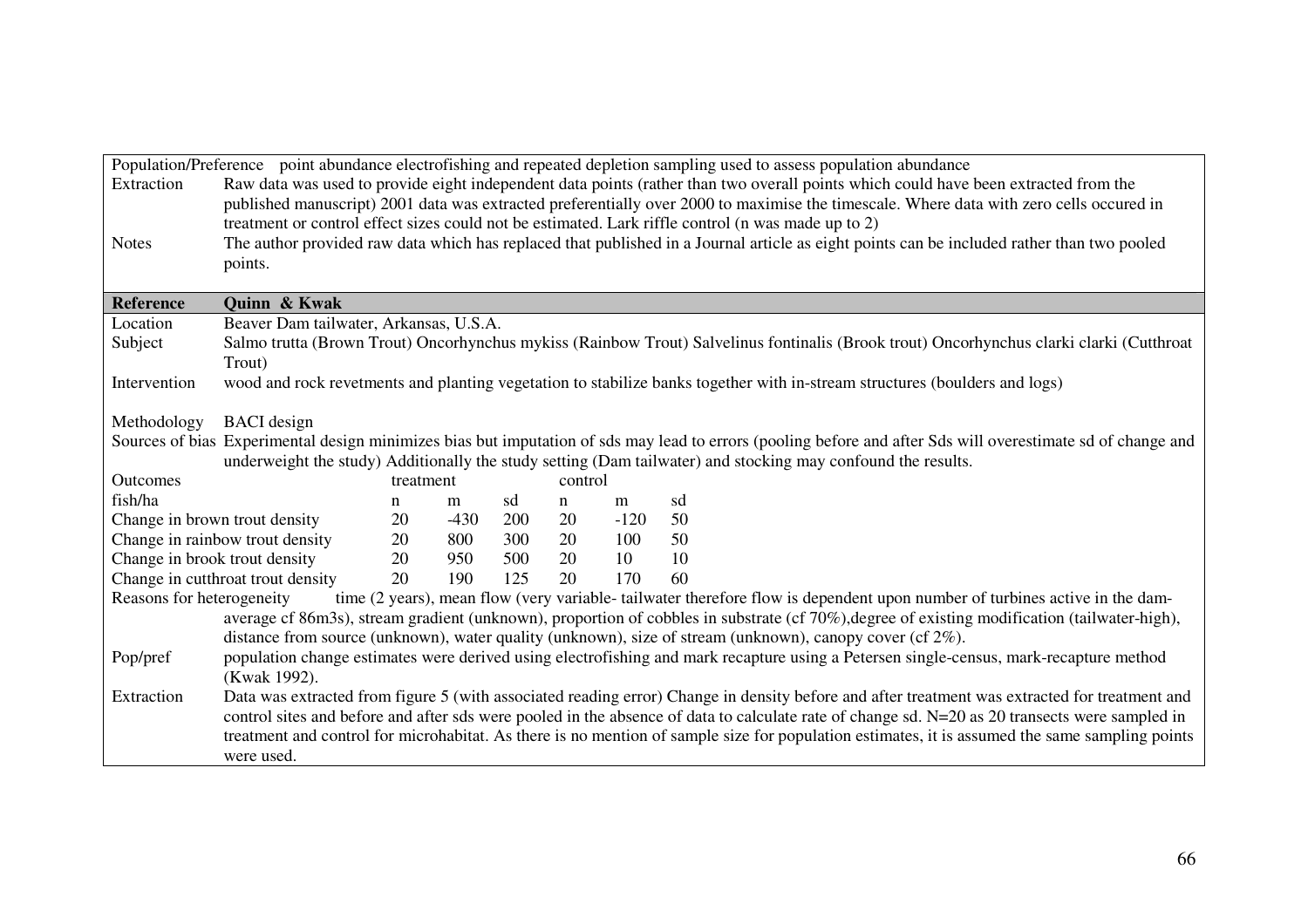| | |
|---|---|
| Population/Preference | point abundance electrofishing and repeated depletion sampling used to assess population abundance |
| Extraction | Raw data was used to provide eight independent data points (rather than two overall points which could have been extracted from the published manuscript) 2001 data was extracted preferentially over 2000 to maximise the timescale. Where data with zero cells occured in treatment or control effect sizes could not be estimated. Lark riffle control (n was made up to 2) |
| Notes | The author provided raw data which has replaced that published in a Journal article as eight points can be included rather than two pooled points. |

| **Reference** | **Quinn & Kwak** |
|---|---|
| Location | Beaver Dam tailwater, Arkansas, U.S.A. |
| Subject | Salmo trutta (Brown Trout) Oncorhynchus mykiss (Rainbow Trout) Salvelinus fontinalis (Brook trout) Oncorhynchus clarki clarki (Cutthroat Trout) |
| Intervention | wood and rock revetments and planting vegetation to stabilize banks together with in-stream structures (boulders and logs) |
| Methodology | BACI design |
| Sources of bias | Experimental design minimizes bias but imputation of sds may lead to errors (pooling before and after Sds will overestimate sd of change and underweight the study) Additionally the study setting (Dam tailwater) and stocking may confound the results. |

| Outcomes | treatment | | | control | | |
|---|---|---|---|---|---|---|
| fish/ha | n | m | sd | n | m | sd |
| Change in brown trout density | 20 | -430 | 200 | 20 | -120 | 50 |
| Change in rainbow trout density | 20 | 800 | 300 | 20 | 100 | 50 |
| Change in brook trout density | 20 | 950 | 500 | 20 | 10 | 10 |
| Change in cutthroat trout density | 20 | 190 | 125 | 20 | 170 | 60 |

| | |
|---|---|
| Reasons for heterogeneity | time (2 years), mean flow (very variable- tailwater therefore flow is dependent upon number of turbines active in the dam- average cf 86m3s), stream gradient (unknown), proportion of cobbles in substrate (cf 70%),degree of existing modification (tailwater-high), distance from source (unknown), water quality (unknown), size of stream (unknown), canopy cover (cf 2%). |
| Pop/pref | population change estimates were derived using electrofishing and mark recapture using a Petersen single-census, mark-recapture method (Kwak 1992). |
| Extraction | Data was extracted from figure 5 (with associated reading error) Change in density before and after treatment was extracted for treatment and control sites and before and after sds were pooled in the absence of data to calculate rate of change sd. N=20 as 20 transects were sampled in treatment and control for microhabitat. As there is no mention of sample size for population estimates, it is assumed the same sampling points were used. |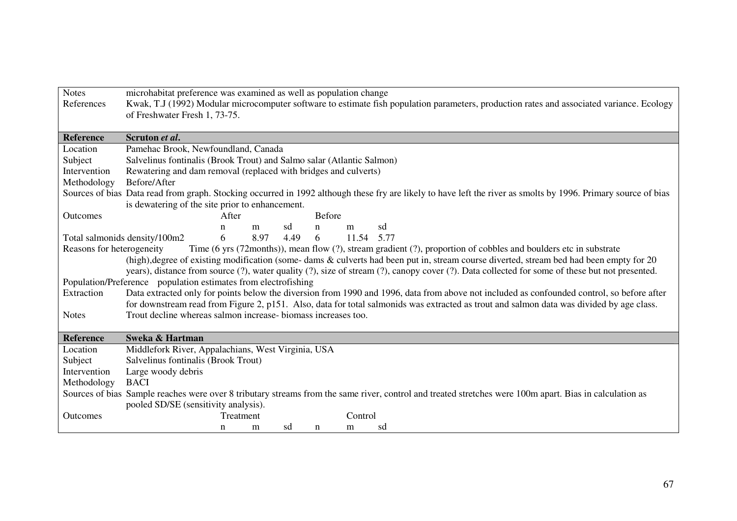| | |
|---|---|
| Notes | microhabitat preference was examined as well as population change |
| References | Kwak, T.J (1992) Modular microcomputer software to estimate fish population parameters, production rates and associated variance. Ecology of Freshwater Fresh 1, 73-75. |

| **Reference** | **Scruton *et al*.** |
|---|---|
| Location | Pamehac Brook, Newfoundland, Canada |
| Subject | Salvelinus fontinalis (Brook Trout) and Salmo salar (Atlantic Salmon) |
| Intervention | Rewatering and dam removal (replaced with bridges and culverts) |
| Methodology | Before/After |
| Sources of bias | Data read from graph. Stocking occurred in 1992 although these fry are likely to have left the river as smolts by 1996. Primary source of bias is dewatering of the site prior to enhancement. |

| Outcomes | After | | | Before | | |
|---|---|---|---|---|---|---|
| | n | m | sd | n | m | sd |
| Total salmonids density/100m2 | 6 | 8.97 | 4.49 | 6 | 11.54 | 5.77 |

| | |
|---|---|
| Reasons for heterogeneity | Time (6 yrs (72months)), mean flow (?), stream gradient (?), proportion of cobbles and boulders etc in substrate (high),degree of existing modification (some- dams & culverts had been put in, stream course diverted, stream bed had been empty for 20 years), distance from source (?), water quality (?), size of stream (?), canopy cover (?). Data collected for some of these but not presented. |
| Population/Preference | population estimates from electrofishing |
| Extraction | Data extracted only for points below the diversion from 1990 and 1996, data from above not included as confounded control, so before after for downstream read from Figure 2, p151. Also, data for total salmonids was extracted as trout and salmon data was divided by age class. |
| Notes | Trout decline whereas salmon increase- biomass increases too. |

| **Reference** | **Sweka & Hartman** |
|---|---|
| Location | Middlefork River, Appalachians, West Virginia, USA |
| Subject | Salvelinus fontinalis (Brook Trout) |
| Intervention | Large woody debris |
| Methodology | BACI |
| Sources of bias | Sample reaches were over 8 tributary streams from the same river, control and treated stretches were 100m apart. Bias in calculation as pooled SD/SE (sensitivity analysis). |

| Outcomes | Treatment | | | Control | | |
|---|---|---|---|---|---|---|
| | n | m | sd | n | m | sd |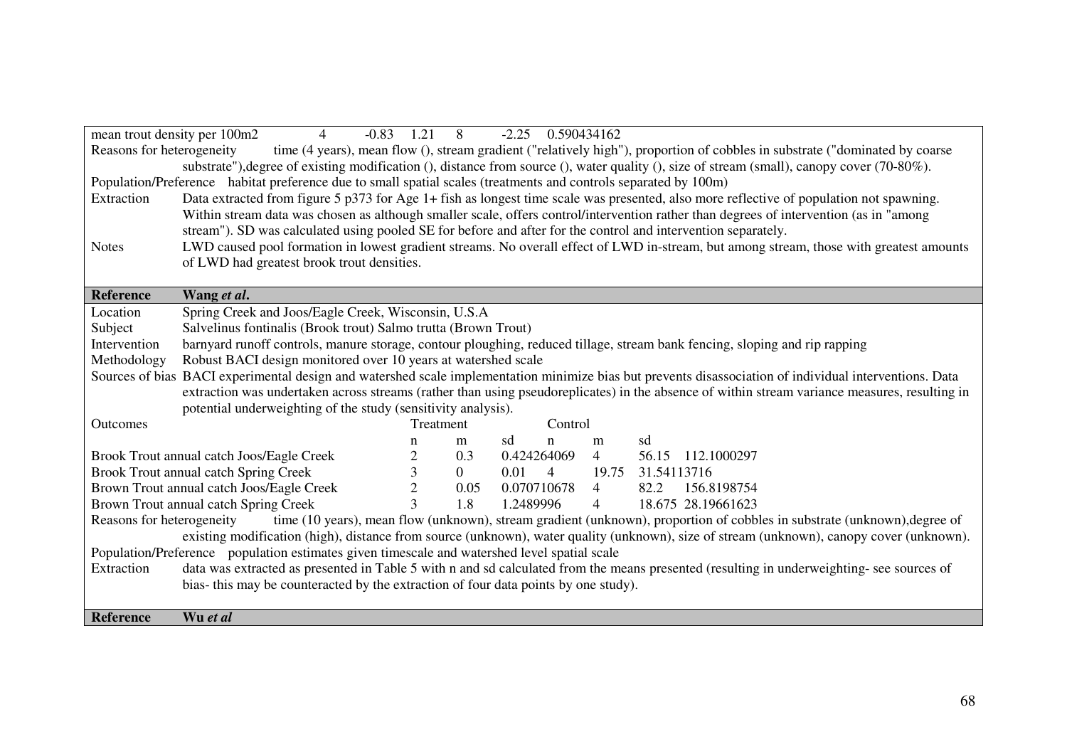| | | | | | | |
|---|---|---|---|---|---|---|
| mean trout density per 100m2 | 4 | -0.83 | 1.21 | 8 | -2.25 | 0.590434162 |

**Reasons for heterogeneity** time (4 years), mean flow (), stream gradient ("relatively high"), proportion of cobbles in substrate ("dominated by coarse substrate"),degree of existing modification (), distance from source (), water quality (), size of stream (small), canopy cover (70-80%).

**Population/Preference** habitat preference due to small spatial scales (treatments and controls separated by 100m)

**Extraction** Data extracted from figure 5 p373 for Age 1+ fish as longest time scale was presented, also more reflective of population not spawning. Within stream data was chosen as although smaller scale, offers control/intervention rather than degrees of intervention (as in "among stream"). SD was calculated using pooled SE for before and after for the control and intervention separately.

**Notes** LWD caused pool formation in lowest gradient streams. No overall effect of LWD in-stream, but among stream, those with greatest amounts of LWD had greatest brook trout densities.

## Reference Wang *et al*.

**Location** Spring Creek and Joos/Eagle Creek, Wisconsin, U.S.A

**Subject** Salvelinus fontinalis (Brook trout) Salmo trutta (Brown Trout)

**Intervention** barnyard runoff controls, manure storage, contour ploughing, reduced tillage, stream bank fencing, sloping and rip rapping

**Methodology** Robust BACI design monitored over 10 years at watershed scale

**Sources of bias** BACI experimental design and watershed scale implementation minimize bias but prevents disassociation of individual interventions. Data extraction was undertaken across streams (rather than using pseudoreplicates) in the absence of within stream variance measures, resulting in potential underweighting of the study (sensitivity analysis).

**Outcomes**

| | Treatment | | | Control | | |
|---|---|---|---|---|---|---|
| | n | m | sd | n | m | sd |
| Brook Trout annual catch Joos/Eagle Creek | 2 | 0.3 | 0.424264069 | 4 | 56.15 | 112.1000297 |
| Brook Trout annual catch Spring Creek | 3 | 0 | 0.01 | 4 | 19.75 | 31.54113716 |
| Brown Trout annual catch Joos/Eagle Creek | 2 | 0.05 | 0.070710678 | 4 | 82.2 | 156.8198754 |
| Brown Trout annual catch Spring Creek | 3 | 1.8 | 1.2489996 | 4 | 18.675 | 28.19661623 |

**Reasons for heterogeneity** time (10 years), mean flow (unknown), stream gradient (unknown), proportion of cobbles in substrate (unknown),degree of existing modification (high), distance from source (unknown), water quality (unknown), size of stream (unknown), canopy cover (unknown).

**Population/Preference** population estimates given timescale and watershed level spatial scale

**Extraction** data was extracted as presented in Table 5 with n and sd calculated from the means presented (resulting in underweighting- see sources of bias- this may be counteracted by the extraction of four data points by one study).

## Reference Wu *et al*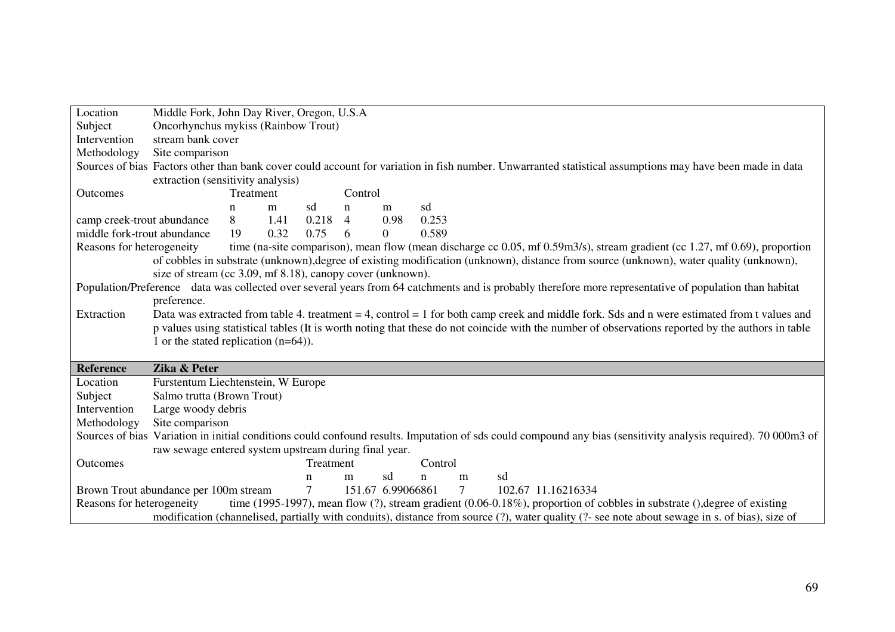| | |
|---|---|
| Location | Middle Fork, John Day River, Oregon, U.S.A |
| Subject | Oncorhynchus mykiss (Rainbow Trout) |
| Intervention | stream bank cover |
| Methodology | Site comparison |
| Sources of bias | Factors other than bank cover could account for variation in fish number. Unwarranted statistical assumptions may have been made in data extraction (sensitivity analysis) |

| Outcomes | Treatment | | | Control | | |
|---|---|---|---|---|---|---|
| | n | m | sd | n | m | sd |
| camp creek-trout abundance | 8 | 1.41 | 0.218 | 4 | 0.98 | 0.253 |
| middle fork-trout abundance | 19 | 0.32 | 0.75 | 6 | 0 | 0.589 |

| | |
|---|---|
| Reasons for heterogeneity | time (na-site comparison), mean flow (mean discharge cc 0.05, mf 0.59m3/s), stream gradient (cc 1.27, mf 0.69), proportion of cobbles in substrate (unknown),degree of existing modification (unknown), distance from source (unknown), water quality (unknown), size of stream (cc 3.09, mf 8.18), canopy cover (unknown). |
| Population/Preference | data was collected over several years from 64 catchments and is probably therefore more representative of population than habitat preference. |
| Extraction | Data was extracted from table 4. treatment = 4, control = 1 for both camp creek and middle fork. Sds and n were estimated from t values and p values using statistical tables (It is worth noting that these do not coincide with the number of observations reported by the authors in table 1 or the stated replication (n=64)). |

| **Reference** | **Zika & Peter** |
|---|---|
| Location | Furstentum Liechtenstein, W Europe |
| Subject | Salmo trutta (Brown Trout) |
| Intervention | Large woody debris |
| Methodology | Site comparison |
| Sources of bias | Variation in initial conditions could confound results. Imputation of sds could compound any bias (sensitivity analysis required). 70 000m3 of raw sewage entered system upstream during final year. |

| Outcomes | Treatment | | | Control | | |
|---|---|---|---|---|---|---|
| | n | m | sd | n | m | sd |
| Brown Trout abundance per 100m stream | 7 | 151.67 | 6.99066861 | 7 | 102.67 | 11.16216334 |

| | |
|---|---|
| Reasons for heterogeneity | time (1995-1997), mean flow (?), stream gradient (0.06-0.18%), proportion of cobbles in substrate (),degree of existing modification (channelised, partially with conduits), distance from source (?), water quality (?- see note about sewage in s. of bias), size of |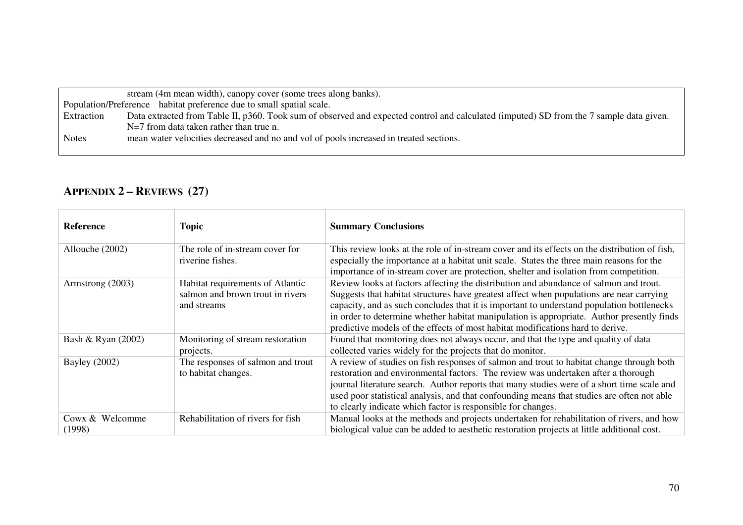| | |
|---|---|
| | stream (4m mean width), canopy cover (some trees along banks). |
| Population/Preference | habitat preference due to small spatial scale. |
| Extraction | Data extracted from Table II, p360. Took sum of observed and expected control and calculated (imputed) SD from the 7 sample data given. N=7 from data taken rather than true n. |
| Notes | mean water velocities decreased and no and vol of pools increased in treated sections. |

## APPENDIX 2 – REVIEWS (27)

| Reference | Topic | Summary Conclusions |
|---|---|---|
| Allouche (2002) | The role of in-stream cover for riverine fishes. | This review looks at the role of in-stream cover and its effects on the distribution of fish, especially the importance at a habitat unit scale. States the three main reasons for the importance of in-stream cover are protection, shelter and isolation from competition. |
| Armstrong (2003) | Habitat requirements of Atlantic salmon and brown trout in rivers and streams | Review looks at factors affecting the distribution and abundance of salmon and trout. Suggests that habitat structures have greatest affect when populations are near carrying capacity, and as such concludes that it is important to understand population bottlenecks in order to determine whether habitat manipulation is appropriate. Author presently finds predictive models of the effects of most habitat modifications hard to derive. |
| Bash & Ryan (2002) | Monitoring of stream restoration projects. | Found that monitoring does not always occur, and that the type and quality of data collected varies widely for the projects that do monitor. |
| Bayley (2002) | The responses of salmon and trout to habitat changes. | A review of studies on fish responses of salmon and trout to habitat change through both restoration and environmental factors. The review was undertaken after a thorough journal literature search. Author reports that many studies were of a short time scale and used poor statistical analysis, and that confounding means that studies are often not able to clearly indicate which factor is responsible for changes. |
| Cowx & Welcomme (1998) | Rehabilitation of rivers for fish | Manual looks at the methods and projects undertaken for rehabilitation of rivers, and how biological value can be added to aesthetic restoration projects at little additional cost. |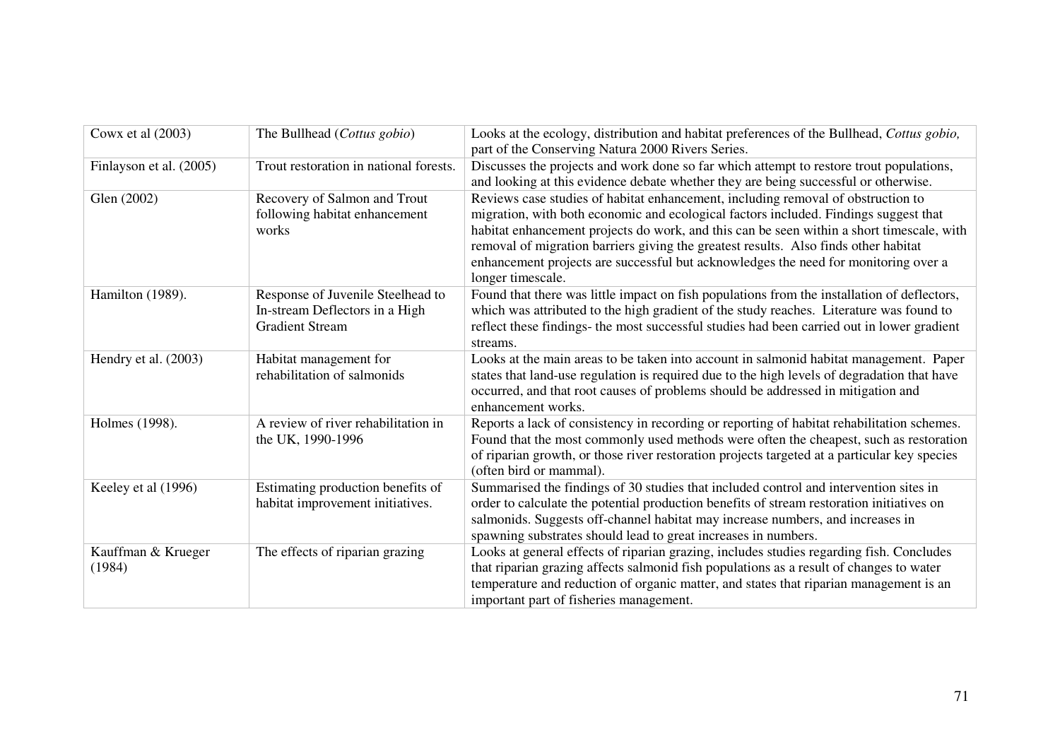| | | |
|---|---|---|
| Cowx et al (2003) | The Bullhead (*Cottus gobio*) | Looks at the ecology, distribution and habitat preferences of the Bullhead, *Cottus gobio,* part of the Conserving Natura 2000 Rivers Series. |
| Finlayson et al. (2005) | Trout restoration in national forests. | Discusses the projects and work done so far which attempt to restore trout populations, and looking at this evidence debate whether they are being successful or otherwise. |
| Glen (2002) | Recovery of Salmon and Trout following habitat enhancement works | Reviews case studies of habitat enhancement, including removal of obstruction to migration, with both economic and ecological factors included. Findings suggest that habitat enhancement projects do work, and this can be seen within a short timescale, with removal of migration barriers giving the greatest results. Also finds other habitat enhancement projects are successful but acknowledges the need for monitoring over a longer timescale. |
| Hamilton (1989). | Response of Juvenile Steelhead to In-stream Deflectors in a High Gradient Stream | Found that there was little impact on fish populations from the installation of deflectors, which was attributed to the high gradient of the study reaches. Literature was found to reflect these findings- the most successful studies had been carried out in lower gradient streams. |
| Hendry et al. (2003) | Habitat management for rehabilitation of salmonids | Looks at the main areas to be taken into account in salmonid habitat management. Paper states that land-use regulation is required due to the high levels of degradation that have occurred, and that root causes of problems should be addressed in mitigation and enhancement works. |
| Holmes (1998). | A review of river rehabilitation in the UK, 1990-1996 | Reports a lack of consistency in recording or reporting of habitat rehabilitation schemes. Found that the most commonly used methods were often the cheapest, such as restoration of riparian growth, or those river restoration projects targeted at a particular key species (often bird or mammal). |
| Keeley et al (1996) | Estimating production benefits of habitat improvement initiatives. | Summarised the findings of 30 studies that included control and intervention sites in order to calculate the potential production benefits of stream restoration initiatives on salmonids. Suggests off-channel habitat may increase numbers, and increases in spawning substrates should lead to great increases in numbers. |
| Kauffman & Krueger (1984) | The effects of riparian grazing | Looks at general effects of riparian grazing, includes studies regarding fish. Concludes that riparian grazing affects salmonid fish populations as a result of changes to water temperature and reduction of organic matter, and states that riparian management is an important part of fisheries management. |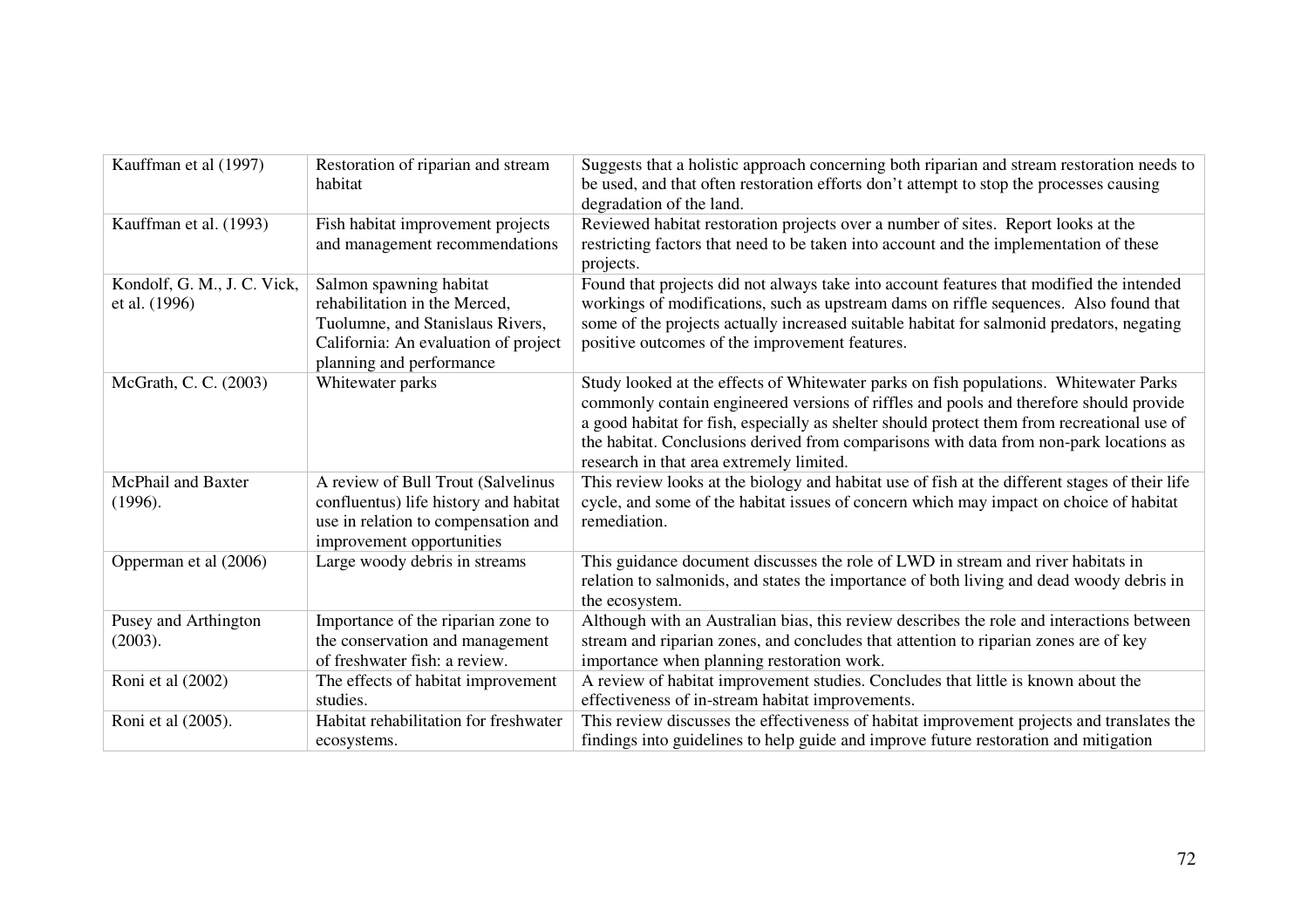| | | |
|---|---|---|
| Kauffman et al (1997) | Restoration of riparian and stream habitat | Suggests that a holistic approach concerning both riparian and stream restoration needs to be used, and that often restoration efforts don't attempt to stop the processes causing degradation of the land. |
| Kauffman et al. (1993) | Fish habitat improvement projects and management recommendations | Reviewed habitat restoration projects over a number of sites. Report looks at the restricting factors that need to be taken into account and the implementation of these projects. |
| Kondolf, G. M., J. C. Vick, et al. (1996) | Salmon spawning habitat rehabilitation in the Merced, Tuolumne, and Stanislaus Rivers, California: An evaluation of project planning and performance | Found that projects did not always take into account features that modified the intended workings of modifications, such as upstream dams on riffle sequences. Also found that some of the projects actually increased suitable habitat for salmonid predators, negating positive outcomes of the improvement features. |
| McGrath, C. C. (2003) | Whitewater parks | Study looked at the effects of Whitewater parks on fish populations. Whitewater Parks commonly contain engineered versions of riffles and pools and therefore should provide a good habitat for fish, especially as shelter should protect them from recreational use of the habitat. Conclusions derived from comparisons with data from non-park locations as research in that area extremely limited. |
| McPhail and Baxter (1996). | A review of Bull Trout (Salvelinus confluentus) life history and habitat use in relation to compensation and improvement opportunities | This review looks at the biology and habitat use of fish at the different stages of their life cycle, and some of the habitat issues of concern which may impact on choice of habitat remediation. |
| Opperman et al (2006) | Large woody debris in streams | This guidance document discusses the role of LWD in stream and river habitats in relation to salmonids, and states the importance of both living and dead woody debris in the ecosystem. |
| Pusey and Arthington (2003). | Importance of the riparian zone to the conservation and management of freshwater fish: a review. | Although with an Australian bias, this review describes the role and interactions between stream and riparian zones, and concludes that attention to riparian zones are of key importance when planning restoration work. |
| Roni et al (2002) | The effects of habitat improvement studies. | A review of habitat improvement studies. Concludes that little is known about the effectiveness of in-stream habitat improvements. |
| Roni et al (2005). | Habitat rehabilitation for freshwater ecosystems. | This review discusses the effectiveness of habitat improvement projects and translates the findings into guidelines to help guide and improve future restoration and mitigation |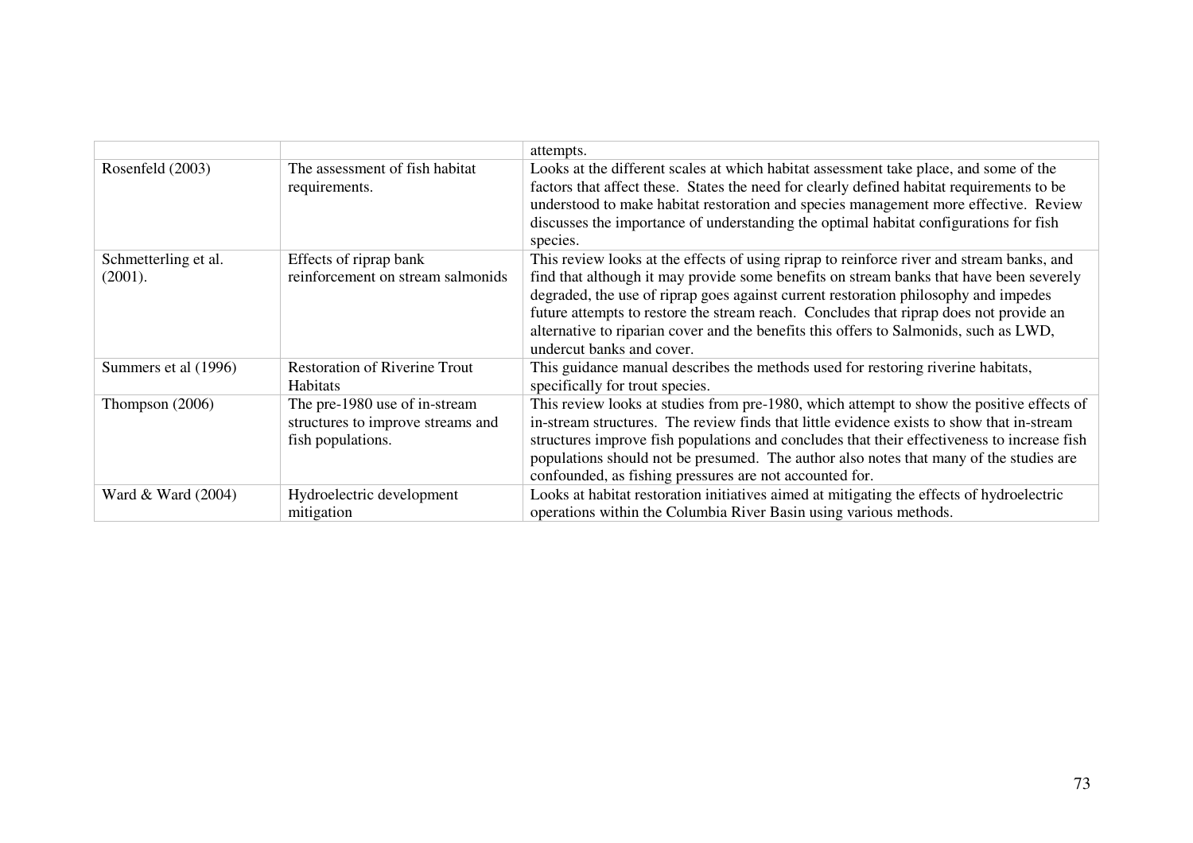| | | |
|---|---|---|
| | | attempts. |
| Rosenfeld (2003) | The assessment of fish habitat requirements. | Looks at the different scales at which habitat assessment take place, and some of the factors that affect these. States the need for clearly defined habitat requirements to be understood to make habitat restoration and species management more effective. Review discusses the importance of understanding the optimal habitat configurations for fish species. |
| Schmetterling et al. (2001). | Effects of riprap bank reinforcement on stream salmonids | This review looks at the effects of using riprap to reinforce river and stream banks, and find that although it may provide some benefits on stream banks that have been severely degraded, the use of riprap goes against current restoration philosophy and impedes future attempts to restore the stream reach. Concludes that riprap does not provide an alternative to riparian cover and the benefits this offers to Salmonids, such as LWD, undercut banks and cover. |
| Summers et al (1996) | Restoration of Riverine Trout Habitats | This guidance manual describes the methods used for restoring riverine habitats, specifically for trout species. |
| Thompson (2006) | The pre-1980 use of in-stream structures to improve streams and fish populations. | This review looks at studies from pre-1980, which attempt to show the positive effects of in-stream structures. The review finds that little evidence exists to show that in-stream structures improve fish populations and concludes that their effectiveness to increase fish populations should not be presumed. The author also notes that many of the studies are confounded, as fishing pressures are not accounted for. |
| Ward & Ward (2004) | Hydroelectric development mitigation | Looks at habitat restoration initiatives aimed at mitigating the effects of hydroelectric operations within the Columbia River Basin using various methods. |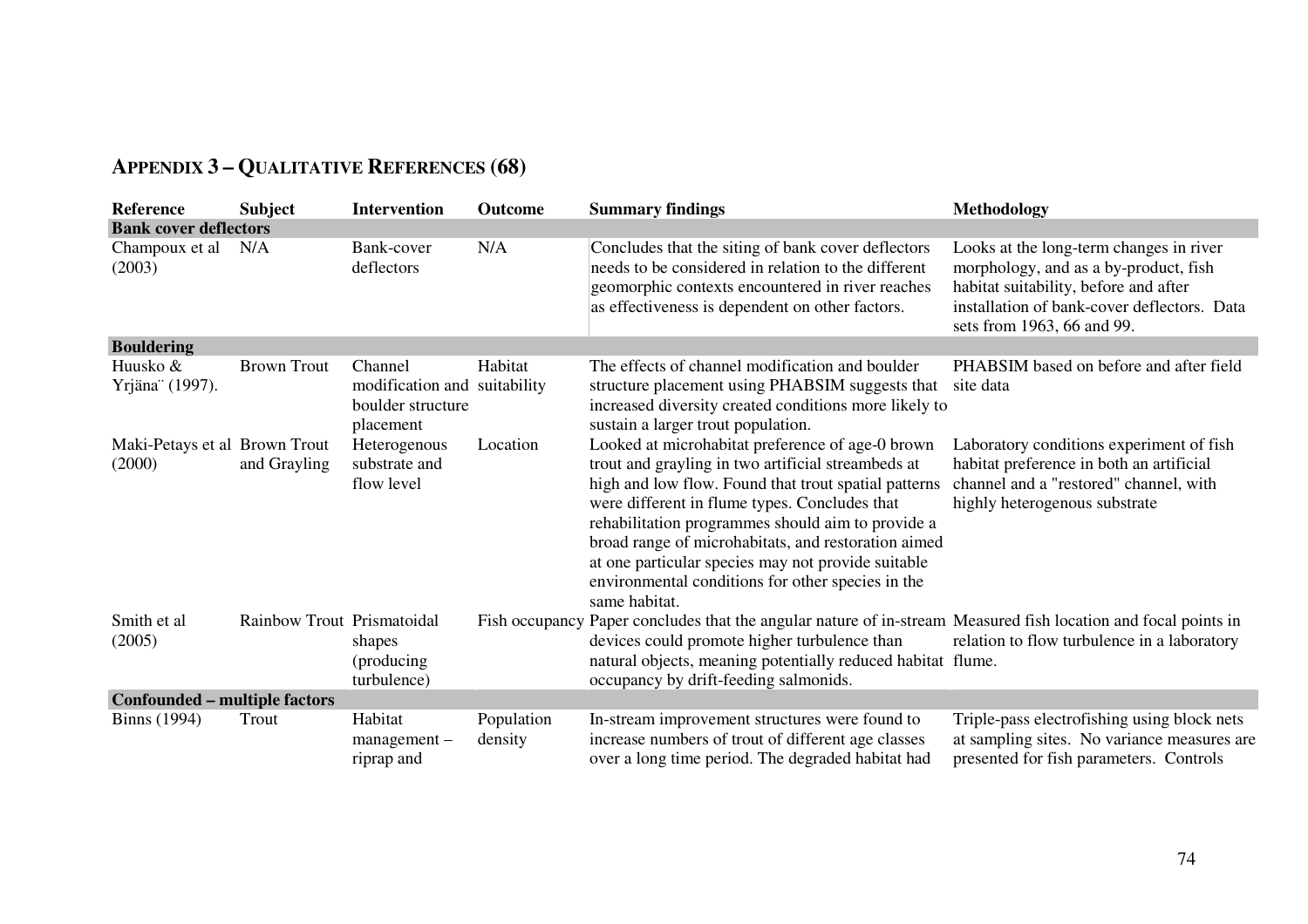## APPENDIX 3 – QUALITATIVE REFERENCES (68)

| Reference | Subject | Intervention | Outcome | Summary findings | Methodology |
|---|---|---|---|---|---|
| **Bank cover deflectors** | | | | | |
| Champoux et al (2003) | N/A | Bank-cover deflectors | N/A | Concludes that the siting of bank cover deflectors needs to be considered in relation to the different geomorphic contexts encountered in river reaches as effectiveness is dependent on other factors. | Looks at the long-term changes in river morphology, and as a by-product, fish habitat suitability, before and after installation of bank-cover deflectors. Data sets from 1963, 66 and 99. |
| **Bouldering** | | | | | |
| Huusko & Yrjäna¨ (1997). | Brown Trout | Channel modification and boulder structure placement | Habitat suitability | The effects of channel modification and boulder structure placement using PHABSIM suggests that increased diversity created conditions more likely to sustain a larger trout population. | PHABSIM based on before and after field site data |
| Maki-Petays et al (2000) | Brown Trout and Grayling | Heterogenous substrate and flow level | Location | Looked at microhabitat preference of age-0 brown trout and grayling in two artificial streambeds at high and low flow. Found that trout spatial patterns were different in flume types. Concludes that rehabilitation programmes should aim to provide a broad range of microhabitats, and restoration aimed at one particular species may not provide suitable environmental conditions for other species in the same habitat. | Laboratory conditions experiment of fish habitat preference in both an artificial channel and a "restored" channel, with highly heterogenous substrate |
| Smith et al (2005) | Rainbow Trout | Prismatoidal shapes (producing turbulence) | Fish occupancy | Paper concludes that the angular nature of in-stream devices could promote higher turbulence than natural objects, meaning potentially reduced habitat occupancy by drift-feeding salmonids. | Measured fish location and focal points in relation to flow turbulence in a laboratory flume. |
| **Confounded – multiple factors** | | | | | |
| Binns (1994) | Trout | Habitat management – riprap and | Population density | In-stream improvement structures were found to increase numbers of trout of different age classes over a long time period. The degraded habitat had | Triple-pass electrofishing using block nets at sampling sites. No variance measures are presented for fish parameters. Controls |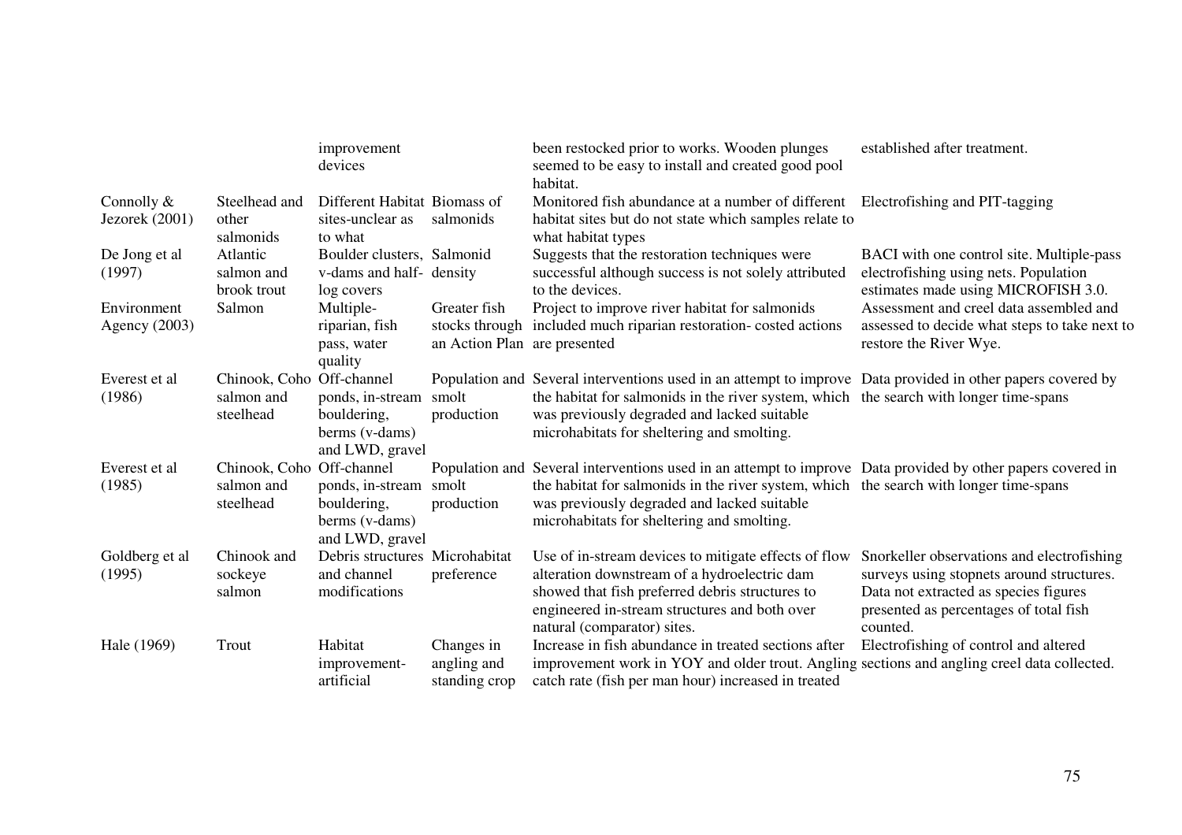| | | | | | |
|---|---|---|---|---|---|
| | | improvement devices | | been restocked prior to works. Wooden plunges seemed to be easy to install and created good pool habitat. | established after treatment. |
| Connolly & Jezorek (2001) | Steelhead and other salmonids | Different Habitat sites-unclear as to what | Biomass of salmonids | Monitored fish abundance at a number of different habitat sites but do not state which samples relate to what habitat types | Electrofishing and PIT-tagging |
| De Jong et al (1997) | Atlantic salmon and brook trout | Boulder clusters, v-dams and half-log covers | Salmonid density | Suggests that the restoration techniques were successful although success is not solely attributed to the devices. | BACI with one control site. Multiple-pass electrofishing using nets. Population estimates made using MICROFISH 3.0. |
| Environment Agency (2003) | Salmon | Multiple-riparian, fish pass, water quality | Greater fish stocks through an Action Plan | Project to improve river habitat for salmonids included much riparian restoration- costed actions are presented | Assessment and creel data assembled and assessed to decide what steps to take next to restore the River Wye. |
| Everest et al (1986) | Chinook, Coho salmon and steelhead | Off-channel ponds, in-stream bouldering, berms (v-dams) and LWD, gravel | Population and smolt production | Several interventions used in an attempt to improve the habitat for salmonids in the river system, which was previously degraded and lacked suitable microhabitats for sheltering and smolting. | Data provided in other papers covered by the search with longer time-spans |
| Everest et al (1985) | Chinook, Coho salmon and steelhead | Off-channel ponds, in-stream bouldering, berms (v-dams) and LWD, gravel | Population and smolt production | Several interventions used in an attempt to improve the habitat for salmonids in the river system, which was previously degraded and lacked suitable microhabitats for sheltering and smolting. | Data provided by other papers covered in the search with longer time-spans |
| Goldberg et al (1995) | Chinook and sockeye salmon | Debris structures and channel modifications | Microhabitat preference | Use of in-stream devices to mitigate effects of flow alteration downstream of a hydroelectric dam showed that fish preferred debris structures to engineered in-stream structures and both over natural (comparator) sites. | Snorkeller observations and electrofishing surveys using stopnets around structures. Data not extracted as species figures presented as percentages of total fish counted. |
| Hale (1969) | Trout | Habitat improvement-artificial | Changes in angling and standing crop | Increase in fish abundance in treated sections after improvement work in YOY and older trout. Angling catch rate (fish per man hour) increased in treated | Electrofishing of control and altered sections and angling creel data collected. |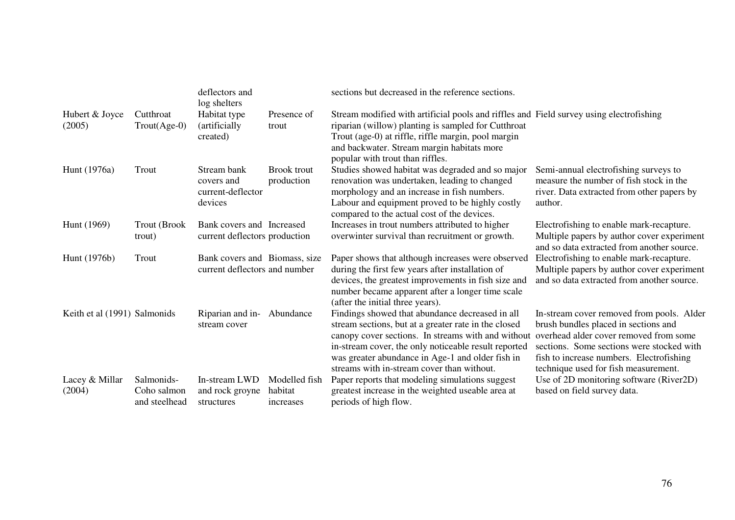| | | deflectors and log shelters | | sections but decreased in the reference sections. | |
|---|---|---|---|---|---|
| Hubert & Joyce (2005) | Cutthroat Trout(Age-0) | Habitat type (artificially created) | Presence of trout | Stream modified with artificial pools and riffles and riparian (willow) planting is sampled for Cutthroat Trout (age-0) at riffle, riffle margin, pool margin and backwater. Stream margin habitats more popular with trout than riffles. | Field survey using electrofishing |
| Hunt (1976a) | Trout | Stream bank covers and current-deflector devices | Brook trout production | Studies showed habitat was degraded and so major renovation was undertaken, leading to changed morphology and an increase in fish numbers. Labour and equipment proved to be highly costly compared to the actual cost of the devices. | Semi-annual electrofishing surveys to measure the number of fish stock in the river. Data extracted from other papers by author. |
| Hunt (1969) | Trout (Brook trout) | Bank covers and current deflectors | Increased production | Increases in trout numbers attributed to higher overwinter survival than recruitment or growth. | Electrofishing to enable mark-recapture. Multiple papers by author cover experiment and so data extracted from another source. |
| Hunt (1976b) | Trout | Bank covers and current deflectors | Biomass, size and number | Paper shows that although increases were observed during the first few years after installation of devices, the greatest improvements in fish size and number became apparent after a longer time scale (after the initial three years). | Electrofishing to enable mark-recapture. Multiple papers by author cover experiment and so data extracted from another source. |
| Keith et al (1991) | Salmonids | Riparian and in-stream cover | Abundance | Findings showed that abundance decreased in all stream sections, but at a greater rate in the closed canopy cover sections. In streams with and without in-stream cover, the only noticeable result reported was greater abundance in Age-1 and older fish in streams with in-stream cover than without. | In-stream cover removed from pools. Alder brush bundles placed in sections and overhead alder cover removed from some sections. Some sections were stocked with fish to increase numbers. Electrofishing technique used for fish measurement. |
| Lacey & Millar (2004) | Salmonids- Coho salmon and steelhead | In-stream LWD and rock groyne structures | Modelled fish habitat increases | Paper reports that modeling simulations suggest greatest increase in the weighted useable area at periods of high flow. | Use of 2D monitoring software (River2D) based on field survey data. |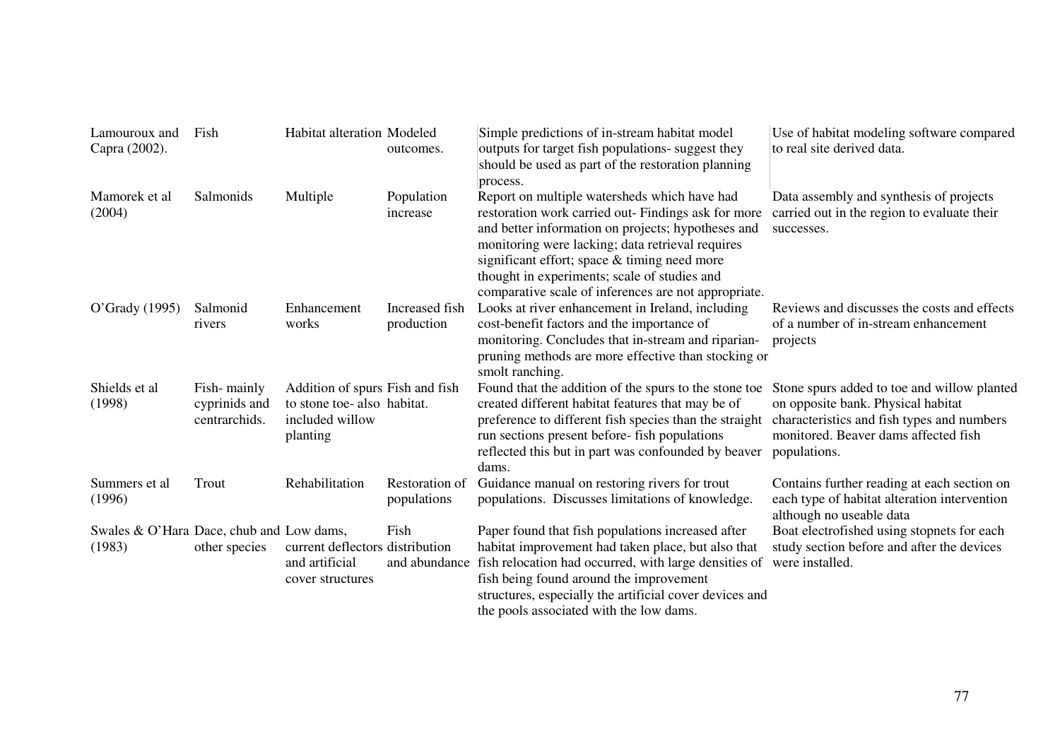| | | | | | |
|---|---|---|---|---|---|
| Lamouroux and Capra (2002). | Fish | Habitat alteration | Modeled outcomes. | Simple predictions of in-stream habitat model outputs for target fish populations- suggest they should be used as part of the restoration planning process. | Use of habitat modeling software compared to real site derived data. |
| Mamorek et al (2004) | Salmonids | Multiple | Population increase | Report on multiple watersheds which have had restoration work carried out- Findings ask for more and better information on projects; hypotheses and monitoring were lacking; data retrieval requires significant effort; space & timing need more thought in experiments; scale of studies and comparative scale of inferences are not appropriate. | Data assembly and synthesis of projects carried out in the region to evaluate their successes. |
| O'Grady (1995) | Salmonid rivers | Enhancement works | Increased fish production | Looks at river enhancement in Ireland, including cost-benefit factors and the importance of monitoring. Concludes that in-stream and riparian-pruning methods are more effective than stocking or smolt ranching. | Reviews and discusses the costs and effects of a number of in-stream enhancement projects |
| Shields et al (1998) | Fish- mainly cyprinids and centrarchids. | Addition of spurs to stone toe- also included willow planting | Fish and fish habitat. | Found that the addition of the spurs to the stone toe created different habitat features that may be of preference to different fish species than the straight run sections present before- fish populations reflected this but in part was confounded by beaver dams. | Stone spurs added to toe and willow planted on opposite bank. Physical habitat characteristics and fish types and numbers monitored. Beaver dams affected fish populations. |
| Summers et al (1996) | Trout | Rehabilitation | Restoration of populations | Guidance manual on restoring rivers for trout populations. Discusses limitations of knowledge. | Contains further reading at each section on each type of habitat alteration intervention although no useable data |
| Swales & O'Hara (1983) | Dace, chub and other species | Low dams, current deflectors and artificial cover structures | Fish distribution and abundance | Paper found that fish populations increased after habitat improvement had taken place, but also that fish relocation had occurred, with large densities of fish being found around the improvement structures, especially the artificial cover devices and the pools associated with the low dams. | Boat electrofished using stopnets for each study section before and after the devices were installed. |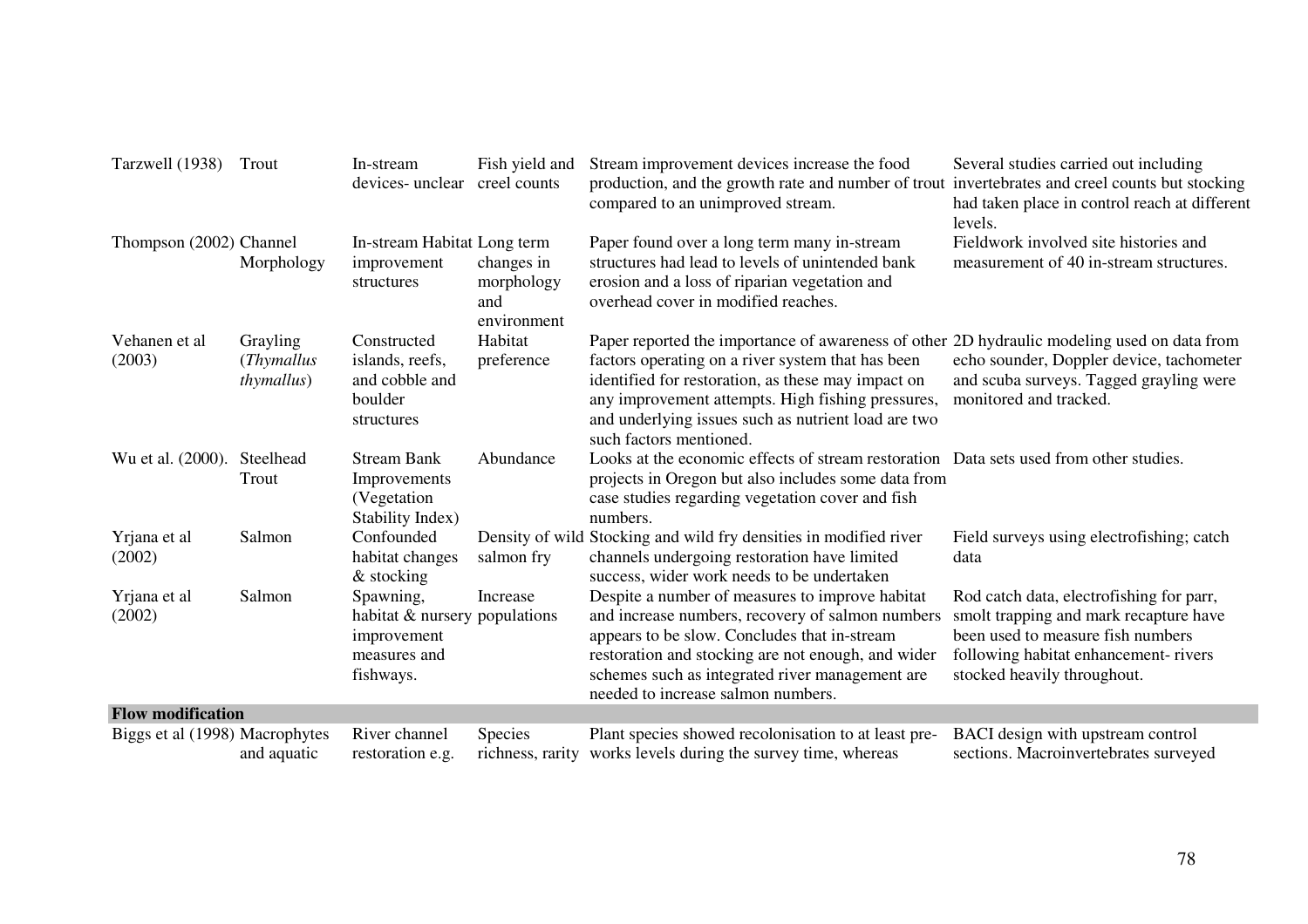| | | | | | |
|---|---|---|---|---|---|
| Tarzwell (1938) | Trout | In-stream devices- unclear | Fish yield and creel counts | Stream improvement devices increase the food production, and the growth rate and number of trout compared to an unimproved stream. | Several studies carried out including invertebrates and creel counts but stocking had taken place in control reach at different levels. |
| Thompson (2002) | Channel Morphology | In-stream Habitat improvement structures | Long term changes in morphology and environment | Paper found over a long term many in-stream structures had lead to levels of unintended bank erosion and a loss of riparian vegetation and overhead cover in modified reaches. | Fieldwork involved site histories and measurement of 40 in-stream structures. |
| Vehanen et al (2003) | Grayling (*Thymallus thymallus*) | Constructed islands, reefs, and cobble and boulder structures | Habitat preference | Paper reported the importance of awareness of other factors operating on a river system that has been identified for restoration, as these may impact on any improvement attempts. High fishing pressures, and underlying issues such as nutrient load are two such factors mentioned. | 2D hydraulic modeling used on data from echo sounder, Doppler device, tachometer and scuba surveys. Tagged grayling were monitored and tracked. |
| Wu et al. (2000). | Steelhead Trout | Stream Bank Improvements (Vegetation Stability Index) | Abundance | Looks at the economic effects of stream restoration projects in Oregon but also includes some data from case studies regarding vegetation cover and fish numbers. | Data sets used from other studies. |
| Yrjana et al (2002) | Salmon | Confounded habitat changes & stocking | Density of wild salmon fry | Stocking and wild fry densities in modified river channels undergoing restoration have limited success, wider work needs to be undertaken | Field surveys using electrofishing; catch data |
| Yrjana et al (2002) | Salmon | Spawning, habitat & nursery improvement measures and fishways. | Increase populations | Despite a number of measures to improve habitat and increase numbers, recovery of salmon numbers appears to be slow. Concludes that in-stream restoration and stocking are not enough, and wider schemes such as integrated river management are needed to increase salmon numbers. | Rod catch data, electrofishing for parr, smolt trapping and mark recapture have been used to measure fish numbers following habitat enhancement- rivers stocked heavily throughout. |
| **Flow modification** | | | | | |
| Biggs et al (1998) | Macrophytes and aquatic | River channel restoration e.g. | Species richness, rarity | Plant species showed recolonisation to at least pre-works levels during the survey time, whereas | BACI design with upstream control sections. Macroinvertebrates surveyed |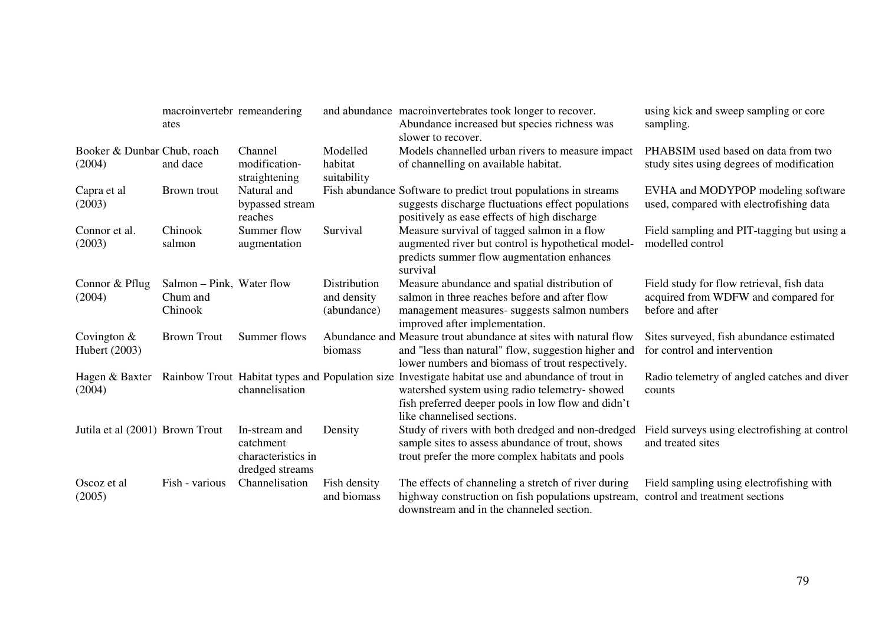| | | | | | |
|---|---|---|---|---|---|
| | macroinvertebrates | remeandering | and abundance | macroinvertebrates took longer to recover. Abundance increased but species richness was slower to recover. | using kick and sweep sampling or core sampling. |
| Booker & Dunbar (2004) | Chub, roach and dace | Channel modification- straightening | Modelled habitat suitability | Models channelled urban rivers to measure impact of channelling on available habitat. | PHABSIM used based on data from two study sites using degrees of modification |
| Capra et al (2003) | Brown trout | Natural and bypassed stream reaches | Fish abundance | Software to predict trout populations in streams suggests discharge fluctuations effect populations positively as ease effects of high discharge | EVHA and MODYPOP modeling software used, compared with electrofishing data |
| Connor et al. (2003) | Chinook salmon | Summer flow augmentation | Survival | Measure survival of tagged salmon in a flow augmented river but control is hypothetical model- predicts summer flow augmentation enhances survival | Field sampling and PIT-tagging but using a modelled control |
| Connor & Pflug (2004) | Salmon – Pink, Chum and Chinook | Water flow | Distribution and density (abundance) | Measure abundance and spatial distribution of salmon in three reaches before and after flow management measures- suggests salmon numbers improved after implementation. | Field study for flow retrieval, fish data acquired from WDFW and compared for before and after |
| Covington & Hubert (2003) | Brown Trout | Summer flows | Abundance and biomass | Measure trout abundance at sites with natural flow and "less than natural" flow, suggestion higher and lower numbers and biomass of trout respectively. | Sites surveyed, fish abundance estimated for control and intervention |
| Hagen & Baxter (2004) | Rainbow Trout | Habitat types and channelisation | Population size | Investigate habitat use and abundance of trout in watershed system using radio telemetry- showed fish preferred deeper pools in low flow and didn't like channelised sections. | Radio telemetry of angled catches and diver counts |
| Jutila et al (2001) | Brown Trout | In-stream and catchment characteristics in dredged streams | Density | Study of rivers with both dredged and non-dredged sample sites to assess abundance of trout, shows trout prefer the more complex habitats and pools | Field surveys using electrofishing at control and treated sites |
| Oscoz et al (2005) | Fish - various | Channelisation | Fish density and biomass | The effects of channeling a stretch of river during highway construction on fish populations upstream, downstream and in the channeled section. | Field sampling using electrofishing with control and treatment sections |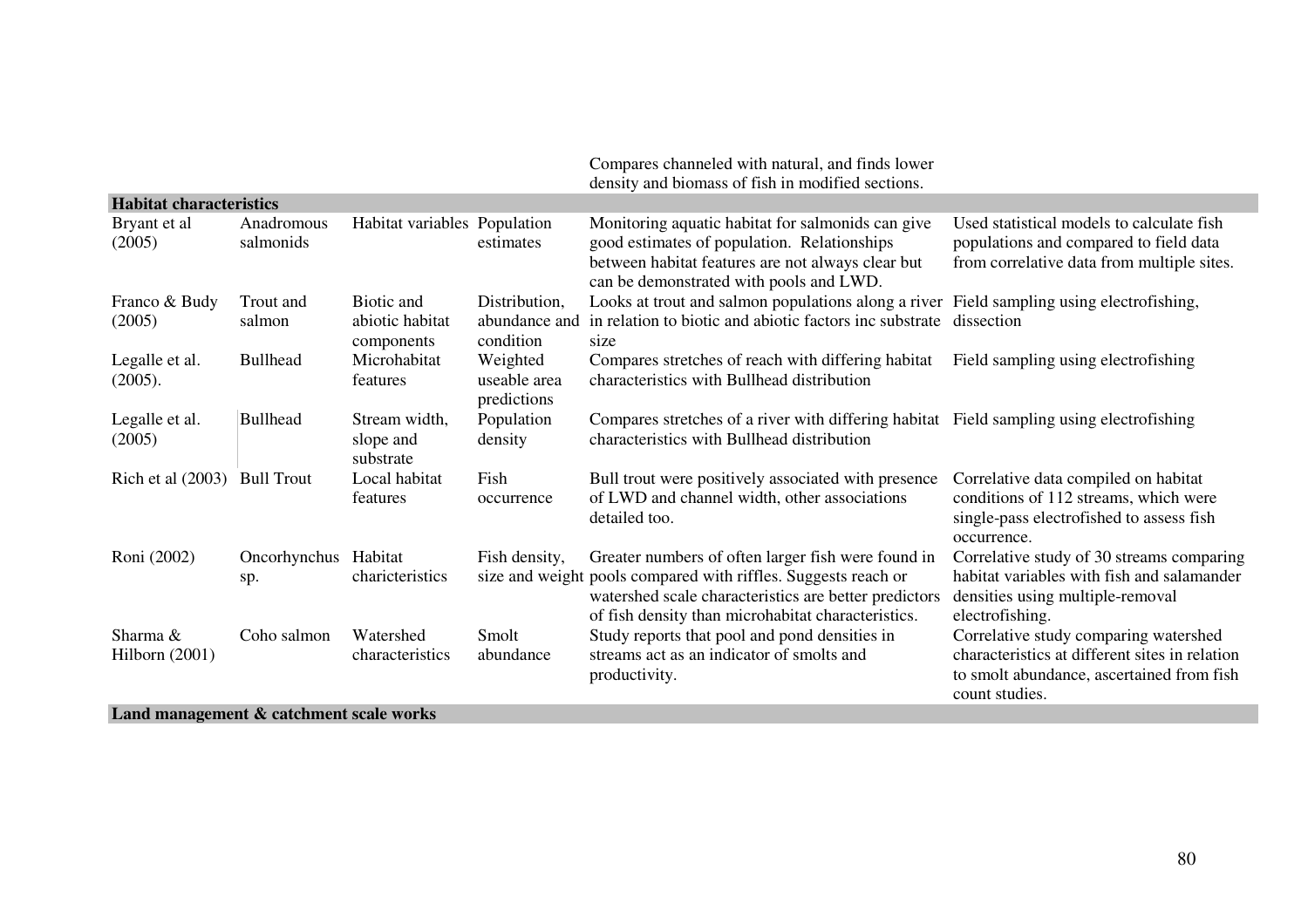| | | | | | |
|---|---|---|---|---|---|
| | | | | Compares channeled with natural, and finds lower density and biomass of fish in modified sections. | |
| **Habitat characteristics** | | | | | |
| Bryant et al (2005) | Anadromous salmonids | Habitat variables | Population estimates | Monitoring aquatic habitat for salmonids can give good estimates of population. Relationships between habitat features are not always clear but can be demonstrated with pools and LWD. | Used statistical models to calculate fish populations and compared to field data from correlative data from multiple sites. |
| Franco & Budy (2005) | Trout and salmon | Biotic and abiotic habitat components | Distribution, abundance and condition | Looks at trout and salmon populations along a river in relation to biotic and abiotic factors inc substrate size | Field sampling using electrofishing, dissection |
| Legalle et al. (2005). | Bullhead | Microhabitat features | Weighted useable area predictions | Compares stretches of reach with differing habitat characteristics with Bullhead distribution | Field sampling using electrofishing |
| Legalle et al. (2005) | Bullhead | Stream width, slope and substrate | Population density | Compares stretches of a river with differing habitat characteristics with Bullhead distribution | Field sampling using electrofishing |
| Rich et al (2003) | Bull Trout | Local habitat features | Fish occurrence | Bull trout were positively associated with presence of LWD and channel width, other associations detailed too. | Correlative data compiled on habitat conditions of 112 streams, which were single-pass electrofished to assess fish occurrence. |
| Roni (2002) | Oncorhynchus sp. | Habitat charicteristics | Fish density, size and weight | Greater numbers of often larger fish were found in pools compared with riffles. Suggests reach or watershed scale characteristics are better predictors of fish density than microhabitat characteristics. | Correlative study of 30 streams comparing habitat variables with fish and salamander densities using multiple-removal electrofishing. |
| Sharma & Hilborn (2001) | Coho salmon | Watershed characteristics | Smolt abundance | Study reports that pool and pond densities in streams act as an indicator of smolts and productivity. | Correlative study comparing watershed characteristics at different sites in relation to smolt abundance, ascertained from fish count studies. |
| **Land management & catchment scale works** | | | | | |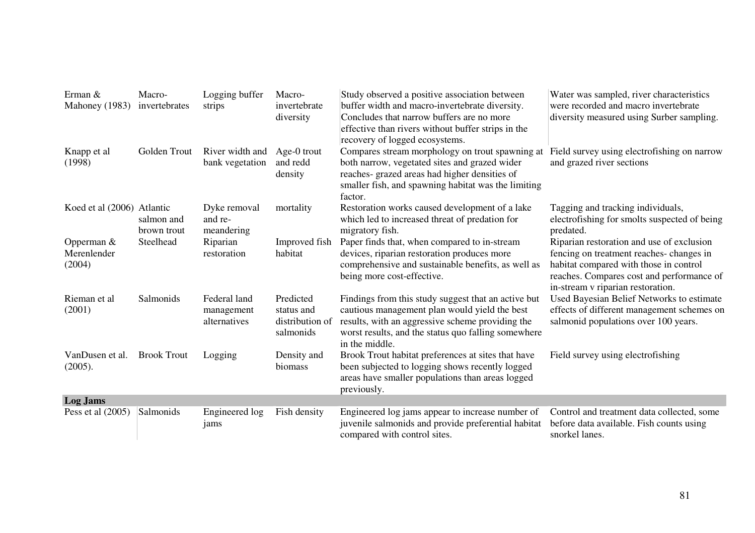| | | | | | |
|---|---|---|---|---|---|
| Erman & Mahoney (1983) | Macro-invertebrates | Logging buffer strips | Macro-invertebrate diversity | Study observed a positive association between buffer width and macro-invertebrate diversity. Concludes that narrow buffers are no more effective than rivers without buffer strips in the recovery of logged ecosystems. | Water was sampled, river characteristics were recorded and macro invertebrate diversity measured using Surber sampling. |
| Knapp et al (1998) | Golden Trout | River width and bank vegetation | Age-0 trout and redd density | Compares stream morphology on trout spawning at both narrow, vegetated sites and grazed wider reaches- grazed areas had higher densities of smaller fish, and spawning habitat was the limiting factor. | Field survey using electrofishing on narrow and grazed river sections |
| Koed et al (2006) | Atlantic salmon and brown trout | Dyke removal and re-meandering | mortality | Restoration works caused development of a lake which led to increased threat of predation for migratory fish. | Tagging and tracking individuals, electrofishing for smolts suspected of being predated. |
| Opperman & Merenlender (2004) | Steelhead | Riparian restoration | Improved fish habitat | Paper finds that, when compared to in-stream devices, riparian restoration produces more comprehensive and sustainable benefits, as well as being more cost-effective. | Riparian restoration and use of exclusion fencing on treatment reaches- changes in habitat compared with those in control reaches. Compares cost and performance of in-stream v riparian restoration. |
| Rieman et al (2001) | Salmonids | Federal land management alternatives | Predicted status and distribution of salmonids | Findings from this study suggest that an active but cautious management plan would yield the best results, with an aggressive scheme providing the worst results, and the status quo falling somewhere in the middle. | Used Bayesian Belief Networks to estimate effects of different management schemes on salmonid populations over 100 years. |
| VanDusen et al. (2005). | Brook Trout | Logging | Density and biomass | Brook Trout habitat preferences at sites that have been subjected to logging shows recently logged areas have smaller populations than areas logged previously. | Field survey using electrofishing |
| **Log Jams** | | | | | |
| Pess et al (2005) | Salmonids | Engineered log jams | Fish density | Engineered log jams appear to increase number of juvenile salmonids and provide preferential habitat compared with control sites. | Control and treatment data collected, some before data available. Fish counts using snorkel lanes. |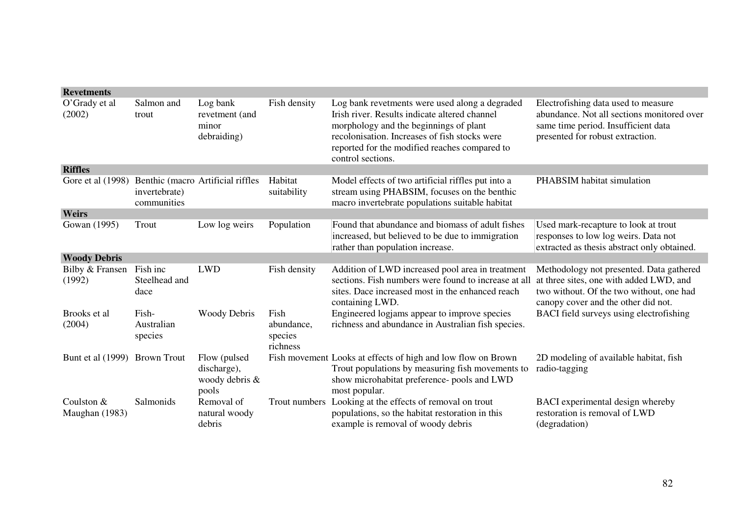| | | | | | |
|---|---|---|---|---|---|
| **Revetments** | | | | | |
| O'Grady et al (2002) | Salmon and trout | Log bank revetment (and minor debraiding) | Fish density | Log bank revetments were used along a degraded Irish river. Results indicate altered channel morphology and the beginnings of plant recolonisation. Increases of fish stocks were reported for the modified reaches compared to control sections. | Electrofishing data used to measure abundance. Not all sections monitored over same time period. Insufficient data presented for robust extraction. |
| **Riffles** | | | | | |
| Gore et al (1998) | Benthic (macro invertebrate) communities | Artificial riffles | Habitat suitability | Model effects of two artificial riffles put into a stream using PHABSIM, focuses on the benthic macro invertebrate populations suitable habitat | PHABSIM habitat simulation |
| **Weirs** | | | | | |
| Gowan (1995) | Trout | Low log weirs | Population | Found that abundance and biomass of adult fishes increased, but believed to be due to immigration rather than population increase. | Used mark-recapture to look at trout responses to low log weirs. Data not extracted as thesis abstract only obtained. |
| **Woody Debris** | | | | | |
| Bilby & Fransen (1992) | Fish inc Steelhead and dace | LWD | Fish density | Addition of LWD increased pool area in treatment sections. Fish numbers were found to increase at all sites. Dace increased most in the enhanced reach containing LWD. | Methodology not presented. Data gathered at three sites, one with added LWD, and two without. Of the two without, one had canopy cover and the other did not. |
| Brooks et al (2004) | Fish- Australian species | Woody Debris | Fish abundance, species richness | Engineered logjams appear to improve species richness and abundance in Australian fish species. | BACI field surveys using electrofishing |
| Bunt et al (1999) | Brown Trout | Flow (pulsed discharge), woody debris & pools | Fish movement | Looks at effects of high and low flow on Brown Trout populations by measuring fish movements to show microhabitat preference- pools and LWD most popular. | 2D modeling of available habitat, fish radio-tagging |
| Coulston & Maughan (1983) | Salmonids | Removal of natural woody debris | Trout numbers | Looking at the effects of removal on trout populations, so the habitat restoration in this example is removal of woody debris | BACI experimental design whereby restoration is removal of LWD (degradation) |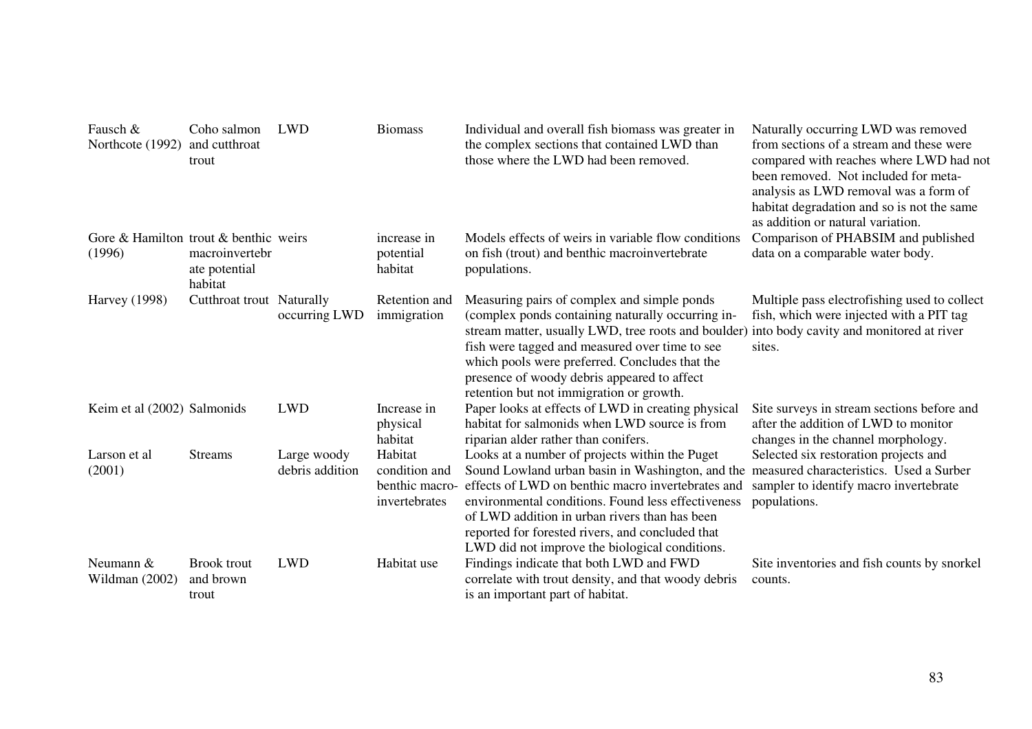| | | | | | |
|---|---|---|---|---|---|
| Fausch & Northcote (1992) | Coho salmon and cutthroat trout | LWD | Biomass | Individual and overall fish biomass was greater in the complex sections that contained LWD than those where the LWD had been removed. | Naturally occurring LWD was removed from sections of a stream and these were compared with reaches where LWD had not been removed. Not included for meta-analysis as LWD removal was a form of habitat degradation and so is not the same as addition or natural variation. |
| Gore & Hamilton (1996) | trout & benthic macroinvertebrate potential habitat | weirs | increase in potential habitat | Models effects of weirs in variable flow conditions on fish (trout) and benthic macroinvertebrate populations. | Comparison of PHABSIM and published data on a comparable water body. |
| Harvey (1998) | Cutthroat trout | Naturally occurring LWD | Retention and immigration | Measuring pairs of complex and simple ponds (complex ponds containing naturally occurring in-stream matter, usually LWD, tree roots and boulder) fish were tagged and measured over time to see which pools were preferred. Concludes that the presence of woody debris appeared to affect retention but not immigration or growth. | Multiple pass electrofishing used to collect fish, which were injected with a PIT tag into body cavity and monitored at river sites. |
| Keim et al (2002) | Salmonids | LWD | Increase in physical habitat | Paper looks at effects of LWD in creating physical habitat for salmonids when LWD source is from riparian alder rather than conifers. | Site surveys in stream sections before and after the addition of LWD to monitor changes in the channel morphology. |
| Larson et al (2001) | Streams | Large woody debris addition | Habitat condition and benthic macro-invertebrates | Looks at a number of projects within the Puget Sound Lowland urban basin in Washington, and the effects of LWD on benthic macro invertebrates and environmental conditions. Found less effectiveness of LWD addition in urban rivers than has been reported for forested rivers, and concluded that LWD did not improve the biological conditions. | Selected six restoration projects and measured characteristics. Used a Surber sampler to identify macro invertebrate populations. |
| Neumann & Wildman (2002) | Brook trout and brown trout | LWD | Habitat use | Findings indicate that both LWD and FWD correlate with trout density, and that woody debris is an important part of habitat. | Site inventories and fish counts by snorkel counts. |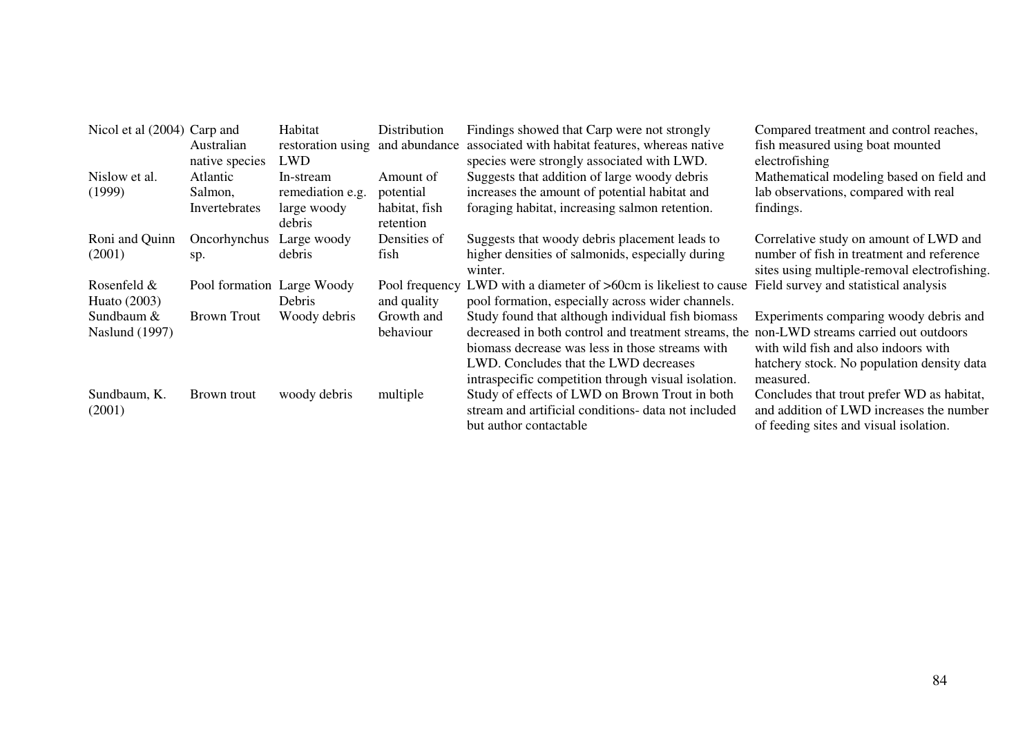| | | | | | |
|---|---|---|---|---|---|
| Nicol et al (2004) | Carp and Australian native species | Habitat restoration using LWD | Distribution and abundance | Findings showed that Carp were not strongly associated with habitat features, whereas native species were strongly associated with LWD. | Compared treatment and control reaches, fish measured using boat mounted electrofishing |
| Nislow et al. (1999) | Atlantic Salmon, Invertebrates | In-stream remediation e.g. large woody debris | Amount of potential habitat, fish retention | Suggests that addition of large woody debris increases the amount of potential habitat and foraging habitat, increasing salmon retention. | Mathematical modeling based on field and lab observations, compared with real findings. |
| Roni and Quinn (2001) | Oncorhynchus sp. | Large woody debris | Densities of fish | Suggests that woody debris placement leads to higher densities of salmonids, especially during winter. | Correlative study on amount of LWD and number of fish in treatment and reference sites using multiple-removal electrofishing. |
| Rosenfeld & Huato (2003) | Pool formation | Large Woody Debris | Pool frequency and quality | LWD with a diameter of >60cm is likeliest to cause pool formation, especially across wider channels. | Field survey and statistical analysis |
| Sundbaum & Naslund (1997) | Brown Trout | Woody debris | Growth and behaviour | Study found that although individual fish biomass decreased in both control and treatment streams, the biomass decrease was less in those streams with LWD. Concludes that the LWD decreases intraspecific competition through visual isolation. | Experiments comparing woody debris and non-LWD streams carried out outdoors with wild fish and also indoors with hatchery stock. No population density data measured. |
| Sundbaum, K. (2001) | Brown trout | woody debris | multiple | Study of effects of LWD on Brown Trout in both stream and artificial conditions- data not included but author contactable | Concludes that trout prefer WD as habitat, and addition of LWD increases the number of feeding sites and visual isolation. |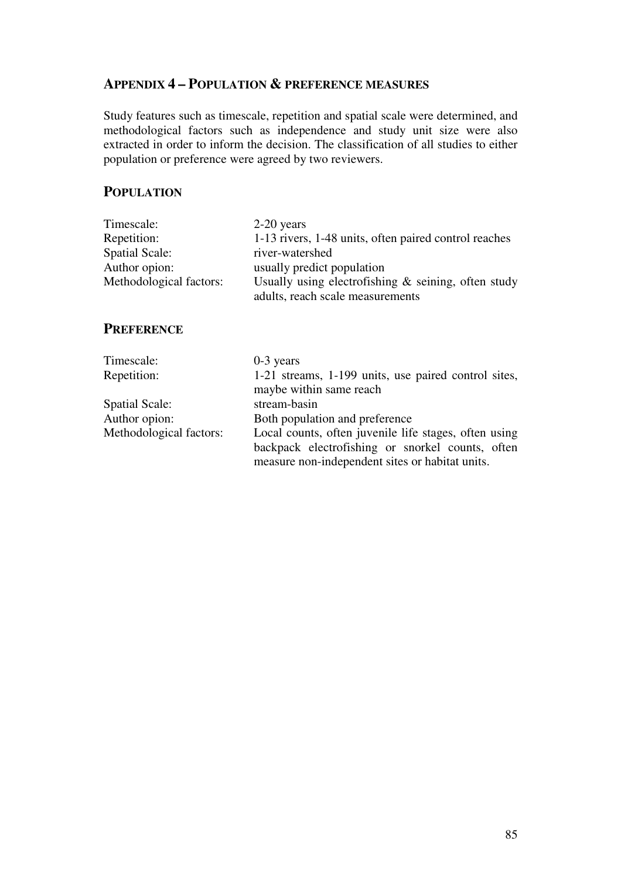## APPENDIX 4 – POPULATION & PREFERENCE MEASURES

Study features such as timescale, repetition and spatial scale were determined, and methodological factors such as independence and study unit size were also extracted in order to inform the decision. The classification of all studies to either population or preference were agreed by two reviewers.

### POPULATION

| | |
|---|---|
| Timescale: | 2-20 years |
| Repetition: | 1-13 rivers, 1-48 units, often paired control reaches |
| Spatial Scale: | river-watershed |
| Author opion: | usually predict population |
| Methodological factors: | Usually using electrofishing & seining, often study adults, reach scale measurements |

### PREFERENCE

| | |
|---|---|
| Timescale: | 0-3 years |
| Repetition: | 1-21 streams, 1-199 units, use paired control sites, maybe within same reach |
| Spatial Scale: | stream-basin |
| Author opion: | Both population and preference |
| Methodological factors: | Local counts, often juvenile life stages, often using backpack electrofishing or snorkel counts, often measure non-independent sites or habitat units. |